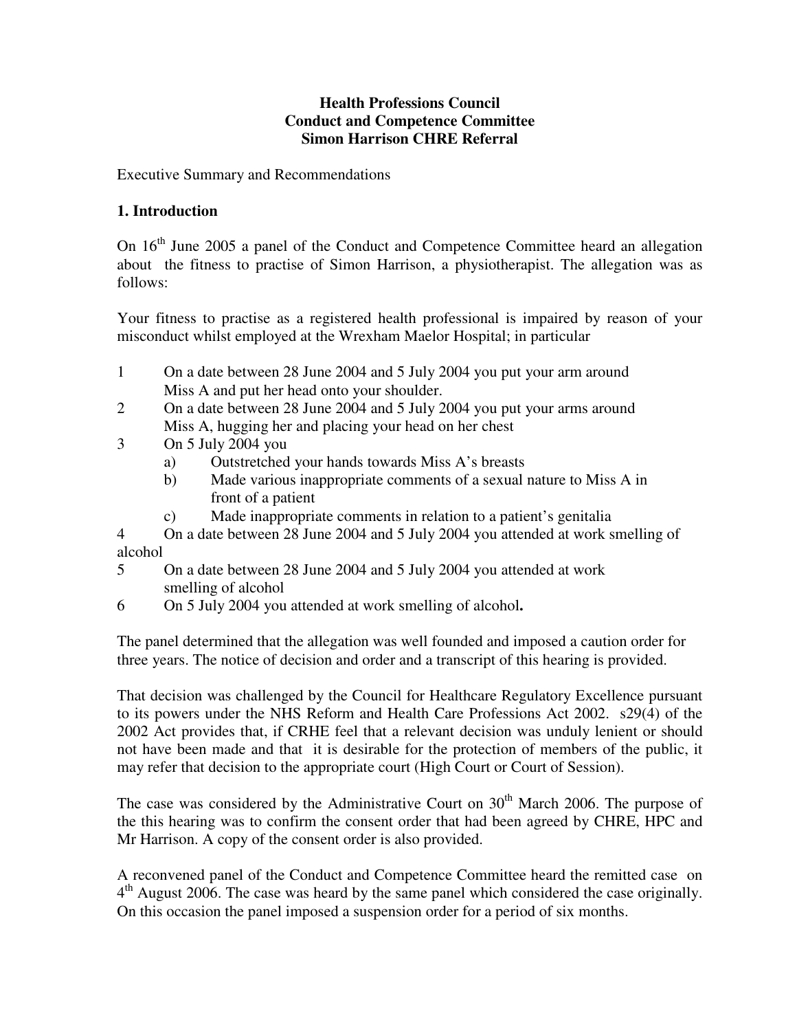**Health Professions Council**
**Conduct and Competence Committee**
**Simon Harrison CHRE Referral**

Executive Summary and Recommendations

## 1. Introduction

On 16th June 2005 a panel of the Conduct and Competence Committee heard an allegation about the fitness to practise of Simon Harrison, a physiotherapist. The allegation was as follows:

Your fitness to practise as a registered health professional is impaired by reason of your misconduct whilst employed at the Wrexham Maelor Hospital; in particular

1. On a date between 28 June 2004 and 5 July 2004 you put your arm around Miss A and put her head onto your shoulder.
2. On a date between 28 June 2004 and 5 July 2004 you put your arms around Miss A, hugging her and placing your head on her chest
3. On 5 July 2004 you
   a) Outstretched your hands towards Miss A's breasts
   b) Made various inappropriate comments of a sexual nature to Miss A in front of a patient
   c) Made inappropriate comments in relation to a patient's genitalia
4. On a date between 28 June 2004 and 5 July 2004 you attended at work smelling of alcohol
5. On a date between 28 June 2004 and 5 July 2004 you attended at work smelling of alcohol
6. On 5 July 2004 you attended at work smelling of alcohol**.**

The panel determined that the allegation was well founded and imposed a caution order for three years. The notice of decision and order and a transcript of this hearing is provided.

That decision was challenged by the Council for Healthcare Regulatory Excellence pursuant to its powers under the NHS Reform and Health Care Professions Act 2002. s29(4) of the 2002 Act provides that, if CRHE feel that a relevant decision was unduly lenient or should not have been made and that it is desirable for the protection of members of the public, it may refer that decision to the appropriate court (High Court or Court of Session).

The case was considered by the Administrative Court on 30th March 2006. The purpose of the this hearing was to confirm the consent order that had been agreed by CHRE, HPC and Mr Harrison. A copy of the consent order is also provided.

A reconvened panel of the Conduct and Competence Committee heard the remitted case on 4th August 2006. The case was heard by the same panel which considered the case originally. On this occasion the panel imposed a suspension order for a period of six months.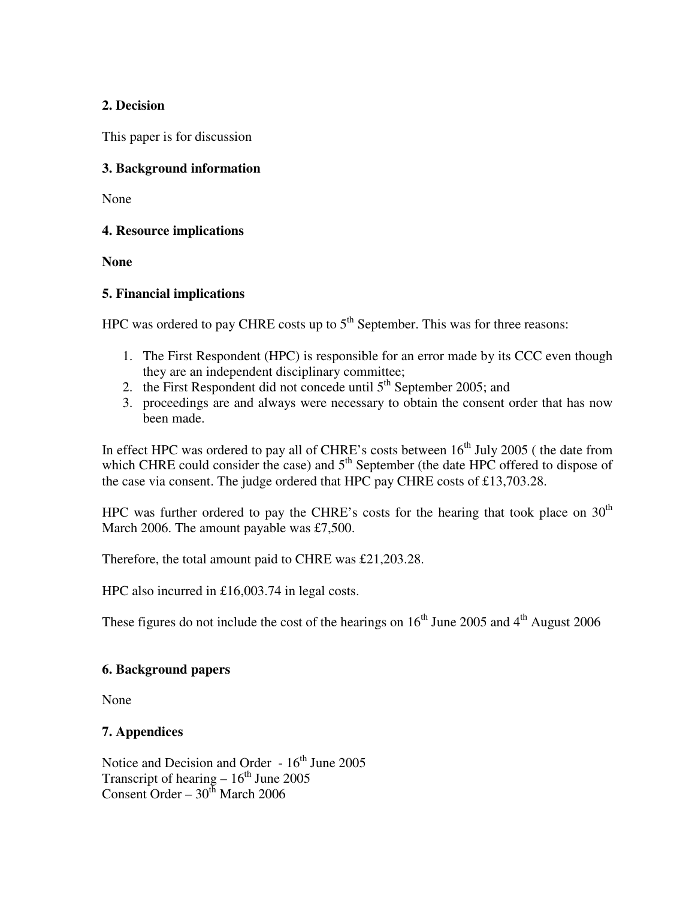**2. Decision**

This paper is for discussion

**3. Background information**

None

**4. Resource implications**

**None**

**5. Financial implications**

HPC was ordered to pay CHRE costs up to 5th September. This was for three reasons:

1. The First Respondent (HPC) is responsible for an error made by its CCC even though they are an independent disciplinary committee;
2. the First Respondent did not concede until 5th September 2005; and
3. proceedings are and always were necessary to obtain the consent order that has now been made.

In effect HPC was ordered to pay all of CHRE's costs between 16th July 2005 ( the date from which CHRE could consider the case) and 5th September (the date HPC offered to dispose of the case via consent. The judge ordered that HPC pay CHRE costs of £13,703.28.

HPC was further ordered to pay the CHRE's costs for the hearing that took place on 30th March 2006. The amount payable was £7,500.

Therefore, the total amount paid to CHRE was £21,203.28.

HPC also incurred in £16,003.74 in legal costs.

These figures do not include the cost of the hearings on 16th June 2005 and 4th August 2006

**6. Background papers**

None

**7. Appendices**

Notice and Decision and Order - 16th June 2005
Transcript of hearing – 16th June 2005
Consent Order – 30th March 2006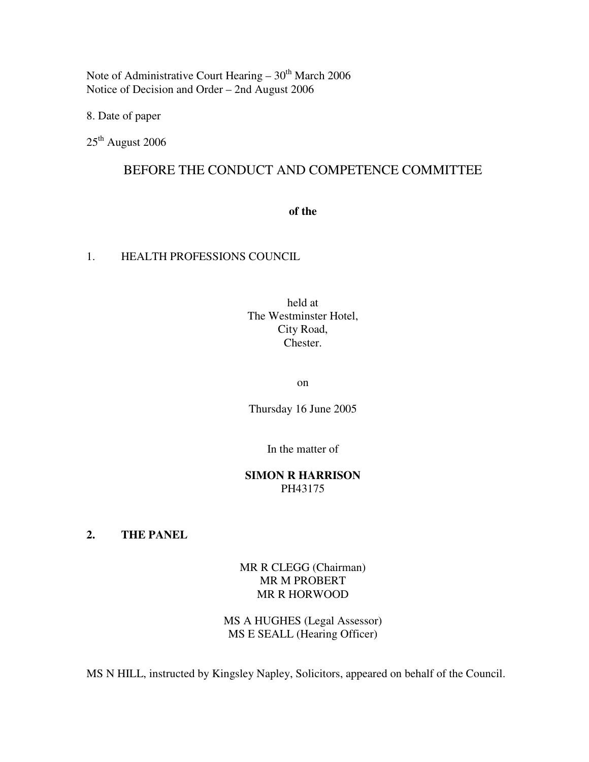Note of Administrative Court Hearing – 30th March 2006
Notice of Decision and Order – 2nd August 2006

8. Date of paper

25th August 2006

# BEFORE THE CONDUCT AND COMPETENCE COMMITTEE

**of the**

1. HEALTH PROFESSIONS COUNCIL

held at
The Westminster Hotel,
City Road,
Chester.

on

Thursday 16 June 2005

In the matter of

**SIMON R HARRISON**
PH43175

**2. THE PANEL**

MR R CLEGG (Chairman)
MR M PROBERT
MR R HORWOOD

MS A HUGHES (Legal Assessor)
MS E SEALL (Hearing Officer)

MS N HILL, instructed by Kingsley Napley, Solicitors, appeared on behalf of the Council.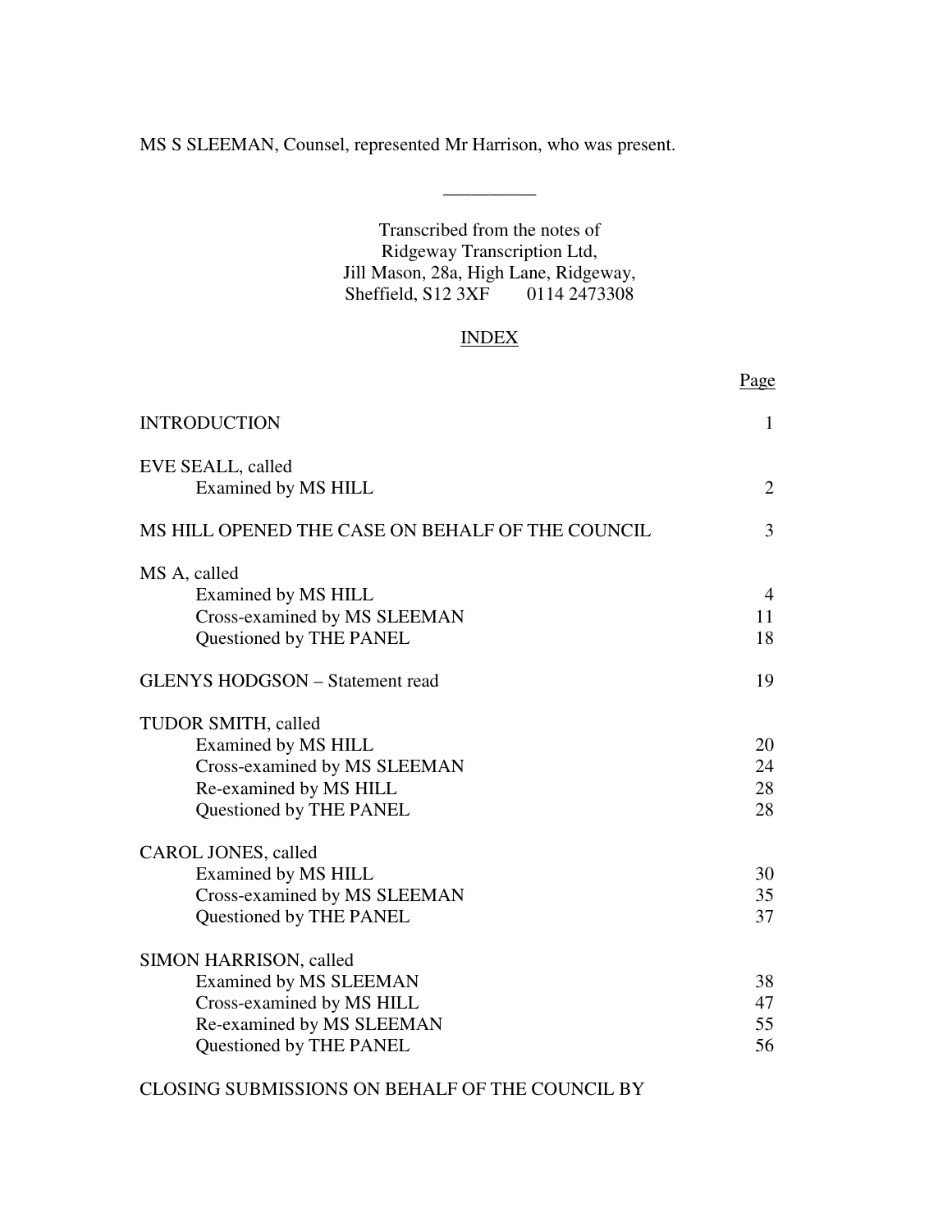MS S SLEEMAN, Counsel, represented Mr Harrison, who was present.

\_\_\_\_\_\_\_\_\_\_

Transcribed from the notes of
Ridgeway Transcription Ltd,
Jill Mason, 28a, High Lane, Ridgeway,
Sheffield, S12 3XF 0114 2473308

## INDEX

| | Page |
|---|---|
| INTRODUCTION | 1 |
| EVE SEALL, called | |
| Examined by MS HILL | 2 |
| MS HILL OPENED THE CASE ON BEHALF OF THE COUNCIL | 3 |
| MS A, called | |
| Examined by MS HILL | 4 |
| Cross-examined by MS SLEEMAN | 11 |
| Questioned by THE PANEL | 18 |
| GLENYS HODGSON – Statement read | 19 |
| TUDOR SMITH, called | |
| Examined by MS HILL | 20 |
| Cross-examined by MS SLEEMAN | 24 |
| Re-examined by MS HILL | 28 |
| Questioned by THE PANEL | 28 |
| CAROL JONES, called | |
| Examined by MS HILL | 30 |
| Cross-examined by MS SLEEMAN | 35 |
| Questioned by THE PANEL | 37 |
| SIMON HARRISON, called | |
| Examined by MS SLEEMAN | 38 |
| Cross-examined by MS HILL | 47 |
| Re-examined by MS SLEEMAN | 55 |
| Questioned by THE PANEL | 56 |

CLOSING SUBMISSIONS ON BEHALF OF THE COUNCIL BY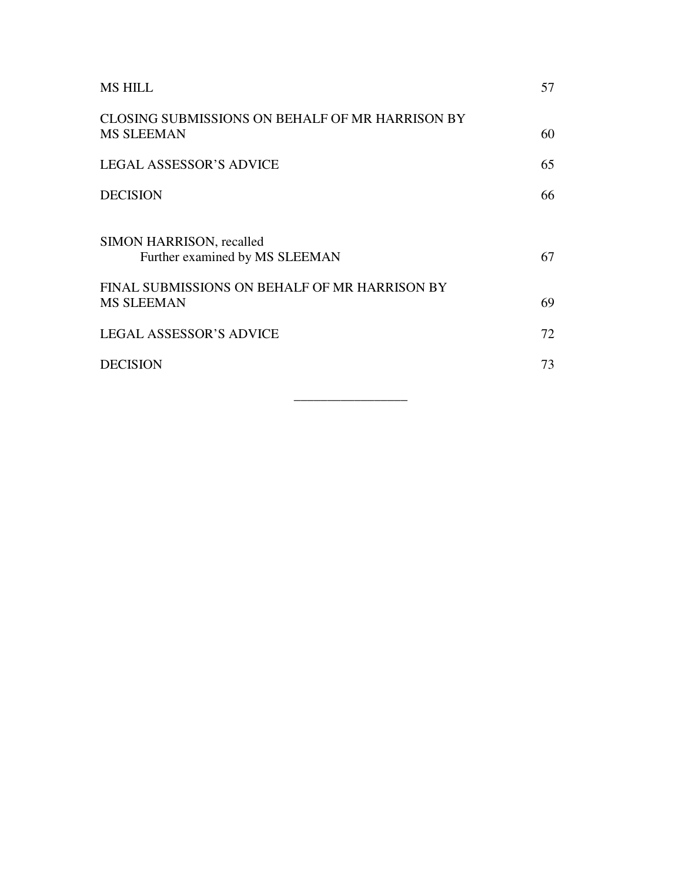| | |
|---|---|
| MS HILL | 57 |
| CLOSING SUBMISSIONS ON BEHALF OF MR HARRISON BY MS SLEEMAN | 60 |
| LEGAL ASSESSOR'S ADVICE | 65 |
| DECISION | 66 |
| SIMON HARRISON, recalled<br>Further examined by MS SLEEMAN | 67 |
| FINAL SUBMISSIONS ON BEHALF OF MR HARRISON BY MS SLEEMAN | 69 |
| LEGAL ASSESSOR'S ADVICE | 72 |
| DECISION | 73 |

---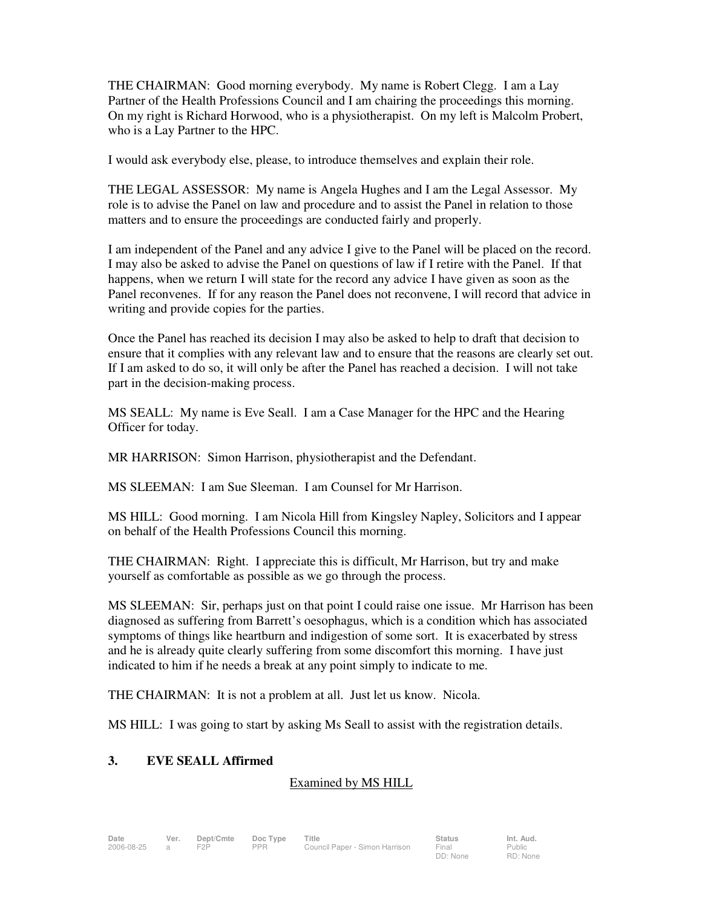THE CHAIRMAN: Good morning everybody. My name is Robert Clegg. I am a Lay Partner of the Health Professions Council and I am chairing the proceedings this morning. On my right is Richard Horwood, who is a physiotherapist. On my left is Malcolm Probert, who is a Lay Partner to the HPC.

I would ask everybody else, please, to introduce themselves and explain their role.

THE LEGAL ASSESSOR: My name is Angela Hughes and I am the Legal Assessor. My role is to advise the Panel on law and procedure and to assist the Panel in relation to those matters and to ensure the proceedings are conducted fairly and properly.

I am independent of the Panel and any advice I give to the Panel will be placed on the record. I may also be asked to advise the Panel on questions of law if I retire with the Panel. If that happens, when we return I will state for the record any advice I have given as soon as the Panel reconvenes. If for any reason the Panel does not reconvene, I will record that advice in writing and provide copies for the parties.

Once the Panel has reached its decision I may also be asked to help to draft that decision to ensure that it complies with any relevant law and to ensure that the reasons are clearly set out. If I am asked to do so, it will only be after the Panel has reached a decision. I will not take part in the decision-making process.

MS SEALL: My name is Eve Seall. I am a Case Manager for the HPC and the Hearing Officer for today.

MR HARRISON: Simon Harrison, physiotherapist and the Defendant.

MS SLEEMAN: I am Sue Sleeman. I am Counsel for Mr Harrison.

MS HILL: Good morning. I am Nicola Hill from Kingsley Napley, Solicitors and I appear on behalf of the Health Professions Council this morning.

THE CHAIRMAN: Right. I appreciate this is difficult, Mr Harrison, but try and make yourself as comfortable as possible as we go through the process.

MS SLEEMAN: Sir, perhaps just on that point I could raise one issue. Mr Harrison has been diagnosed as suffering from Barrett's oesophagus, which is a condition which has associated symptoms of things like heartburn and indigestion of some sort. It is exacerbated by stress and he is already quite clearly suffering from some discomfort this morning. I have just indicated to him if he needs a break at any point simply to indicate to me.

THE CHAIRMAN: It is not a problem at all. Just let us know. Nicola.

MS HILL: I was going to start by asking Ms Seall to assist with the registration details.

### 3. EVE SEALL Affirmed

Examined by MS HILL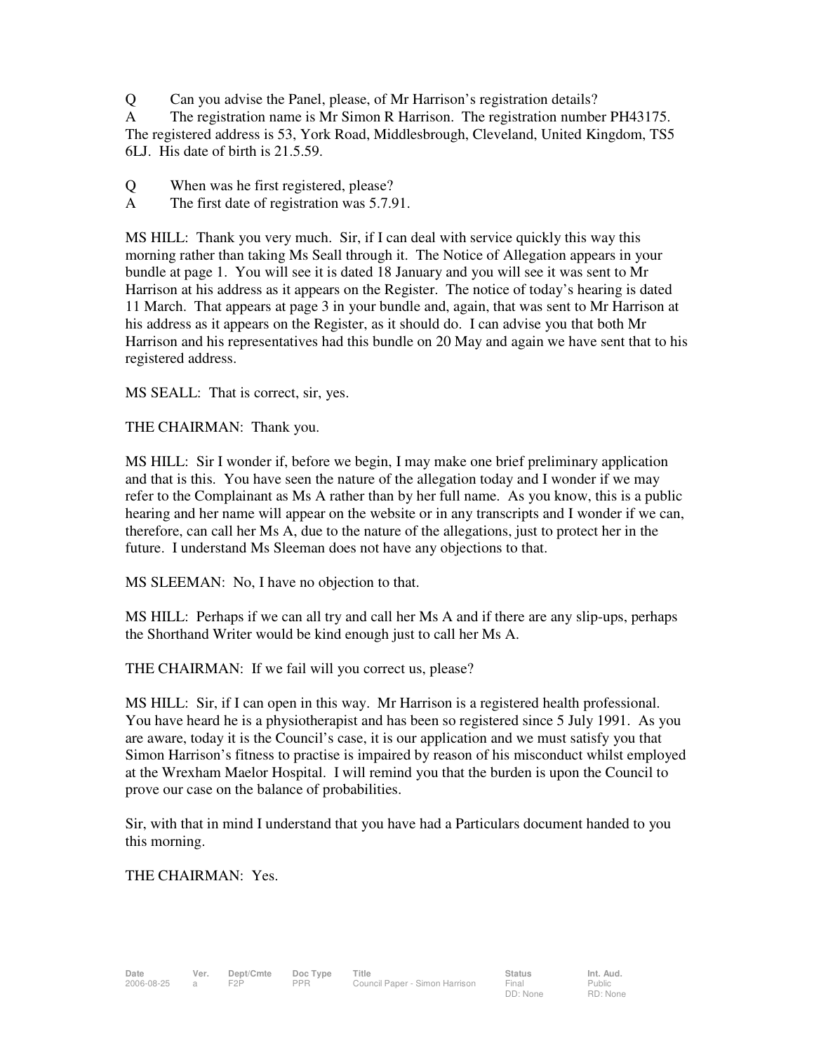Q	Can you advise the Panel, please, of Mr Harrison's registration details?

A	The registration name is Mr Simon R Harrison. The registration number PH43175. The registered address is 53, York Road, Middlesbrough, Cleveland, United Kingdom, TS5 6LJ. His date of birth is 21.5.59.

Q	When was he first registered, please?

A	The first date of registration was 5.7.91.

MS HILL: Thank you very much. Sir, if I can deal with service quickly this way this morning rather than taking Ms Seall through it. The Notice of Allegation appears in your bundle at page 1. You will see it is dated 18 January and you will see it was sent to Mr Harrison at his address as it appears on the Register. The notice of today's hearing is dated 11 March. That appears at page 3 in your bundle and, again, that was sent to Mr Harrison at his address as it appears on the Register, as it should do. I can advise you that both Mr Harrison and his representatives had this bundle on 20 May and again we have sent that to his registered address.

MS SEALL: That is correct, sir, yes.

THE CHAIRMAN: Thank you.

MS HILL: Sir I wonder if, before we begin, I may make one brief preliminary application and that is this. You have seen the nature of the allegation today and I wonder if we may refer to the Complainant as Ms A rather than by her full name. As you know, this is a public hearing and her name will appear on the website or in any transcripts and I wonder if we can, therefore, can call her Ms A, due to the nature of the allegations, just to protect her in the future. I understand Ms Sleeman does not have any objections to that.

MS SLEEMAN: No, I have no objection to that.

MS HILL: Perhaps if we can all try and call her Ms A and if there are any slip-ups, perhaps the Shorthand Writer would be kind enough just to call her Ms A.

THE CHAIRMAN: If we fail will you correct us, please?

MS HILL: Sir, if I can open in this way. Mr Harrison is a registered health professional. You have heard he is a physiotherapist and has been so registered since 5 July 1991. As you are aware, today it is the Council's case, it is our application and we must satisfy you that Simon Harrison's fitness to practise is impaired by reason of his misconduct whilst employed at the Wrexham Maelor Hospital. I will remind you that the burden is upon the Council to prove our case on the balance of probabilities.

Sir, with that in mind I understand that you have had a Particulars document handed to you this morning.

THE CHAIRMAN: Yes.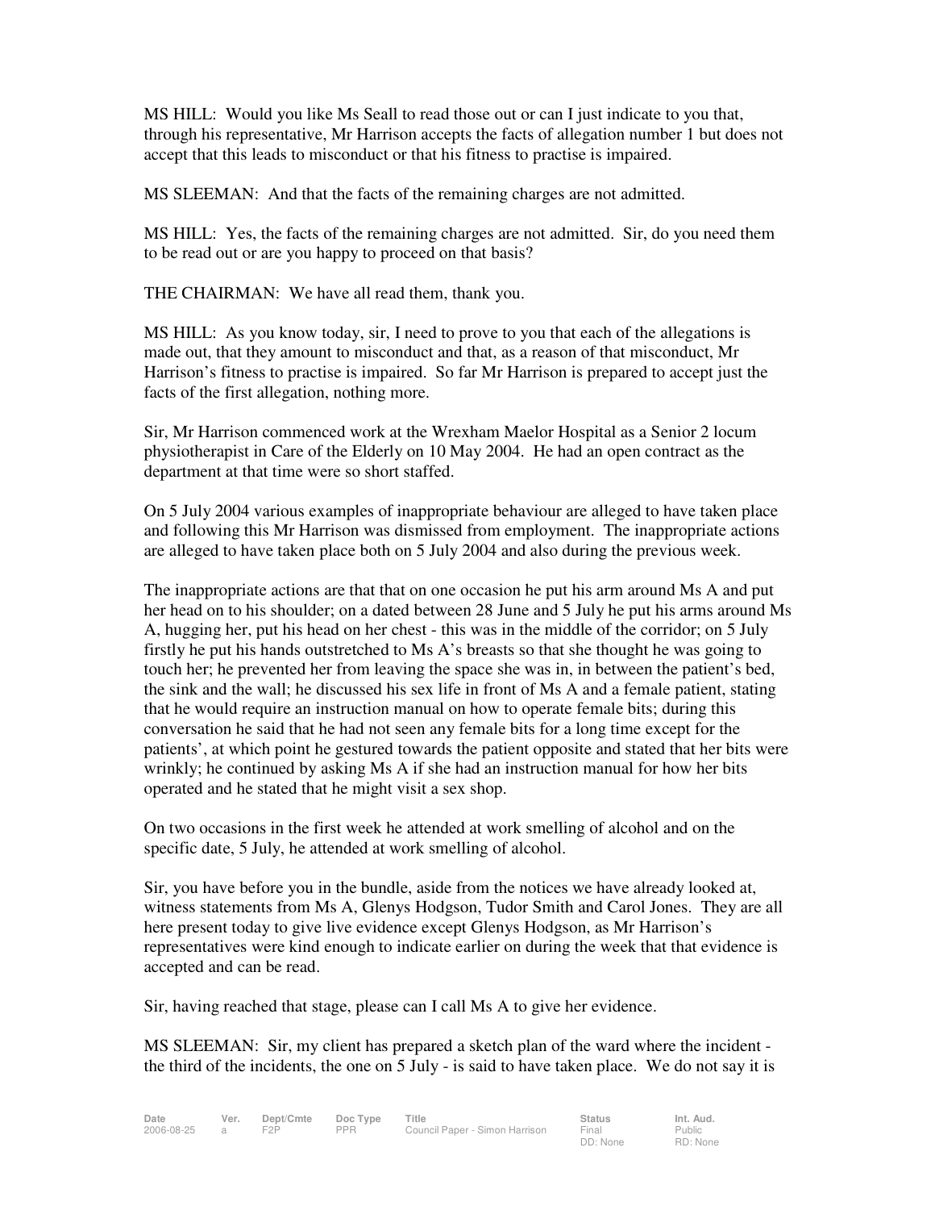MS HILL: Would you like Ms Seall to read those out or can I just indicate to you that, through his representative, Mr Harrison accepts the facts of allegation number 1 but does not accept that this leads to misconduct or that his fitness to practise is impaired.

MS SLEEMAN: And that the facts of the remaining charges are not admitted.

MS HILL: Yes, the facts of the remaining charges are not admitted. Sir, do you need them to be read out or are you happy to proceed on that basis?

THE CHAIRMAN: We have all read them, thank you.

MS HILL: As you know today, sir, I need to prove to you that each of the allegations is made out, that they amount to misconduct and that, as a reason of that misconduct, Mr Harrison's fitness to practise is impaired. So far Mr Harrison is prepared to accept just the facts of the first allegation, nothing more.

Sir, Mr Harrison commenced work at the Wrexham Maelor Hospital as a Senior 2 locum physiotherapist in Care of the Elderly on 10 May 2004. He had an open contract as the department at that time were so short staffed.

On 5 July 2004 various examples of inappropriate behaviour are alleged to have taken place and following this Mr Harrison was dismissed from employment. The inappropriate actions are alleged to have taken place both on 5 July 2004 and also during the previous week.

The inappropriate actions are that that on one occasion he put his arm around Ms A and put her head on to his shoulder; on a dated between 28 June and 5 July he put his arms around Ms A, hugging her, put his head on her chest - this was in the middle of the corridor; on 5 July firstly he put his hands outstretched to Ms A's breasts so that she thought he was going to touch her; he prevented her from leaving the space she was in, in between the patient's bed, the sink and the wall; he discussed his sex life in front of Ms A and a female patient, stating that he would require an instruction manual on how to operate female bits; during this conversation he said that he had not seen any female bits for a long time except for the patients', at which point he gestured towards the patient opposite and stated that her bits were wrinkly; he continued by asking Ms A if she had an instruction manual for how her bits operated and he stated that he might visit a sex shop.

On two occasions in the first week he attended at work smelling of alcohol and on the specific date, 5 July, he attended at work smelling of alcohol.

Sir, you have before you in the bundle, aside from the notices we have already looked at, witness statements from Ms A, Glenys Hodgson, Tudor Smith and Carol Jones. They are all here present today to give live evidence except Glenys Hodgson, as Mr Harrison's representatives were kind enough to indicate earlier on during the week that that evidence is accepted and can be read.

Sir, having reached that stage, please can I call Ms A to give her evidence.

MS SLEEMAN: Sir, my client has prepared a sketch plan of the ward where the incident - the third of the incidents, the one on 5 July - is said to have taken place. We do not say it is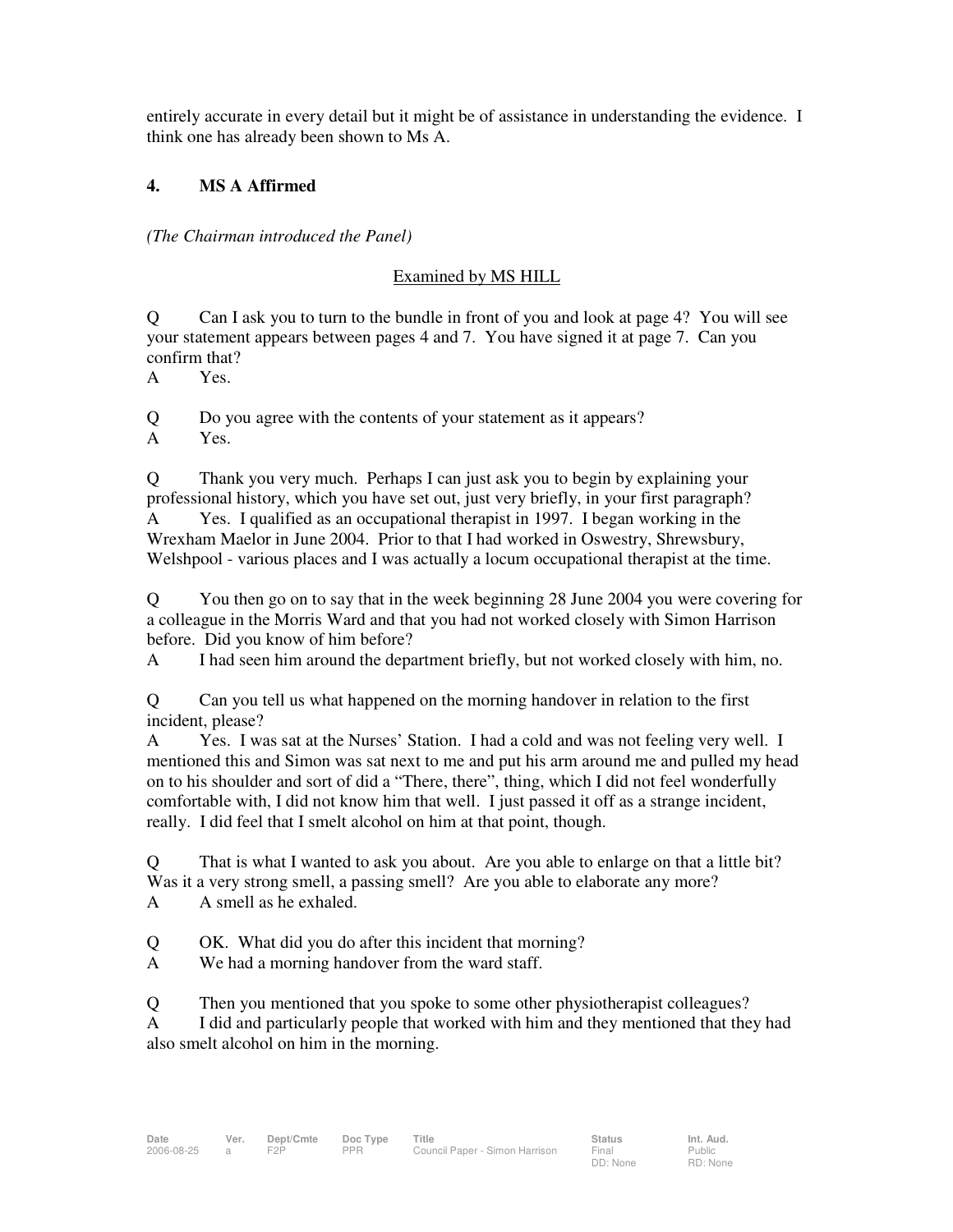entirely accurate in every detail but it might be of assistance in understanding the evidence. I think one has already been shown to Ms A.

## 4. MS A Affirmed

*(The Chairman introduced the Panel)*

Examined by MS HILL

Q Can I ask you to turn to the bundle in front of you and look at page 4? You will see your statement appears between pages 4 and 7. You have signed it at page 7. Can you confirm that?
A Yes.

Q Do you agree with the contents of your statement as it appears?
A Yes.

Q Thank you very much. Perhaps I can just ask you to begin by explaining your professional history, which you have set out, just very briefly, in your first paragraph?
A Yes. I qualified as an occupational therapist in 1997. I began working in the Wrexham Maelor in June 2004. Prior to that I had worked in Oswestry, Shrewsbury, Welshpool - various places and I was actually a locum occupational therapist at the time.

Q You then go on to say that in the week beginning 28 June 2004 you were covering for a colleague in the Morris Ward and that you had not worked closely with Simon Harrison before. Did you know of him before?
A I had seen him around the department briefly, but not worked closely with him, no.

Q Can you tell us what happened on the morning handover in relation to the first incident, please?
A Yes. I was sat at the Nurses' Station. I had a cold and was not feeling very well. I mentioned this and Simon was sat next to me and put his arm around me and pulled my head on to his shoulder and sort of did a "There, there", thing, which I did not feel wonderfully comfortable with, I did not know him that well. I just passed it off as a strange incident, really. I did feel that I smelt alcohol on him at that point, though.

Q That is what I wanted to ask you about. Are you able to enlarge on that a little bit? Was it a very strong smell, a passing smell? Are you able to elaborate any more?
A A smell as he exhaled.

Q OK. What did you do after this incident that morning?
A We had a morning handover from the ward staff.

Q Then you mentioned that you spoke to some other physiotherapist colleagues?
A I did and particularly people that worked with him and they mentioned that they had also smelt alcohol on him in the morning.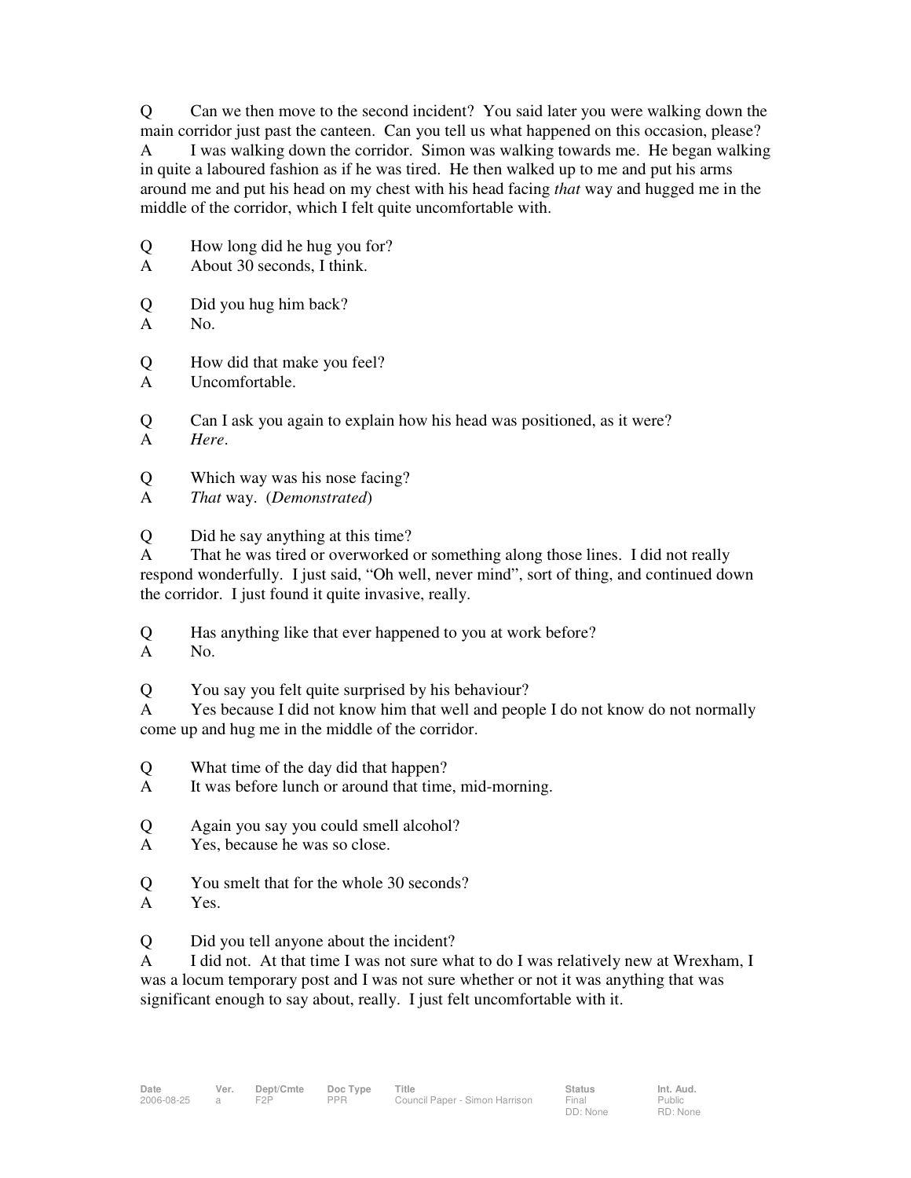Q Can we then move to the second incident? You said later you were walking down the main corridor just past the canteen. Can you tell us what happened on this occasion, please?

A I was walking down the corridor. Simon was walking towards me. He began walking in quite a laboured fashion as if he was tired. He then walked up to me and put his arms around me and put his head on my chest with his head facing *that* way and hugged me in the middle of the corridor, which I felt quite uncomfortable with.

Q How long did he hug you for?

A About 30 seconds, I think.

Q Did you hug him back?

A No.

Q How did that make you feel?

A Uncomfortable.

Q Can I ask you again to explain how his head was positioned, as it were?

A *Here*.

Q Which way was his nose facing?

A *That* way. (*Demonstrated*)

Q Did he say anything at this time?

A That he was tired or overworked or something along those lines. I did not really respond wonderfully. I just said, "Oh well, never mind", sort of thing, and continued down the corridor. I just found it quite invasive, really.

Q Has anything like that ever happened to you at work before?

A No.

Q You say you felt quite surprised by his behaviour?

A Yes because I did not know him that well and people I do not know do not normally come up and hug me in the middle of the corridor.

Q What time of the day did that happen?

A It was before lunch or around that time, mid-morning.

Q Again you say you could smell alcohol?

A Yes, because he was so close.

Q You smelt that for the whole 30 seconds?

A Yes.

Q Did you tell anyone about the incident?

A I did not. At that time I was not sure what to do I was relatively new at Wrexham, I was a locum temporary post and I was not sure whether or not it was anything that was significant enough to say about, really. I just felt uncomfortable with it.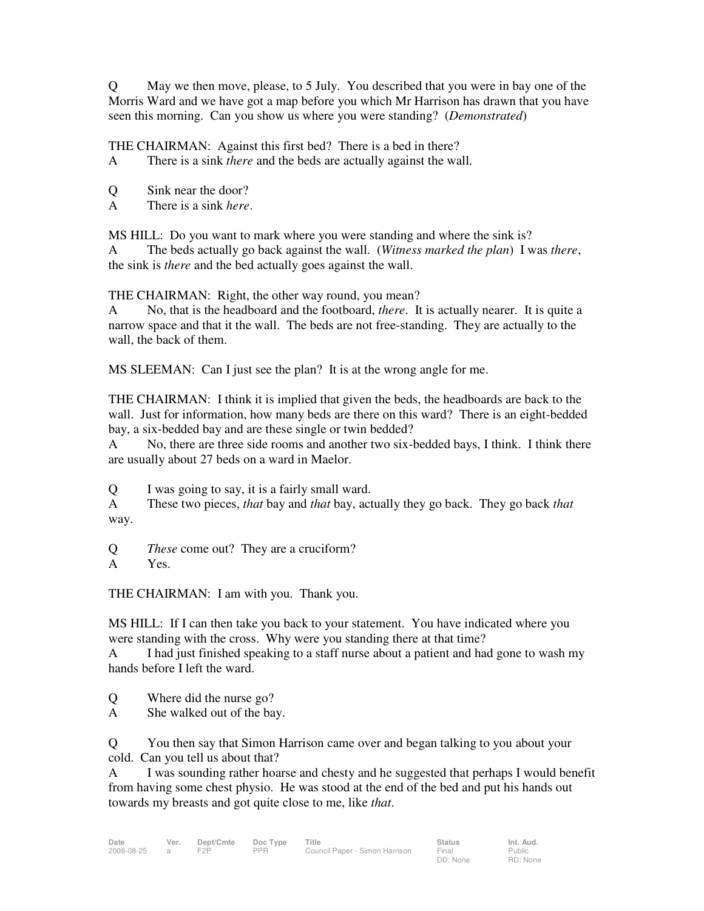Q May we then move, please, to 5 July. You described that you were in bay one of the Morris Ward and we have got a map before you which Mr Harrison has drawn that you have seen this morning. Can you show us where you were standing? (*Demonstrated*)

THE CHAIRMAN: Against this first bed? There is a bed in there?

A There is a sink *there* and the beds are actually against the wall.

Q Sink near the door?

A There is a sink *here*.

MS HILL: Do you want to mark where you were standing and where the sink is?

A The beds actually go back against the wall. (*Witness marked the plan*) I was *there*, the sink is *there* and the bed actually goes against the wall.

THE CHAIRMAN: Right, the other way round, you mean?

A No, that is the headboard and the footboard, *there*. It is actually nearer. It is quite a narrow space and that it the wall. The beds are not free-standing. They are actually to the wall, the back of them.

MS SLEEMAN: Can I just see the plan? It is at the wrong angle for me.

THE CHAIRMAN: I think it is implied that given the beds, the headboards are back to the wall. Just for information, how many beds are there on this ward? There is an eight-bedded bay, a six-bedded bay and are these single or twin bedded?

A No, there are three side rooms and another two six-bedded bays, I think. I think there are usually about 27 beds on a ward in Maelor.

Q I was going to say, it is a fairly small ward.

A These two pieces, *that* bay and *that* bay, actually they go back. They go back *that* way.

Q *These* come out? They are a cruciform?

A Yes.

THE CHAIRMAN: I am with you. Thank you.

MS HILL: If I can then take you back to your statement. You have indicated where you were standing with the cross. Why were you standing there at that time?

A I had just finished speaking to a staff nurse about a patient and had gone to wash my hands before I left the ward.

Q Where did the nurse go?

A She walked out of the bay.

Q You then say that Simon Harrison came over and began talking to you about your cold. Can you tell us about that?

A I was sounding rather hoarse and chesty and he suggested that perhaps I would benefit from having some chest physio. He was stood at the end of the bed and put his hands out towards my breasts and got quite close to me, like *that*.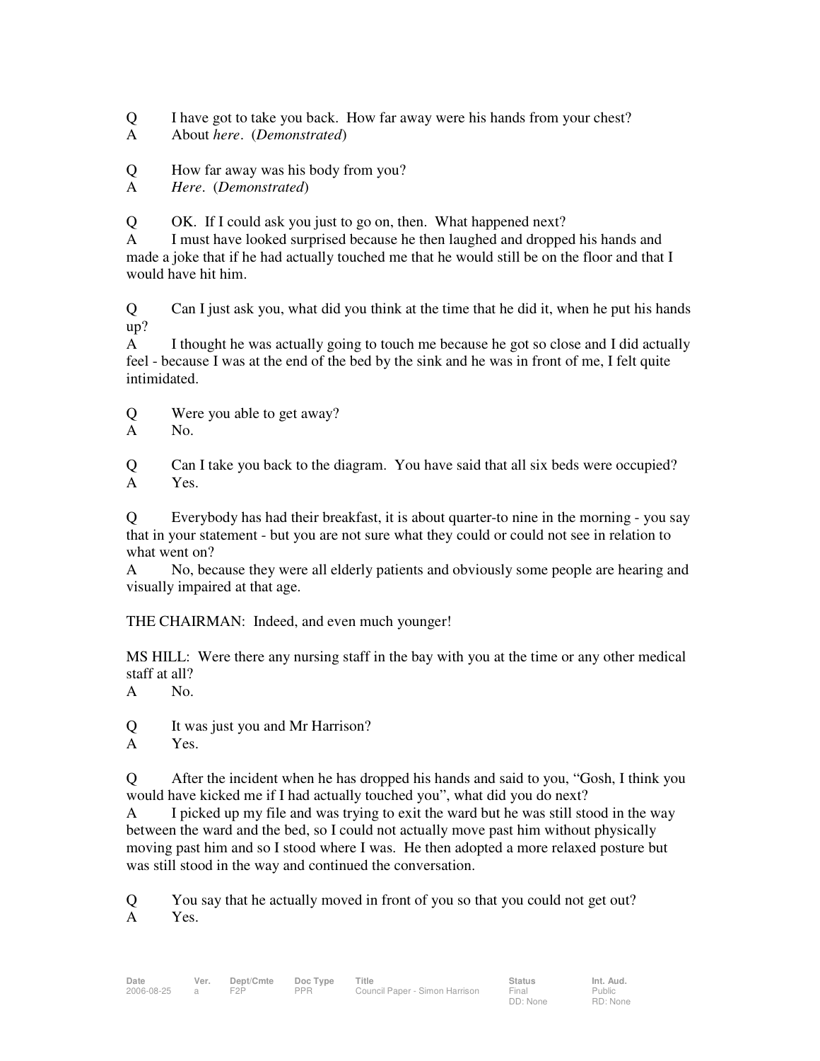Q I have got to take you back. How far away were his hands from your chest?
A About *here*. (*Demonstrated*)

Q How far away was his body from you?
A *Here*. (*Demonstrated*)

Q OK. If I could ask you just to go on, then. What happened next?
A I must have looked surprised because he then laughed and dropped his hands and made a joke that if he had actually touched me that he would still be on the floor and that I would have hit him.

Q Can I just ask you, what did you think at the time that he did it, when he put his hands up?
A I thought he was actually going to touch me because he got so close and I did actually feel - because I was at the end of the bed by the sink and he was in front of me, I felt quite intimidated.

Q Were you able to get away?
A No.

Q Can I take you back to the diagram. You have said that all six beds were occupied?
A Yes.

Q Everybody has had their breakfast, it is about quarter-to nine in the morning - you say that in your statement - but you are not sure what they could or could not see in relation to what went on?
A No, because they were all elderly patients and obviously some people are hearing and visually impaired at that age.

THE CHAIRMAN: Indeed, and even much younger!

MS HILL: Were there any nursing staff in the bay with you at the time or any other medical staff at all?
A No.

Q It was just you and Mr Harrison?
A Yes.

Q After the incident when he has dropped his hands and said to you, "Gosh, I think you would have kicked me if I had actually touched you", what did you do next?
A I picked up my file and was trying to exit the ward but he was still stood in the way between the ward and the bed, so I could not actually move past him without physically moving past him and so I stood where I was. He then adopted a more relaxed posture but was still stood in the way and continued the conversation.

Q You say that he actually moved in front of you so that you could not get out?
A Yes.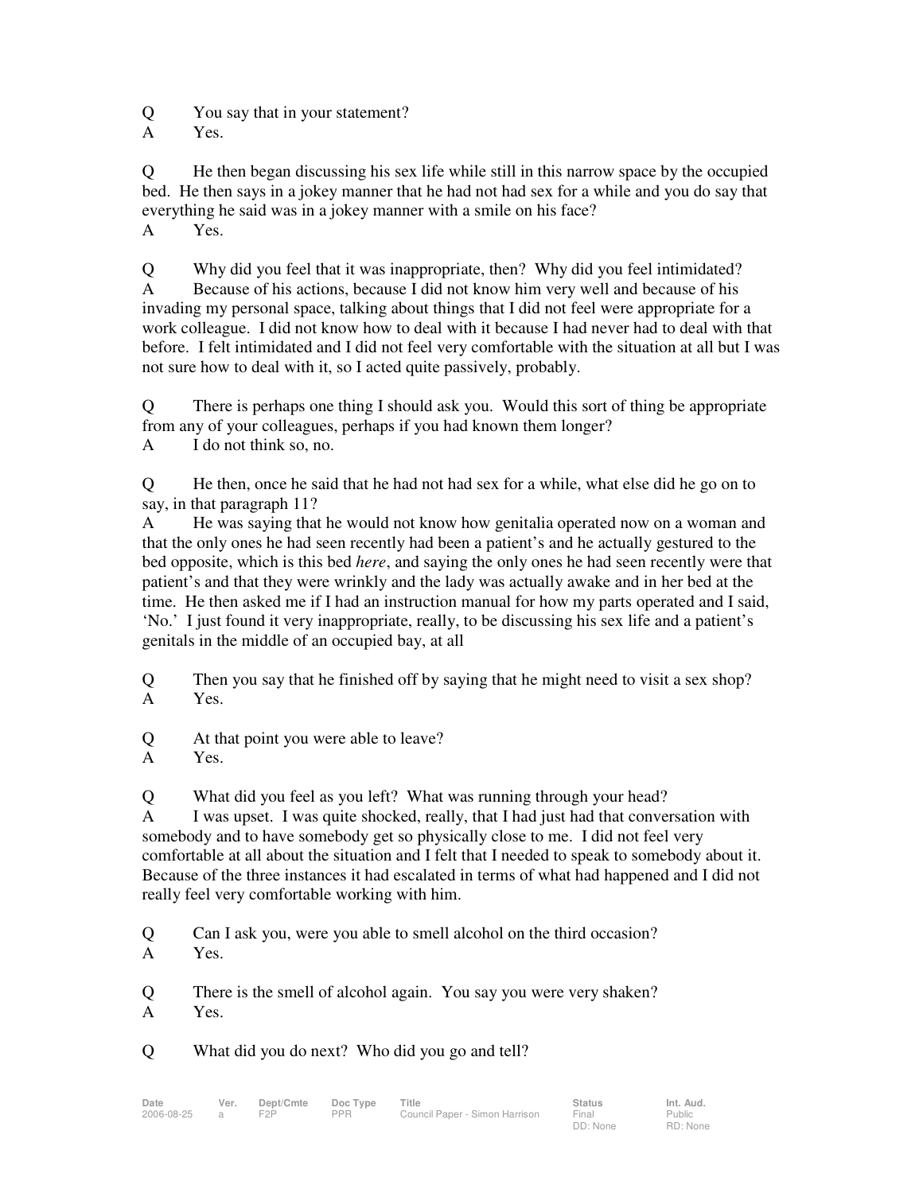Q	You say that in your statement?
A	Yes.

Q	He then began discussing his sex life while still in this narrow space by the occupied bed. He then says in a jokey manner that he had not had sex for a while and you do say that everything he said was in a jokey manner with a smile on his face?
A	Yes.

Q	Why did you feel that it was inappropriate, then? Why did you feel intimidated?
A	Because of his actions, because I did not know him very well and because of his invading my personal space, talking about things that I did not feel were appropriate for a work colleague. I did not know how to deal with it because I had never had to deal with that before. I felt intimidated and I did not feel very comfortable with the situation at all but I was not sure how to deal with it, so I acted quite passively, probably.

Q	There is perhaps one thing I should ask you. Would this sort of thing be appropriate from any of your colleagues, perhaps if you had known them longer?
A	I do not think so, no.

Q	He then, once he said that he had not had sex for a while, what else did he go on to say, in that paragraph 11?
A	He was saying that he would not know how genitalia operated now on a woman and that the only ones he had seen recently had been a patient's and he actually gestured to the bed opposite, which is this bed *here*, and saying the only ones he had seen recently were that patient's and that they were wrinkly and the lady was actually awake and in her bed at the time. He then asked me if I had an instruction manual for how my parts operated and I said, 'No.' I just found it very inappropriate, really, to be discussing his sex life and a patient's genitals in the middle of an occupied bay, at all

Q	Then you say that he finished off by saying that he might need to visit a sex shop?
A	Yes.

Q	At that point you were able to leave?
A	Yes.

Q	What did you feel as you left? What was running through your head?
A	I was upset. I was quite shocked, really, that I had just had that conversation with somebody and to have somebody get so physically close to me. I did not feel very comfortable at all about the situation and I felt that I needed to speak to somebody about it. Because of the three instances it had escalated in terms of what had happened and I did not really feel very comfortable working with him.

Q	Can I ask you, were you able to smell alcohol on the third occasion?
A	Yes.

Q	There is the smell of alcohol again. You say you were very shaken?
A	Yes.

Q	What did you do next? Who did you go and tell?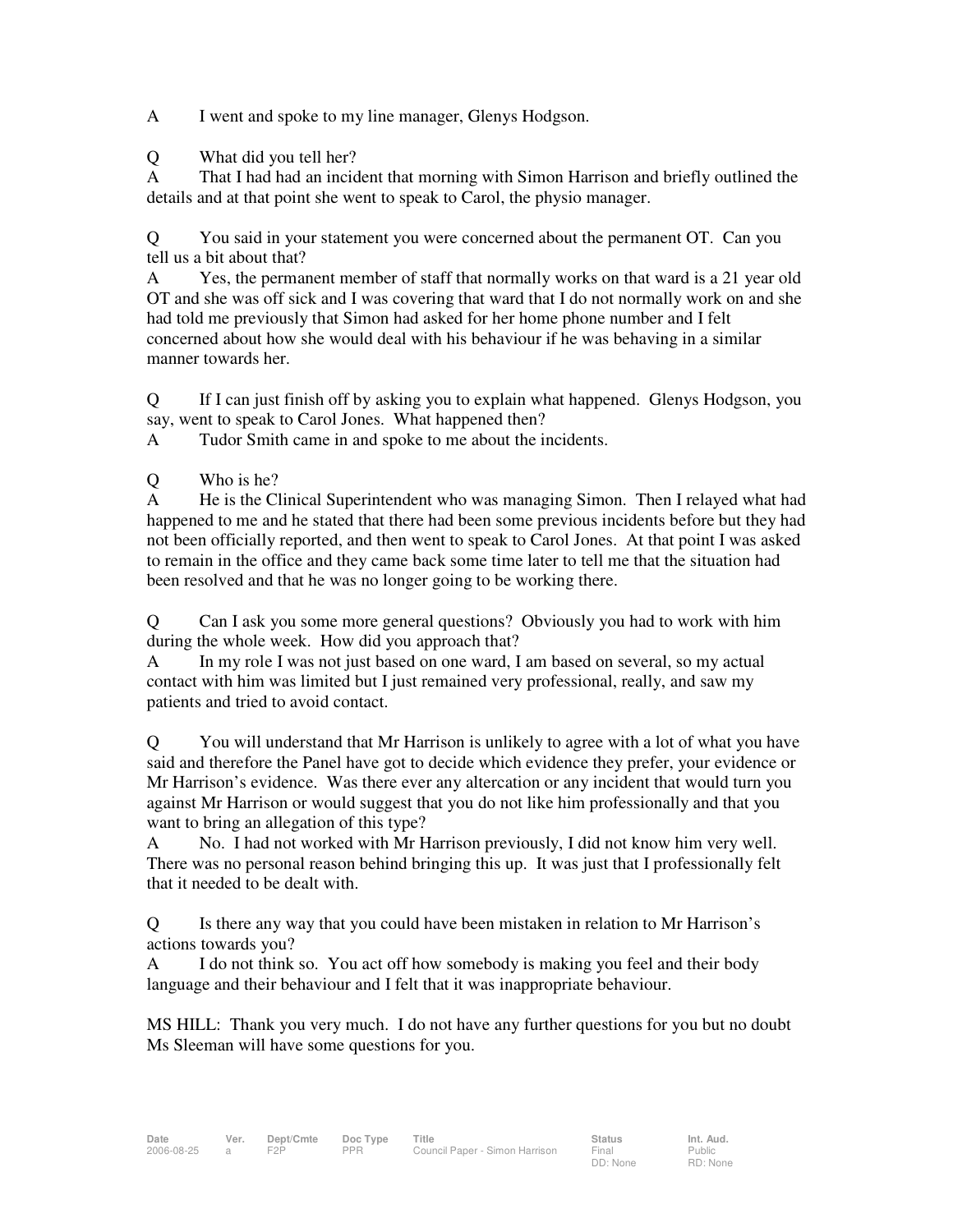A I went and spoke to my line manager, Glenys Hodgson.

Q What did you tell her?
A That I had had an incident that morning with Simon Harrison and briefly outlined the details and at that point she went to speak to Carol, the physio manager.

Q You said in your statement you were concerned about the permanent OT. Can you tell us a bit about that?
A Yes, the permanent member of staff that normally works on that ward is a 21 year old OT and she was off sick and I was covering that ward that I do not normally work on and she had told me previously that Simon had asked for her home phone number and I felt concerned about how she would deal with his behaviour if he was behaving in a similar manner towards her.

Q If I can just finish off by asking you to explain what happened. Glenys Hodgson, you say, went to speak to Carol Jones. What happened then?
A Tudor Smith came in and spoke to me about the incidents.

Q Who is he?
A He is the Clinical Superintendent who was managing Simon. Then I relayed what had happened to me and he stated that there had been some previous incidents before but they had not been officially reported, and then went to speak to Carol Jones. At that point I was asked to remain in the office and they came back some time later to tell me that the situation had been resolved and that he was no longer going to be working there.

Q Can I ask you some more general questions? Obviously you had to work with him during the whole week. How did you approach that?
A In my role I was not just based on one ward, I am based on several, so my actual contact with him was limited but I just remained very professional, really, and saw my patients and tried to avoid contact.

Q You will understand that Mr Harrison is unlikely to agree with a lot of what you have said and therefore the Panel have got to decide which evidence they prefer, your evidence or Mr Harrison's evidence. Was there ever any altercation or any incident that would turn you against Mr Harrison or would suggest that you do not like him professionally and that you want to bring an allegation of this type?
A No. I had not worked with Mr Harrison previously, I did not know him very well. There was no personal reason behind bringing this up. It was just that I professionally felt that it needed to be dealt with.

Q Is there any way that you could have been mistaken in relation to Mr Harrison's actions towards you?
A I do not think so. You act off how somebody is making you feel and their body language and their behaviour and I felt that it was inappropriate behaviour.

MS HILL: Thank you very much. I do not have any further questions for you but no doubt Ms Sleeman will have some questions for you.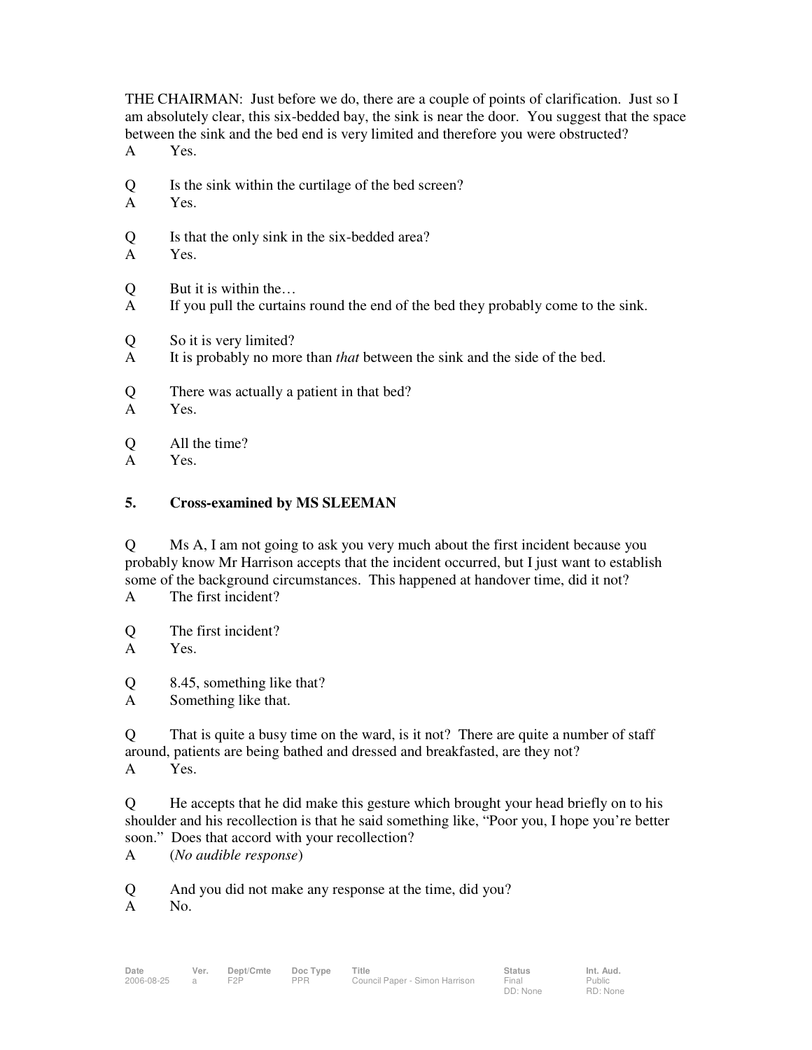THE CHAIRMAN: Just before we do, there are a couple of points of clarification. Just so I am absolutely clear, this six-bedded bay, the sink is near the door. You suggest that the space between the sink and the bed end is very limited and therefore you were obstructed?

A Yes.

Q Is the sink within the curtilage of the bed screen?

A Yes.

Q Is that the only sink in the six-bedded area?

A Yes.

Q But it is within the…

A If you pull the curtains round the end of the bed they probably come to the sink.

Q So it is very limited?

A It is probably no more than *that* between the sink and the side of the bed.

Q There was actually a patient in that bed?

A Yes.

Q All the time?

A Yes.

### 5. Cross-examined by MS SLEEMAN

Q Ms A, I am not going to ask you very much about the first incident because you probably know Mr Harrison accepts that the incident occurred, but I just want to establish some of the background circumstances. This happened at handover time, did it not?

A The first incident?

Q The first incident?

A Yes.

Q 8.45, something like that?

A Something like that.

Q That is quite a busy time on the ward, is it not? There are quite a number of staff around, patients are being bathed and dressed and breakfasted, are they not?

A Yes.

Q He accepts that he did make this gesture which brought your head briefly on to his shoulder and his recollection is that he said something like, "Poor you, I hope you're better soon." Does that accord with your recollection?

A (*No audible response*)

Q And you did not make any response at the time, did you?

A No.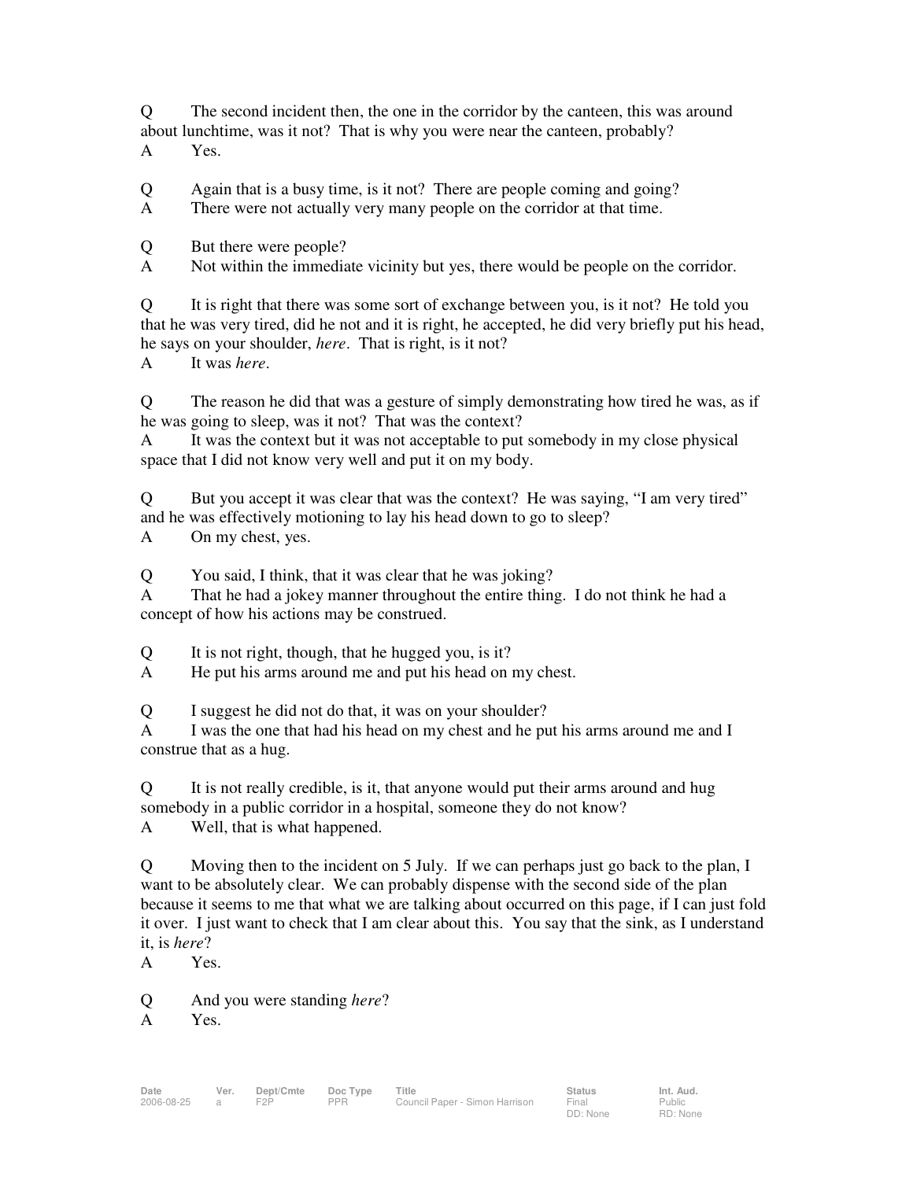Q The second incident then, the one in the corridor by the canteen, this was around about lunchtime, was it not? That is why you were near the canteen, probably?
A Yes.

Q Again that is a busy time, is it not? There are people coming and going?
A There were not actually very many people on the corridor at that time.

Q But there were people?
A Not within the immediate vicinity but yes, there would be people on the corridor.

Q It is right that there was some sort of exchange between you, is it not? He told you that he was very tired, did he not and it is right, he accepted, he did very briefly put his head, he says on your shoulder, *here*. That is right, is it not?
A It was *here*.

Q The reason he did that was a gesture of simply demonstrating how tired he was, as if he was going to sleep, was it not? That was the context?
A It was the context but it was not acceptable to put somebody in my close physical space that I did not know very well and put it on my body.

Q But you accept it was clear that was the context? He was saying, "I am very tired" and he was effectively motioning to lay his head down to go to sleep?
A On my chest, yes.

Q You said, I think, that it was clear that he was joking?
A That he had a jokey manner throughout the entire thing. I do not think he had a concept of how his actions may be construed.

Q It is not right, though, that he hugged you, is it?
A He put his arms around me and put his head on my chest.

Q I suggest he did not do that, it was on your shoulder?
A I was the one that had his head on my chest and he put his arms around me and I construe that as a hug.

Q It is not really credible, is it, that anyone would put their arms around and hug somebody in a public corridor in a hospital, someone they do not know?
A Well, that is what happened.

Q Moving then to the incident on 5 July. If we can perhaps just go back to the plan, I want to be absolutely clear. We can probably dispense with the second side of the plan because it seems to me that what we are talking about occurred on this page, if I can just fold it over. I just want to check that I am clear about this. You say that the sink, as I understand it, is *here*?
A Yes.

Q And you were standing *here*?
A Yes.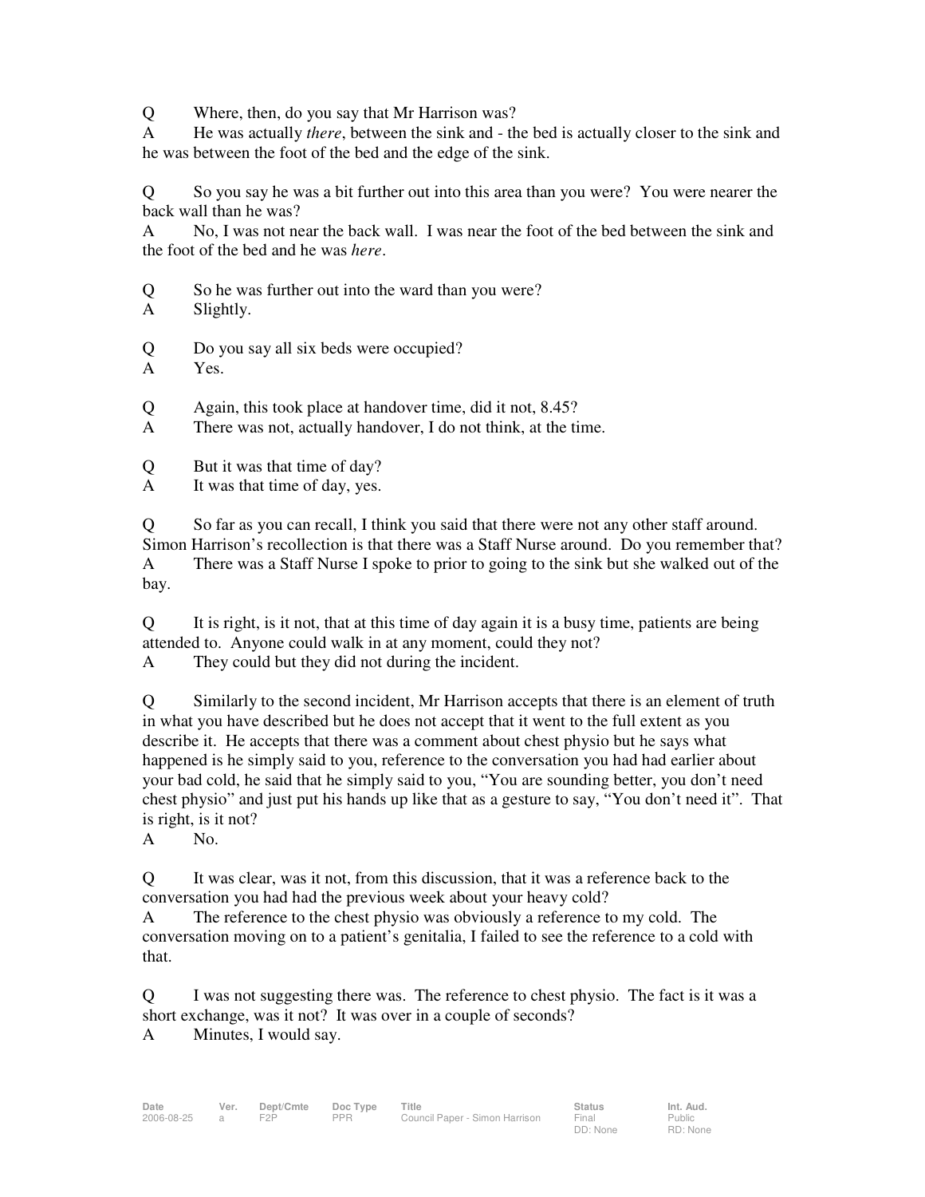Q Where, then, do you say that Mr Harrison was?
A He was actually *there*, between the sink and - the bed is actually closer to the sink and he was between the foot of the bed and the edge of the sink.

Q So you say he was a bit further out into this area than you were? You were nearer the back wall than he was?
A No, I was not near the back wall. I was near the foot of the bed between the sink and the foot of the bed and he was *here*.

Q So he was further out into the ward than you were?
A Slightly.

Q Do you say all six beds were occupied?
A Yes.

Q Again, this took place at handover time, did it not, 8.45?
A There was not, actually handover, I do not think, at the time.

Q But it was that time of day?
A It was that time of day, yes.

Q So far as you can recall, I think you said that there were not any other staff around. Simon Harrison's recollection is that there was a Staff Nurse around. Do you remember that?
A There was a Staff Nurse I spoke to prior to going to the sink but she walked out of the bay.

Q It is right, is it not, that at this time of day again it is a busy time, patients are being attended to. Anyone could walk in at any moment, could they not?
A They could but they did not during the incident.

Q Similarly to the second incident, Mr Harrison accepts that there is an element of truth in what you have described but he does not accept that it went to the full extent as you describe it. He accepts that there was a comment about chest physio but he says what happened is he simply said to you, reference to the conversation you had had earlier about your bad cold, he said that he simply said to you, "You are sounding better, you don't need chest physio" and just put his hands up like that as a gesture to say, "You don't need it". That is right, is it not?
A No.

Q It was clear, was it not, from this discussion, that it was a reference back to the conversation you had had the previous week about your heavy cold?
A The reference to the chest physio was obviously a reference to my cold. The conversation moving on to a patient's genitalia, I failed to see the reference to a cold with that.

Q I was not suggesting there was. The reference to chest physio. The fact is it was a short exchange, was it not? It was over in a couple of seconds?
A Minutes, I would say.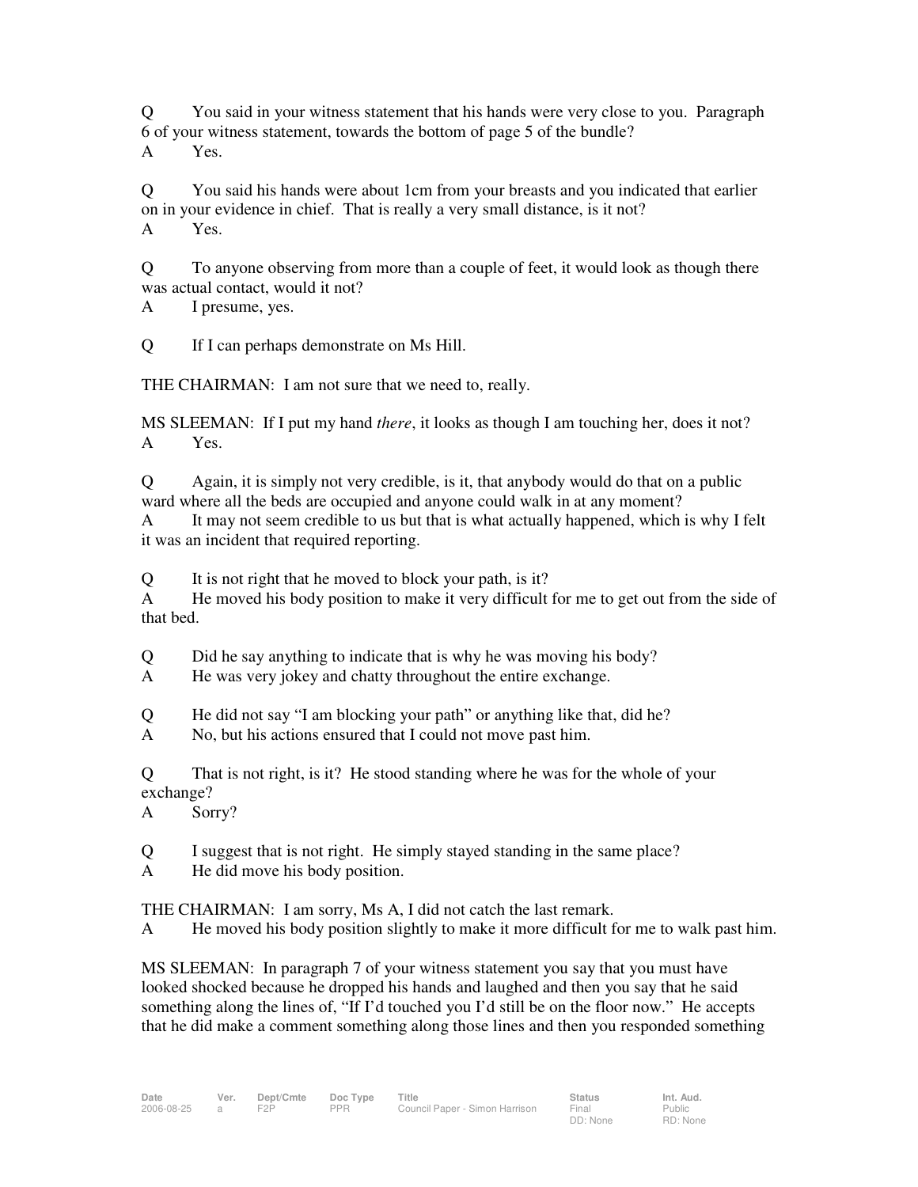Q You said in your witness statement that his hands were very close to you. Paragraph 6 of your witness statement, towards the bottom of page 5 of the bundle?

A Yes.

Q You said his hands were about 1cm from your breasts and you indicated that earlier on in your evidence in chief. That is really a very small distance, is it not?

A Yes.

Q To anyone observing from more than a couple of feet, it would look as though there was actual contact, would it not?

A I presume, yes.

Q If I can perhaps demonstrate on Ms Hill.

THE CHAIRMAN: I am not sure that we need to, really.

MS SLEEMAN: If I put my hand *there*, it looks as though I am touching her, does it not?

A Yes.

Q Again, it is simply not very credible, is it, that anybody would do that on a public ward where all the beds are occupied and anyone could walk in at any moment?

A It may not seem credible to us but that is what actually happened, which is why I felt it was an incident that required reporting.

Q It is not right that he moved to block your path, is it?

A He moved his body position to make it very difficult for me to get out from the side of that bed.

Q Did he say anything to indicate that is why he was moving his body?

A He was very jokey and chatty throughout the entire exchange.

Q He did not say "I am blocking your path" or anything like that, did he?

A No, but his actions ensured that I could not move past him.

Q That is not right, is it? He stood standing where he was for the whole of your exchange?

A Sorry?

Q I suggest that is not right. He simply stayed standing in the same place?

A He did move his body position.

THE CHAIRMAN: I am sorry, Ms A, I did not catch the last remark.

A He moved his body position slightly to make it more difficult for me to walk past him.

MS SLEEMAN: In paragraph 7 of your witness statement you say that you must have looked shocked because he dropped his hands and laughed and then you say that he said something along the lines of, "If I'd touched you I'd still be on the floor now." He accepts that he did make a comment something along those lines and then you responded something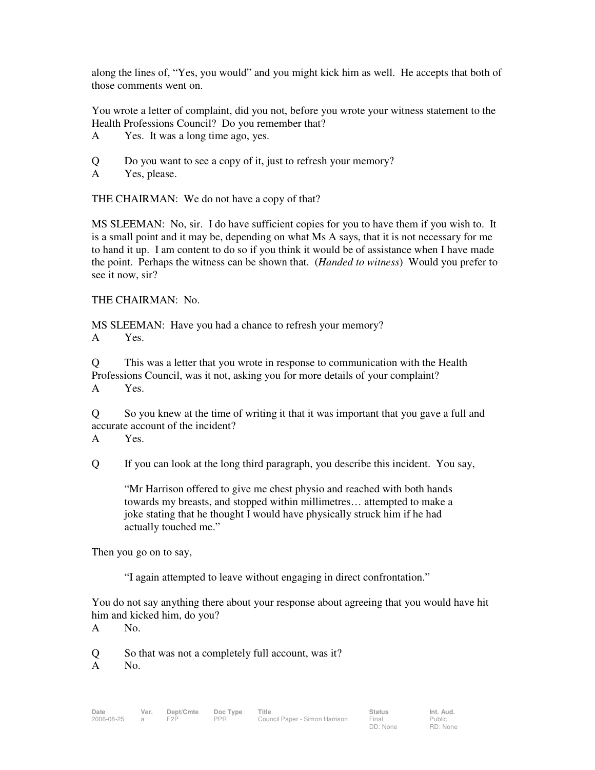along the lines of, “Yes, you would” and you might kick him as well. He accepts that both of those comments went on.

You wrote a letter of complaint, did you not, before you wrote your witness statement to the Health Professions Council? Do you remember that?

A Yes. It was a long time ago, yes.

Q Do you want to see a copy of it, just to refresh your memory?

A Yes, please.

THE CHAIRMAN: We do not have a copy of that?

MS SLEEMAN: No, sir. I do have sufficient copies for you to have them if you wish to. It is a small point and it may be, depending on what Ms A says, that it is not necessary for me to hand it up. I am content to do so if you think it would be of assistance when I have made the point. Perhaps the witness can be shown that. (*Handed to witness*) Would you prefer to see it now, sir?

THE CHAIRMAN: No.

MS SLEEMAN: Have you had a chance to refresh your memory?

A Yes.

Q This was a letter that you wrote in response to communication with the Health Professions Council, was it not, asking you for more details of your complaint?

A Yes.

Q So you knew at the time of writing it that it was important that you gave a full and accurate account of the incident?

A Yes.

Q If you can look at the long third paragraph, you describe this incident. You say,

> “Mr Harrison offered to give me chest physio and reached with both hands towards my breasts, and stopped within millimetres… attempted to make a joke stating that he thought I would have physically struck him if he had actually touched me.”

Then you go on to say,

> “I again attempted to leave without engaging in direct confrontation.”

You do not say anything there about your response about agreeing that you would have hit him and kicked him, do you?

A No.

Q So that was not a completely full account, was it?

A No.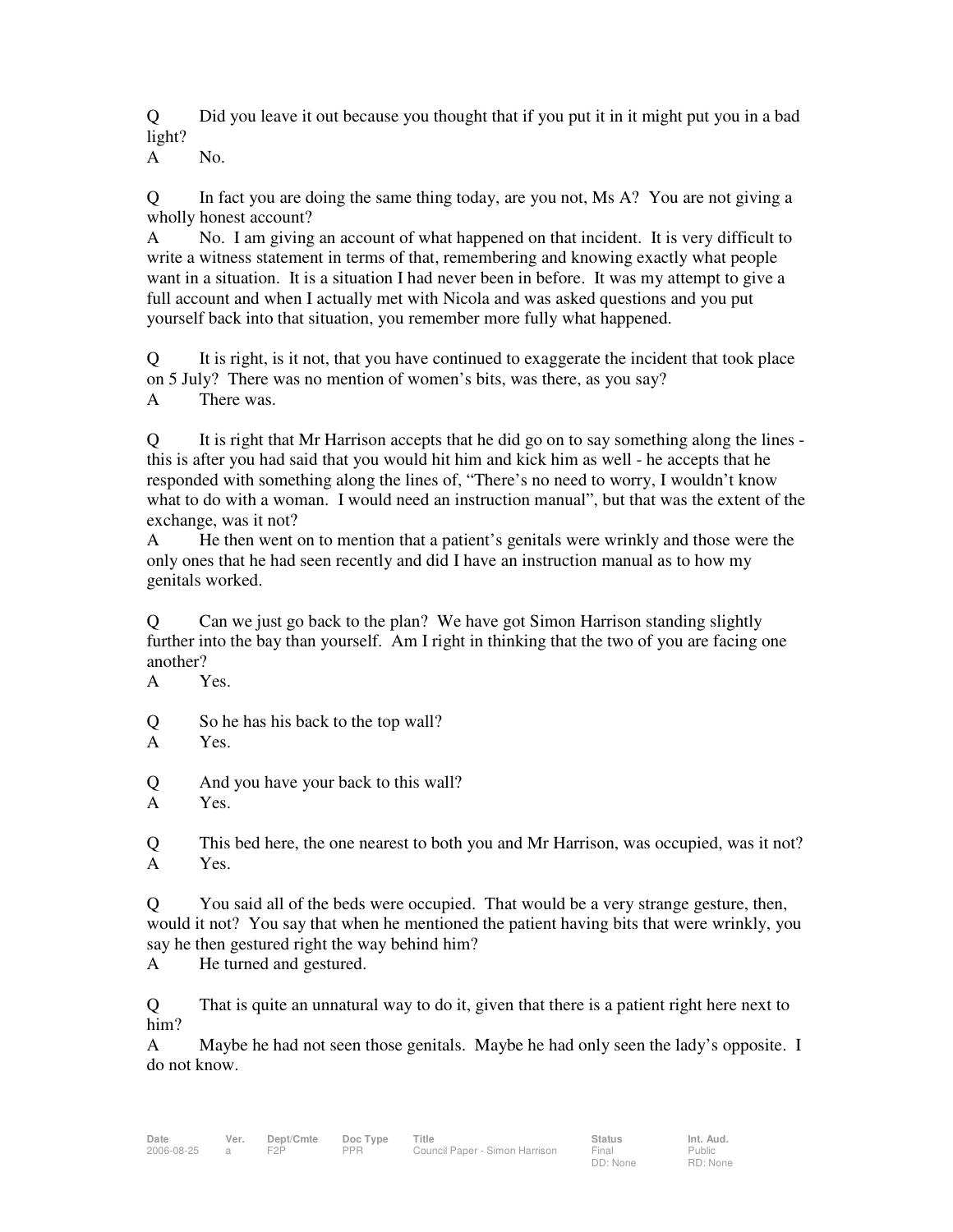Q Did you leave it out because you thought that if you put it in it might put you in a bad light?

A No.

Q In fact you are doing the same thing today, are you not, Ms A? You are not giving a wholly honest account?

A No. I am giving an account of what happened on that incident. It is very difficult to write a witness statement in terms of that, remembering and knowing exactly what people want in a situation. It is a situation I had never been in before. It was my attempt to give a full account and when I actually met with Nicola and was asked questions and you put yourself back into that situation, you remember more fully what happened.

Q It is right, is it not, that you have continued to exaggerate the incident that took place on 5 July? There was no mention of women's bits, was there, as you say?

A There was.

Q It is right that Mr Harrison accepts that he did go on to say something along the lines - this is after you had said that you would hit him and kick him as well - he accepts that he responded with something along the lines of, "There's no need to worry, I wouldn't know what to do with a woman. I would need an instruction manual", but that was the extent of the exchange, was it not?

A He then went on to mention that a patient's genitals were wrinkly and those were the only ones that he had seen recently and did I have an instruction manual as to how my genitals worked.

Q Can we just go back to the plan? We have got Simon Harrison standing slightly further into the bay than yourself. Am I right in thinking that the two of you are facing one another?

A Yes.

Q So he has his back to the top wall?

A Yes.

Q And you have your back to this wall?

A Yes.

Q This bed here, the one nearest to both you and Mr Harrison, was occupied, was it not?

A Yes.

Q You said all of the beds were occupied. That would be a very strange gesture, then, would it not? You say that when he mentioned the patient having bits that were wrinkly, you say he then gestured right the way behind him?

A He turned and gestured.

Q That is quite an unnatural way to do it, given that there is a patient right here next to him?

A Maybe he had not seen those genitals. Maybe he had only seen the lady's opposite. I do not know.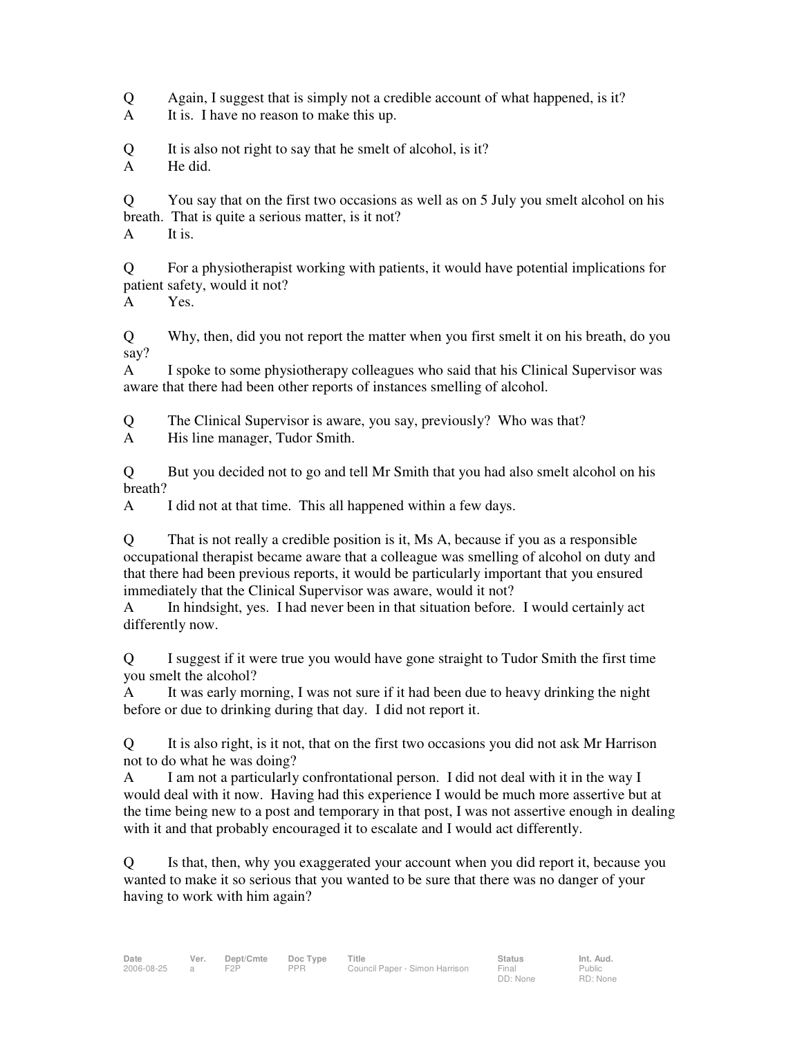Q Again, I suggest that is simply not a credible account of what happened, is it?
A It is. I have no reason to make this up.

Q It is also not right to say that he smelt of alcohol, is it?
A He did.

Q You say that on the first two occasions as well as on 5 July you smelt alcohol on his breath. That is quite a serious matter, is it not?
A It is.

Q For a physiotherapist working with patients, it would have potential implications for patient safety, would it not?
A Yes.

Q Why, then, did you not report the matter when you first smelt it on his breath, do you say?
A I spoke to some physiotherapy colleagues who said that his Clinical Supervisor was aware that there had been other reports of instances smelling of alcohol.

Q The Clinical Supervisor is aware, you say, previously? Who was that?
A His line manager, Tudor Smith.

Q But you decided not to go and tell Mr Smith that you had also smelt alcohol on his breath?
A I did not at that time. This all happened within a few days.

Q That is not really a credible position is it, Ms A, because if you as a responsible occupational therapist became aware that a colleague was smelling of alcohol on duty and that there had been previous reports, it would be particularly important that you ensured immediately that the Clinical Supervisor was aware, would it not?
A In hindsight, yes. I had never been in that situation before. I would certainly act differently now.

Q I suggest if it were true you would have gone straight to Tudor Smith the first time you smelt the alcohol?
A It was early morning, I was not sure if it had been due to heavy drinking the night before or due to drinking during that day. I did not report it.

Q It is also right, is it not, that on the first two occasions you did not ask Mr Harrison not to do what he was doing?
A I am not a particularly confrontational person. I did not deal with it in the way I would deal with it now. Having had this experience I would be much more assertive but at the time being new to a post and temporary in that post, I was not assertive enough in dealing with it and that probably encouraged it to escalate and I would act differently.

Q Is that, then, why you exaggerated your account when you did report it, because you wanted to make it so serious that you wanted to be sure that there was no danger of your having to work with him again?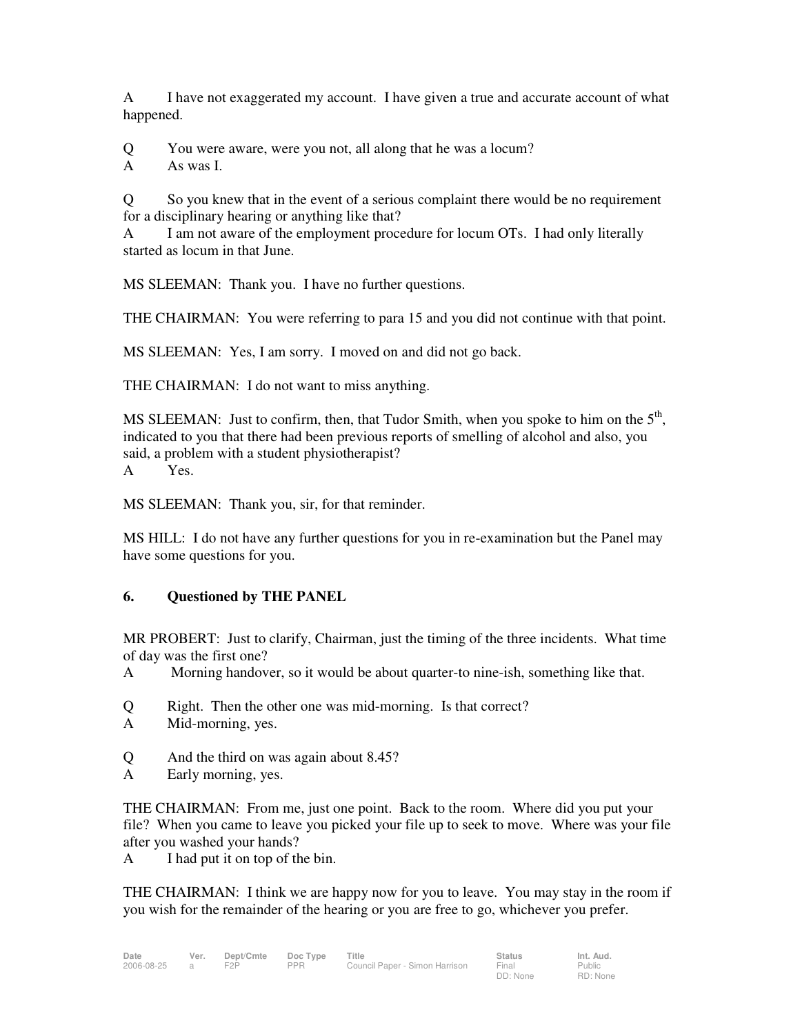A I have not exaggerated my account. I have given a true and accurate account of what happened.

Q You were aware, were you not, all along that he was a locum?
A As was I.

Q So you knew that in the event of a serious complaint there would be no requirement for a disciplinary hearing or anything like that?
A I am not aware of the employment procedure for locum OTs. I had only literally started as locum in that June.

MS SLEEMAN: Thank you. I have no further questions.

THE CHAIRMAN: You were referring to para 15 and you did not continue with that point.

MS SLEEMAN: Yes, I am sorry. I moved on and did not go back.

THE CHAIRMAN: I do not want to miss anything.

MS SLEEMAN: Just to confirm, then, that Tudor Smith, when you spoke to him on the 5th, indicated to you that there had been previous reports of smelling of alcohol and also, you said, a problem with a student physiotherapist?
A Yes.

MS SLEEMAN: Thank you, sir, for that reminder.

MS HILL: I do not have any further questions for you in re-examination but the Panel may have some questions for you.

### 6. Questioned by THE PANEL

MR PROBERT: Just to clarify, Chairman, just the timing of the three incidents. What time of day was the first one?
A Morning handover, so it would be about quarter-to nine-ish, something like that.

Q Right. Then the other one was mid-morning. Is that correct?
A Mid-morning, yes.

Q And the third on was again about 8.45?
A Early morning, yes.

THE CHAIRMAN: From me, just one point. Back to the room. Where did you put your file? When you came to leave you picked your file up to seek to move. Where was your file after you washed your hands?
A I had put it on top of the bin.

THE CHAIRMAN: I think we are happy now for you to leave. You may stay in the room if you wish for the remainder of the hearing or you are free to go, whichever you prefer.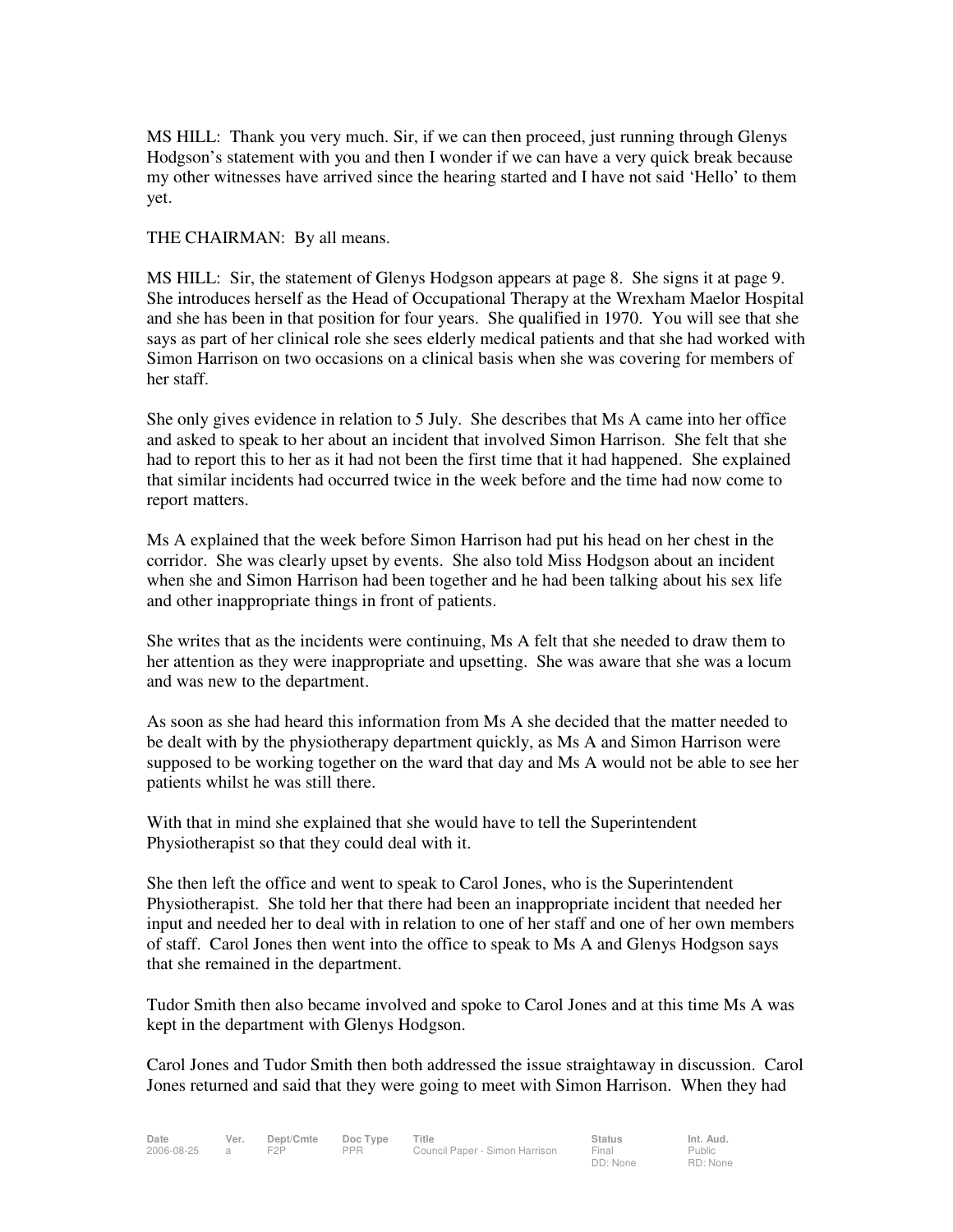MS HILL: Thank you very much. Sir, if we can then proceed, just running through Glenys Hodgson's statement with you and then I wonder if we can have a very quick break because my other witnesses have arrived since the hearing started and I have not said 'Hello' to them yet.

THE CHAIRMAN: By all means.

MS HILL: Sir, the statement of Glenys Hodgson appears at page 8. She signs it at page 9. She introduces herself as the Head of Occupational Therapy at the Wrexham Maelor Hospital and she has been in that position for four years. She qualified in 1970. You will see that she says as part of her clinical role she sees elderly medical patients and that she had worked with Simon Harrison on two occasions on a clinical basis when she was covering for members of her staff.

She only gives evidence in relation to 5 July. She describes that Ms A came into her office and asked to speak to her about an incident that involved Simon Harrison. She felt that she had to report this to her as it had not been the first time that it had happened. She explained that similar incidents had occurred twice in the week before and the time had now come to report matters.

Ms A explained that the week before Simon Harrison had put his head on her chest in the corridor. She was clearly upset by events. She also told Miss Hodgson about an incident when she and Simon Harrison had been together and he had been talking about his sex life and other inappropriate things in front of patients.

She writes that as the incidents were continuing, Ms A felt that she needed to draw them to her attention as they were inappropriate and upsetting. She was aware that she was a locum and was new to the department.

As soon as she had heard this information from Ms A she decided that the matter needed to be dealt with by the physiotherapy department quickly, as Ms A and Simon Harrison were supposed to be working together on the ward that day and Ms A would not be able to see her patients whilst he was still there.

With that in mind she explained that she would have to tell the Superintendent Physiotherapist so that they could deal with it.

She then left the office and went to speak to Carol Jones, who is the Superintendent Physiotherapist. She told her that there had been an inappropriate incident that needed her input and needed her to deal with in relation to one of her staff and one of her own members of staff. Carol Jones then went into the office to speak to Ms A and Glenys Hodgson says that she remained in the department.

Tudor Smith then also became involved and spoke to Carol Jones and at this time Ms A was kept in the department with Glenys Hodgson.

Carol Jones and Tudor Smith then both addressed the issue straightaway in discussion. Carol Jones returned and said that they were going to meet with Simon Harrison. When they had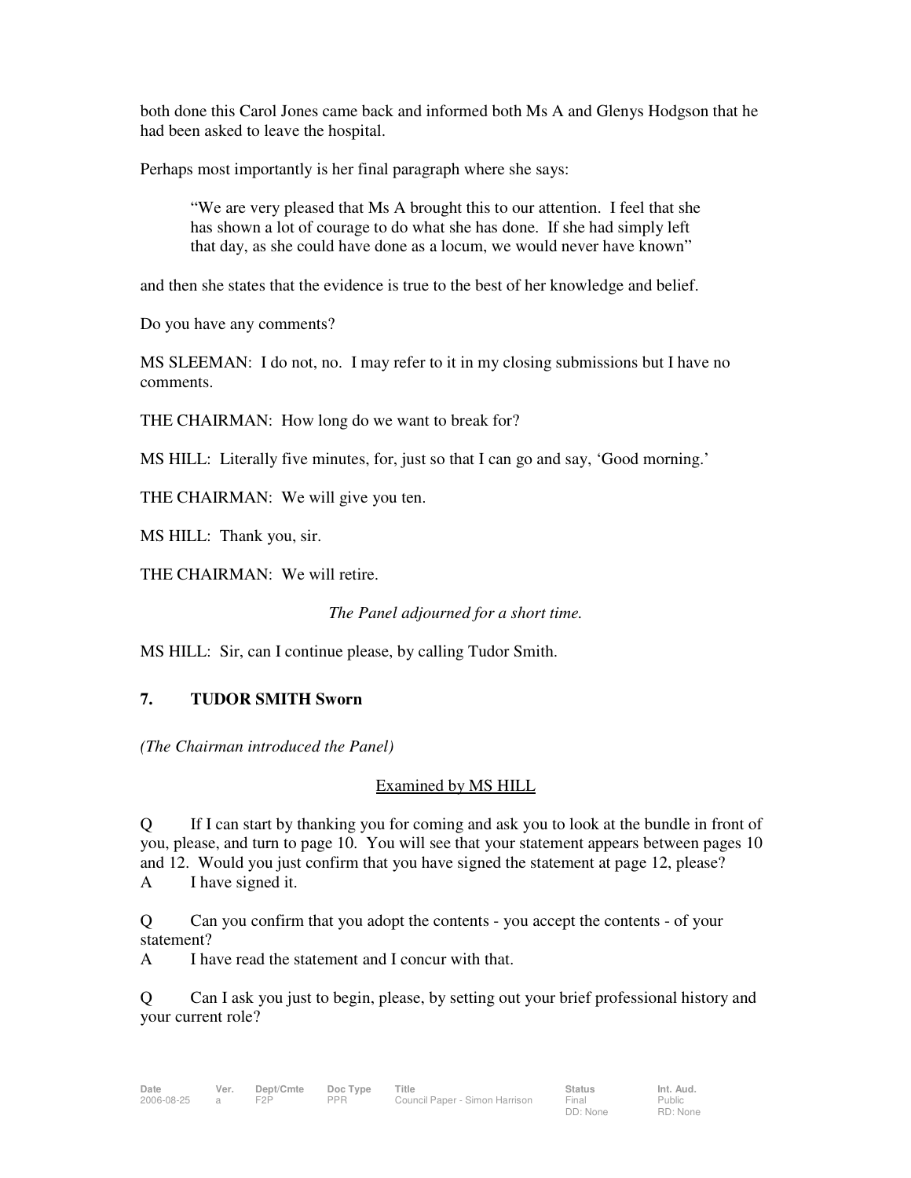both done this Carol Jones came back and informed both Ms A and Glenys Hodgson that he had been asked to leave the hospital.

Perhaps most importantly is her final paragraph where she says:

> "We are very pleased that Ms A brought this to our attention. I feel that she has shown a lot of courage to do what she has done. If she had simply left that day, as she could have done as a locum, we would never have known"

and then she states that the evidence is true to the best of her knowledge and belief.

Do you have any comments?

MS SLEEMAN: I do not, no. I may refer to it in my closing submissions but I have no comments.

THE CHAIRMAN: How long do we want to break for?

MS HILL: Literally five minutes, for, just so that I can go and say, 'Good morning.'

THE CHAIRMAN: We will give you ten.

MS HILL: Thank you, sir.

THE CHAIRMAN: We will retire.

*The Panel adjourned for a short time.*

MS HILL: Sir, can I continue please, by calling Tudor Smith.

**7. TUDOR SMITH Sworn**

*(The Chairman introduced the Panel)*

<u>Examined by MS HILL</u>

Q If I can start by thanking you for coming and ask you to look at the bundle in front of you, please, and turn to page 10. You will see that your statement appears between pages 10 and 12. Would you just confirm that you have signed the statement at page 12, please?
A I have signed it.

Q Can you confirm that you adopt the contents - you accept the contents - of your statement?
A I have read the statement and I concur with that.

Q Can I ask you just to begin, please, by setting out your brief professional history and your current role?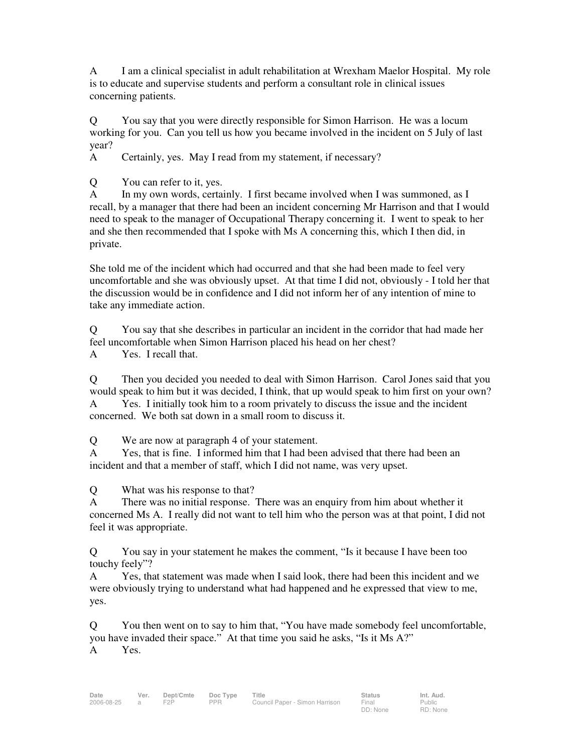A I am a clinical specialist in adult rehabilitation at Wrexham Maelor Hospital. My role is to educate and supervise students and perform a consultant role in clinical issues concerning patients.

Q You say that you were directly responsible for Simon Harrison. He was a locum working for you. Can you tell us how you became involved in the incident on 5 July of last year?
A Certainly, yes. May I read from my statement, if necessary?

Q You can refer to it, yes.
A In my own words, certainly. I first became involved when I was summoned, as I recall, by a manager that there had been an incident concerning Mr Harrison and that I would need to speak to the manager of Occupational Therapy concerning it. I went to speak to her and she then recommended that I spoke with Ms A concerning this, which I then did, in private.

She told me of the incident which had occurred and that she had been made to feel very uncomfortable and she was obviously upset. At that time I did not, obviously - I told her that the discussion would be in confidence and I did not inform her of any intention of mine to take any immediate action.

Q You say that she describes in particular an incident in the corridor that had made her feel uncomfortable when Simon Harrison placed his head on her chest?
A Yes. I recall that.

Q Then you decided you needed to deal with Simon Harrison. Carol Jones said that you would speak to him but it was decided, I think, that up would speak to him first on your own?
A Yes. I initially took him to a room privately to discuss the issue and the incident concerned. We both sat down in a small room to discuss it.

Q We are now at paragraph 4 of your statement.
A Yes, that is fine. I informed him that I had been advised that there had been an incident and that a member of staff, which I did not name, was very upset.

Q What was his response to that?
A There was no initial response. There was an enquiry from him about whether it concerned Ms A. I really did not want to tell him who the person was at that point, I did not feel it was appropriate.

Q You say in your statement he makes the comment, "Is it because I have been too touchy feely"?
A Yes, that statement was made when I said look, there had been this incident and we were obviously trying to understand what had happened and he expressed that view to me, yes.

Q You then went on to say to him that, "You have made somebody feel uncomfortable, you have invaded their space." At that time you said he asks, "Is it Ms A?"
A Yes.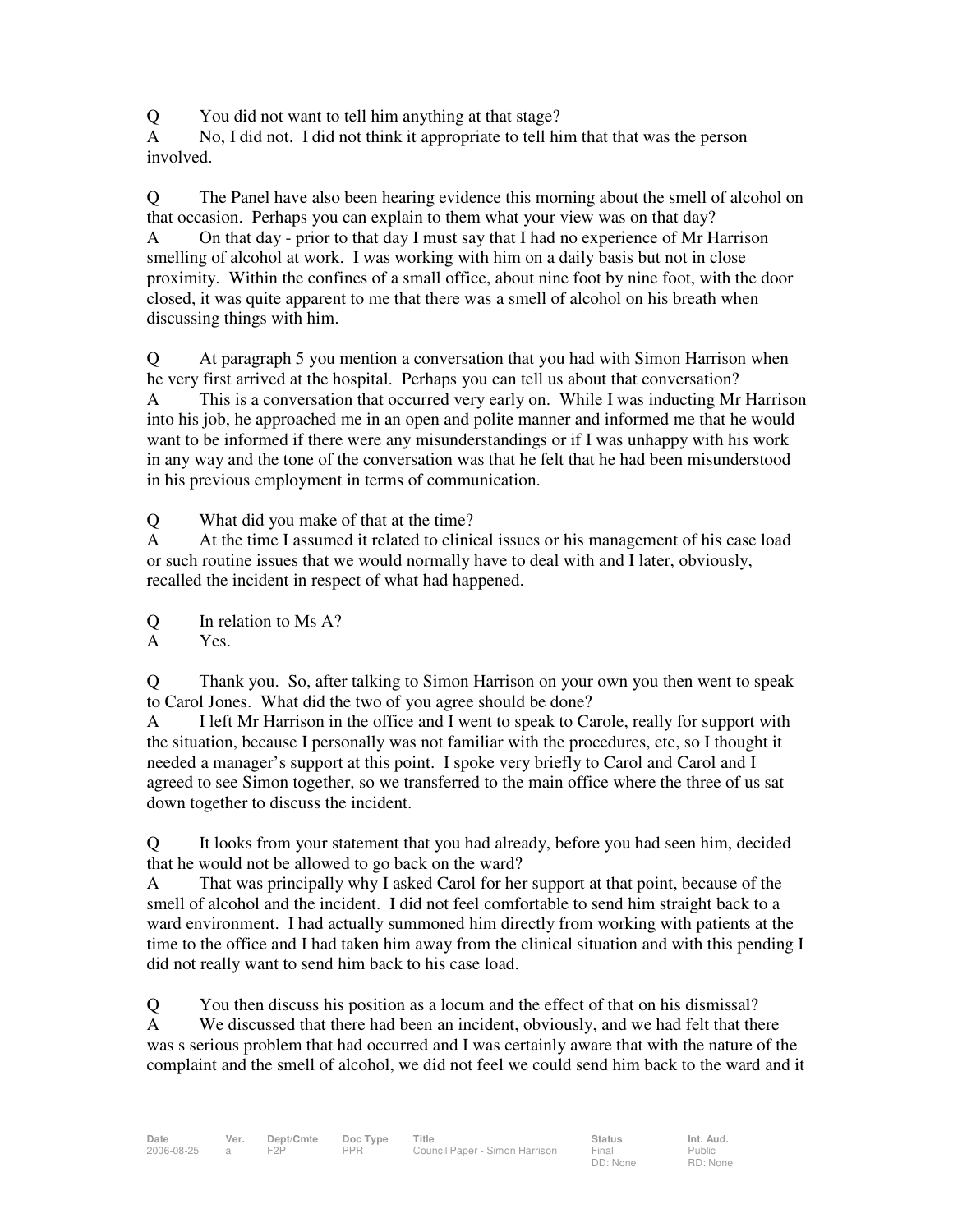Q You did not want to tell him anything at that stage?
A No, I did not. I did not think it appropriate to tell him that that was the person involved.

Q The Panel have also been hearing evidence this morning about the smell of alcohol on that occasion. Perhaps you can explain to them what your view was on that day?
A On that day - prior to that day I must say that I had no experience of Mr Harrison smelling of alcohol at work. I was working with him on a daily basis but not in close proximity. Within the confines of a small office, about nine foot by nine foot, with the door closed, it was quite apparent to me that there was a smell of alcohol on his breath when discussing things with him.

Q At paragraph 5 you mention a conversation that you had with Simon Harrison when he very first arrived at the hospital. Perhaps you can tell us about that conversation?
A This is a conversation that occurred very early on. While I was inducting Mr Harrison into his job, he approached me in an open and polite manner and informed me that he would want to be informed if there were any misunderstandings or if I was unhappy with his work in any way and the tone of the conversation was that he felt that he had been misunderstood in his previous employment in terms of communication.

Q What did you make of that at the time?
A At the time I assumed it related to clinical issues or his management of his case load or such routine issues that we would normally have to deal with and I later, obviously, recalled the incident in respect of what had happened.

Q In relation to Ms A?
A Yes.

Q Thank you. So, after talking to Simon Harrison on your own you then went to speak to Carol Jones. What did the two of you agree should be done?
A I left Mr Harrison in the office and I went to speak to Carole, really for support with the situation, because I personally was not familiar with the procedures, etc, so I thought it needed a manager's support at this point. I spoke very briefly to Carol and Carol and I agreed to see Simon together, so we transferred to the main office where the three of us sat down together to discuss the incident.

Q It looks from your statement that you had already, before you had seen him, decided that he would not be allowed to go back on the ward?
A That was principally why I asked Carol for her support at that point, because of the smell of alcohol and the incident. I did not feel comfortable to send him straight back to a ward environment. I had actually summoned him directly from working with patients at the time to the office and I had taken him away from the clinical situation and with this pending I did not really want to send him back to his case load.

Q You then discuss his position as a locum and the effect of that on his dismissal?
A We discussed that there had been an incident, obviously, and we had felt that there was s serious problem that had occurred and I was certainly aware that with the nature of the complaint and the smell of alcohol, we did not feel we could send him back to the ward and it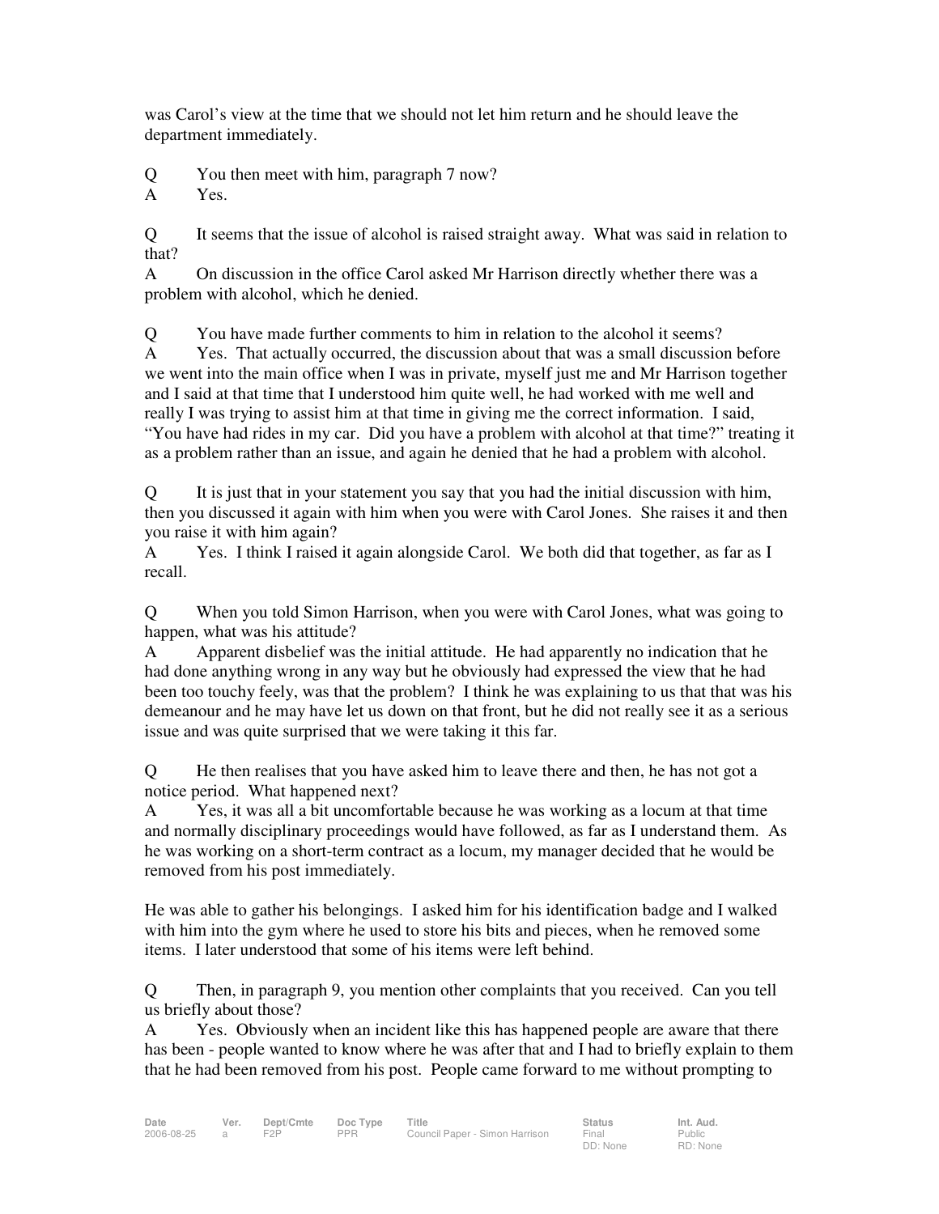was Carol's view at the time that we should not let him return and he should leave the department immediately.

Q You then meet with him, paragraph 7 now?
A Yes.

Q It seems that the issue of alcohol is raised straight away. What was said in relation to that?
A On discussion in the office Carol asked Mr Harrison directly whether there was a problem with alcohol, which he denied.

Q You have made further comments to him in relation to the alcohol it seems?
A Yes. That actually occurred, the discussion about that was a small discussion before we went into the main office when I was in private, myself just me and Mr Harrison together and I said at that time that I understood him quite well, he had worked with me well and really I was trying to assist him at that time in giving me the correct information. I said, "You have had rides in my car. Did you have a problem with alcohol at that time?" treating it as a problem rather than an issue, and again he denied that he had a problem with alcohol.

Q It is just that in your statement you say that you had the initial discussion with him, then you discussed it again with him when you were with Carol Jones. She raises it and then you raise it with him again?
A Yes. I think I raised it again alongside Carol. We both did that together, as far as I recall.

Q When you told Simon Harrison, when you were with Carol Jones, what was going to happen, what was his attitude?
A Apparent disbelief was the initial attitude. He had apparently no indication that he had done anything wrong in any way but he obviously had expressed the view that he had been too touchy feely, was that the problem? I think he was explaining to us that that was his demeanour and he may have let us down on that front, but he did not really see it as a serious issue and was quite surprised that we were taking it this far.

Q He then realises that you have asked him to leave there and then, he has not got a notice period. What happened next?
A Yes, it was all a bit uncomfortable because he was working as a locum at that time and normally disciplinary proceedings would have followed, as far as I understand them. As he was working on a short-term contract as a locum, my manager decided that he would be removed from his post immediately.

He was able to gather his belongings. I asked him for his identification badge and I walked with him into the gym where he used to store his bits and pieces, when he removed some items. I later understood that some of his items were left behind.

Q Then, in paragraph 9, you mention other complaints that you received. Can you tell us briefly about those?
A Yes. Obviously when an incident like this has happened people are aware that there has been - people wanted to know where he was after that and I had to briefly explain to them that he had been removed from his post. People came forward to me without prompting to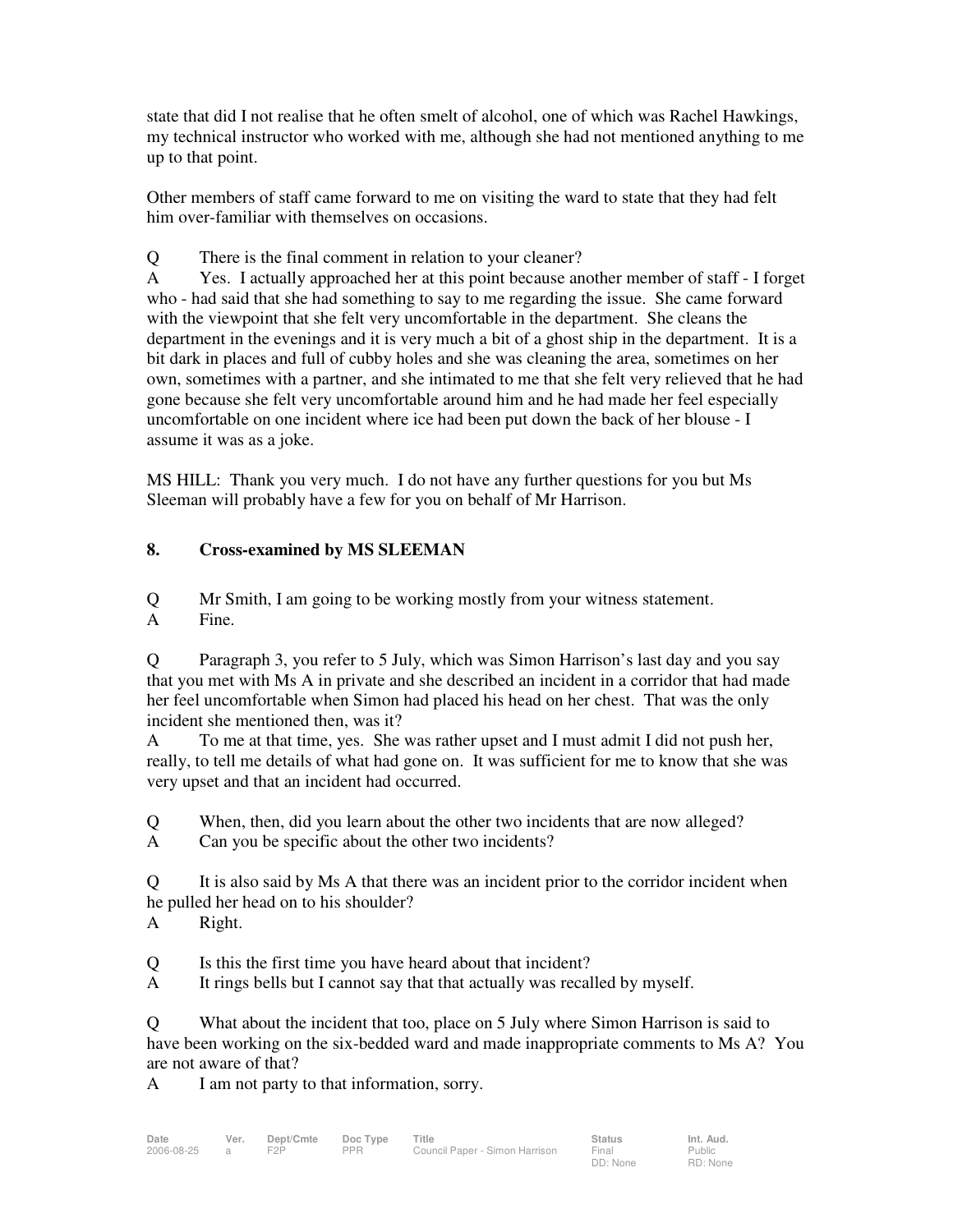state that did I not realise that he often smelt of alcohol, one of which was Rachel Hawkings, my technical instructor who worked with me, although she had not mentioned anything to me up to that point.

Other members of staff came forward to me on visiting the ward to state that they had felt him over-familiar with themselves on occasions.

Q There is the final comment in relation to your cleaner?

A Yes. I actually approached her at this point because another member of staff - I forget who - had said that she had something to say to me regarding the issue. She came forward with the viewpoint that she felt very uncomfortable in the department. She cleans the department in the evenings and it is very much a bit of a ghost ship in the department. It is a bit dark in places and full of cubby holes and she was cleaning the area, sometimes on her own, sometimes with a partner, and she intimated to me that she felt very relieved that he had gone because she felt very uncomfortable around him and he had made her feel especially uncomfortable on one incident where ice had been put down the back of her blouse - I assume it was as a joke.

MS HILL: Thank you very much. I do not have any further questions for you but Ms Sleeman will probably have a few for you on behalf of Mr Harrison.

### 8. Cross-examined by MS SLEEMAN

Q Mr Smith, I am going to be working mostly from your witness statement.

A Fine.

Q Paragraph 3, you refer to 5 July, which was Simon Harrison's last day and you say that you met with Ms A in private and she described an incident in a corridor that had made her feel uncomfortable when Simon had placed his head on her chest. That was the only incident she mentioned then, was it?

A To me at that time, yes. She was rather upset and I must admit I did not push her, really, to tell me details of what had gone on. It was sufficient for me to know that she was very upset and that an incident had occurred.

Q When, then, did you learn about the other two incidents that are now alleged?

A Can you be specific about the other two incidents?

Q It is also said by Ms A that there was an incident prior to the corridor incident when he pulled her head on to his shoulder?

A Right.

Q Is this the first time you have heard about that incident?

A It rings bells but I cannot say that that actually was recalled by myself.

Q What about the incident that too, place on 5 July where Simon Harrison is said to have been working on the six-bedded ward and made inappropriate comments to Ms A? You are not aware of that?

A I am not party to that information, sorry.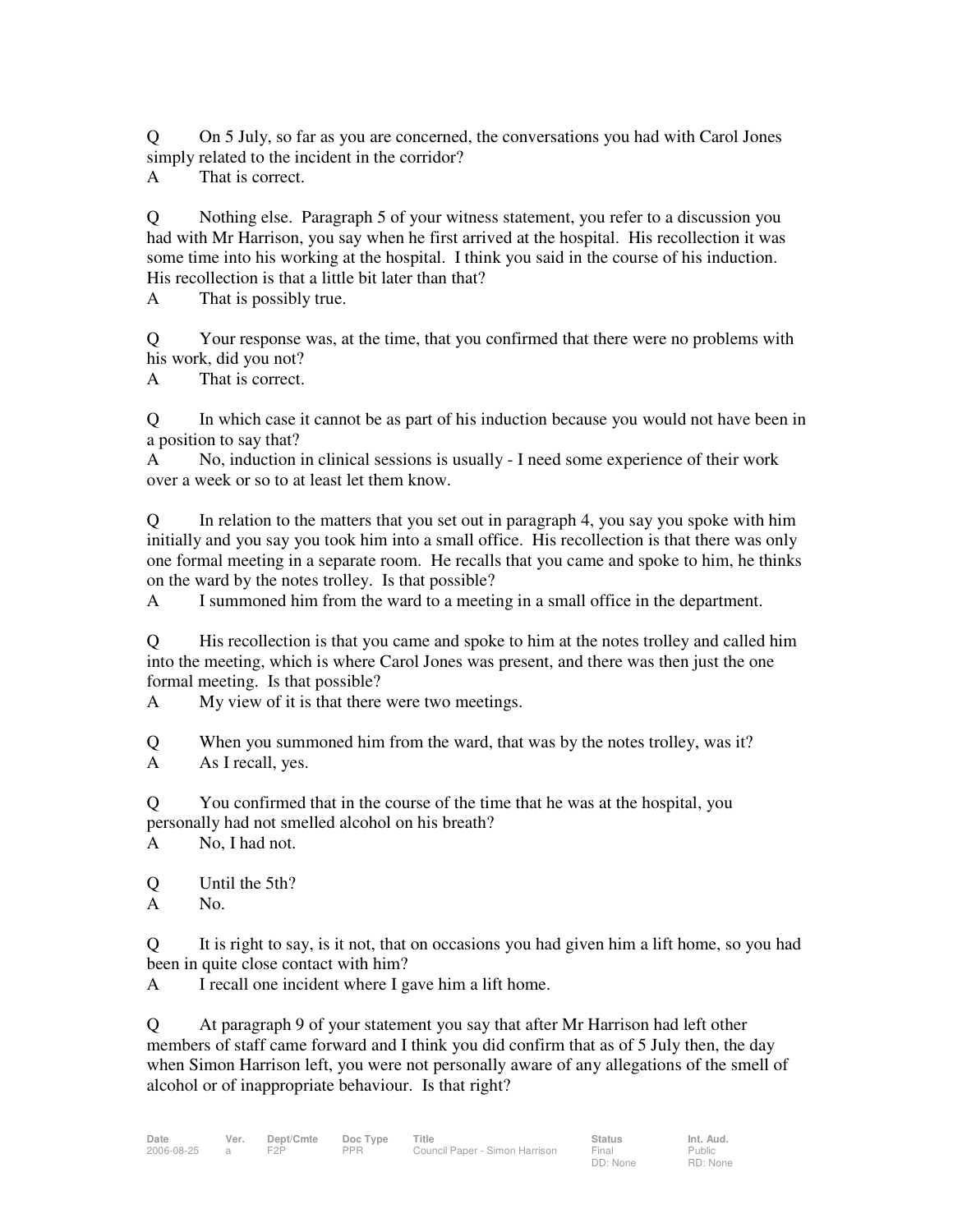Q On 5 July, so far as you are concerned, the conversations you had with Carol Jones simply related to the incident in the corridor?

A That is correct.

Q Nothing else. Paragraph 5 of your witness statement, you refer to a discussion you had with Mr Harrison, you say when he first arrived at the hospital. His recollection it was some time into his working at the hospital. I think you said in the course of his induction. His recollection is that a little bit later than that?

A That is possibly true.

Q Your response was, at the time, that you confirmed that there were no problems with his work, did you not?

A That is correct.

Q In which case it cannot be as part of his induction because you would not have been in a position to say that?

A No, induction in clinical sessions is usually - I need some experience of their work over a week or so to at least let them know.

Q In relation to the matters that you set out in paragraph 4, you say you spoke with him initially and you say you took him into a small office. His recollection is that there was only one formal meeting in a separate room. He recalls that you came and spoke to him, he thinks on the ward by the notes trolley. Is that possible?

A I summoned him from the ward to a meeting in a small office in the department.

Q His recollection is that you came and spoke to him at the notes trolley and called him into the meeting, which is where Carol Jones was present, and there was then just the one formal meeting. Is that possible?

A My view of it is that there were two meetings.

Q When you summoned him from the ward, that was by the notes trolley, was it?

A As I recall, yes.

Q You confirmed that in the course of the time that he was at the hospital, you personally had not smelled alcohol on his breath?

A No, I had not.

Q Until the 5th?

A No.

Q It is right to say, is it not, that on occasions you had given him a lift home, so you had been in quite close contact with him?

A I recall one incident where I gave him a lift home.

Q At paragraph 9 of your statement you say that after Mr Harrison had left other members of staff came forward and I think you did confirm that as of 5 July then, the day when Simon Harrison left, you were not personally aware of any allegations of the smell of alcohol or of inappropriate behaviour. Is that right?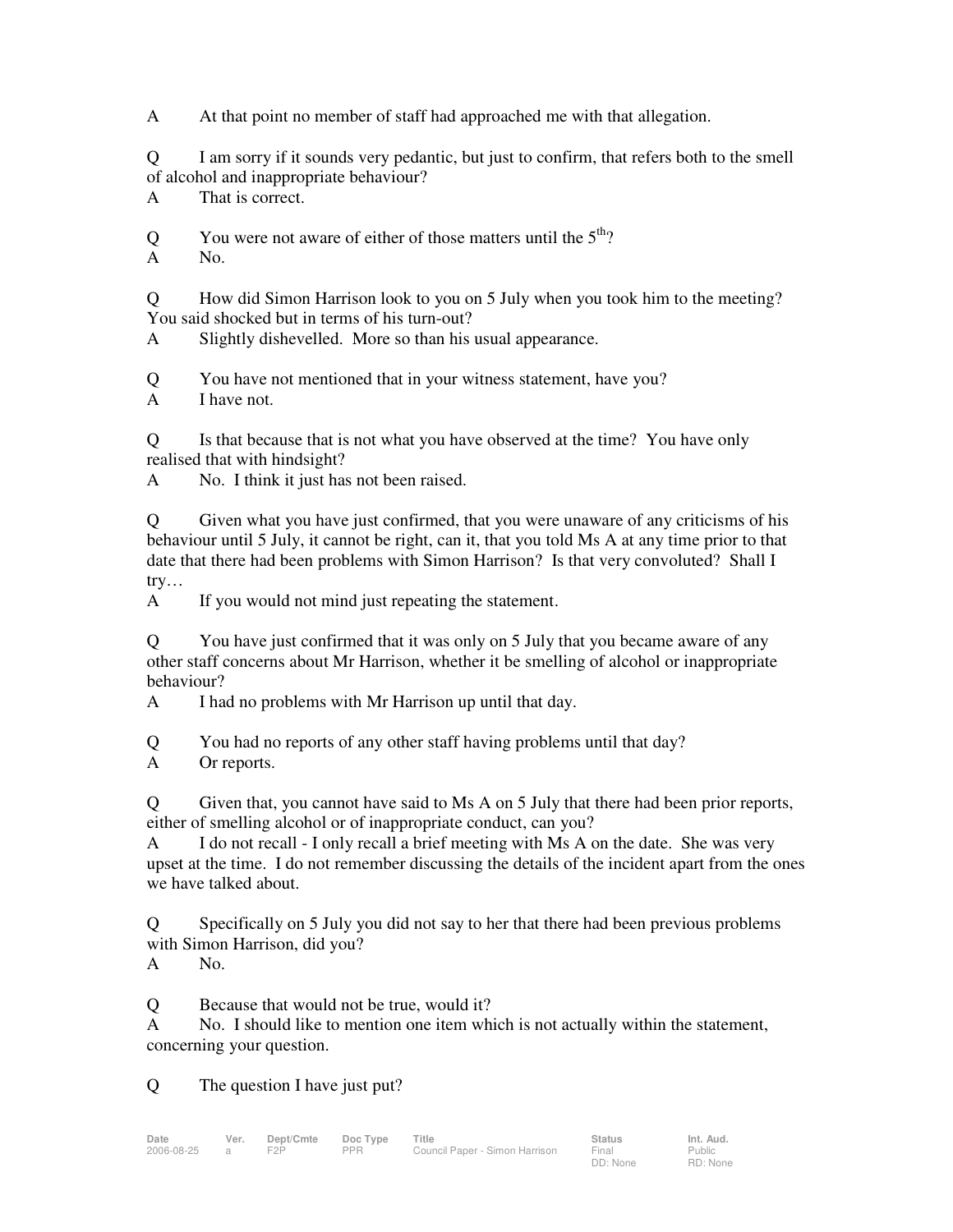A At that point no member of staff had approached me with that allegation.

Q I am sorry if it sounds very pedantic, but just to confirm, that refers both to the smell of alcohol and inappropriate behaviour?
A That is correct.

Q You were not aware of either of those matters until the 5th?
A No.

Q How did Simon Harrison look to you on 5 July when you took him to the meeting? You said shocked but in terms of his turn-out?
A Slightly dishevelled. More so than his usual appearance.

Q You have not mentioned that in your witness statement, have you?
A I have not.

Q Is that because that is not what you have observed at the time? You have only realised that with hindsight?
A No. I think it just has not been raised.

Q Given what you have just confirmed, that you were unaware of any criticisms of his behaviour until 5 July, it cannot be right, can it, that you told Ms A at any time prior to that date that there had been problems with Simon Harrison? Is that very convoluted? Shall I try…
A If you would not mind just repeating the statement.

Q You have just confirmed that it was only on 5 July that you became aware of any other staff concerns about Mr Harrison, whether it be smelling of alcohol or inappropriate behaviour?
A I had no problems with Mr Harrison up until that day.

Q You had no reports of any other staff having problems until that day?
A Or reports.

Q Given that, you cannot have said to Ms A on 5 July that there had been prior reports, either of smelling alcohol or of inappropriate conduct, can you?
A I do not recall - I only recall a brief meeting with Ms A on the date. She was very upset at the time. I do not remember discussing the details of the incident apart from the ones we have talked about.

Q Specifically on 5 July you did not say to her that there had been previous problems with Simon Harrison, did you?
A No.

Q Because that would not be true, would it?
A No. I should like to mention one item which is not actually within the statement, concerning your question.

Q The question I have just put?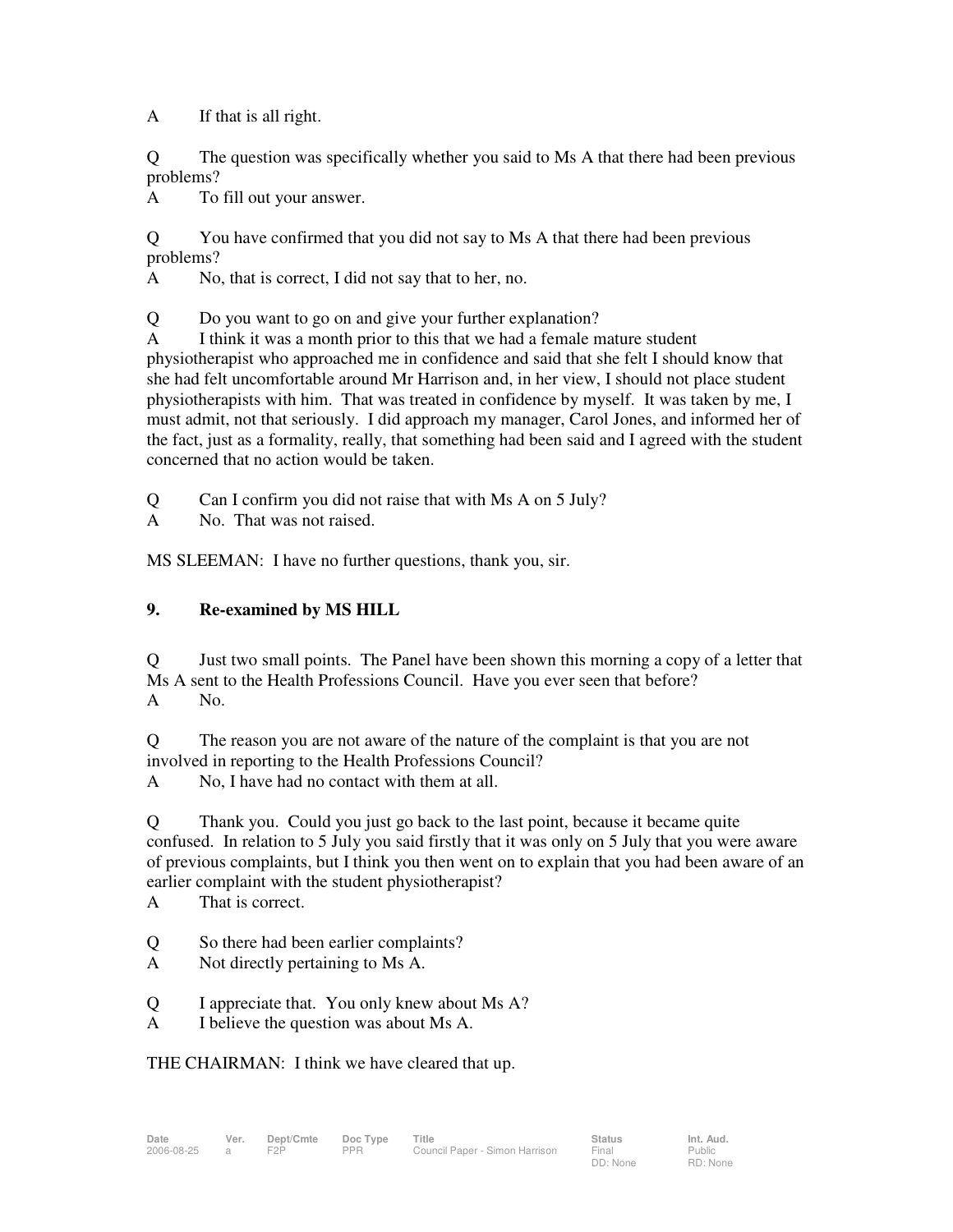A	If that is all right.

Q	The question was specifically whether you said to Ms A that there had been previous problems?
A	To fill out your answer.

Q	You have confirmed that you did not say to Ms A that there had been previous problems?
A	No, that is correct, I did not say that to her, no.

Q	Do you want to go on and give your further explanation?
A	I think it was a month prior to this that we had a female mature student physiotherapist who approached me in confidence and said that she felt I should know that she had felt uncomfortable around Mr Harrison and, in her view, I should not place student physiotherapists with him. That was treated in confidence by myself. It was taken by me, I must admit, not that seriously. I did approach my manager, Carol Jones, and informed her of the fact, just as a formality, really, that something had been said and I agreed with the student concerned that no action would be taken.

Q	Can I confirm you did not raise that with Ms A on 5 July?
A	No. That was not raised.

MS SLEEMAN: I have no further questions, thank you, sir.

## 9. Re-examined by MS HILL

Q	Just two small points. The Panel have been shown this morning a copy of a letter that Ms A sent to the Health Professions Council. Have you ever seen that before?
A	No.

Q	The reason you are not aware of the nature of the complaint is that you are not involved in reporting to the Health Professions Council?
A	No, I have had no contact with them at all.

Q	Thank you. Could you just go back to the last point, because it became quite confused. In relation to 5 July you said firstly that it was only on 5 July that you were aware of previous complaints, but I think you then went on to explain that you had been aware of an earlier complaint with the student physiotherapist?
A	That is correct.

Q	So there had been earlier complaints?
A	Not directly pertaining to Ms A.

Q	I appreciate that. You only knew about Ms A?
A	I believe the question was about Ms A.

THE CHAIRMAN: I think we have cleared that up.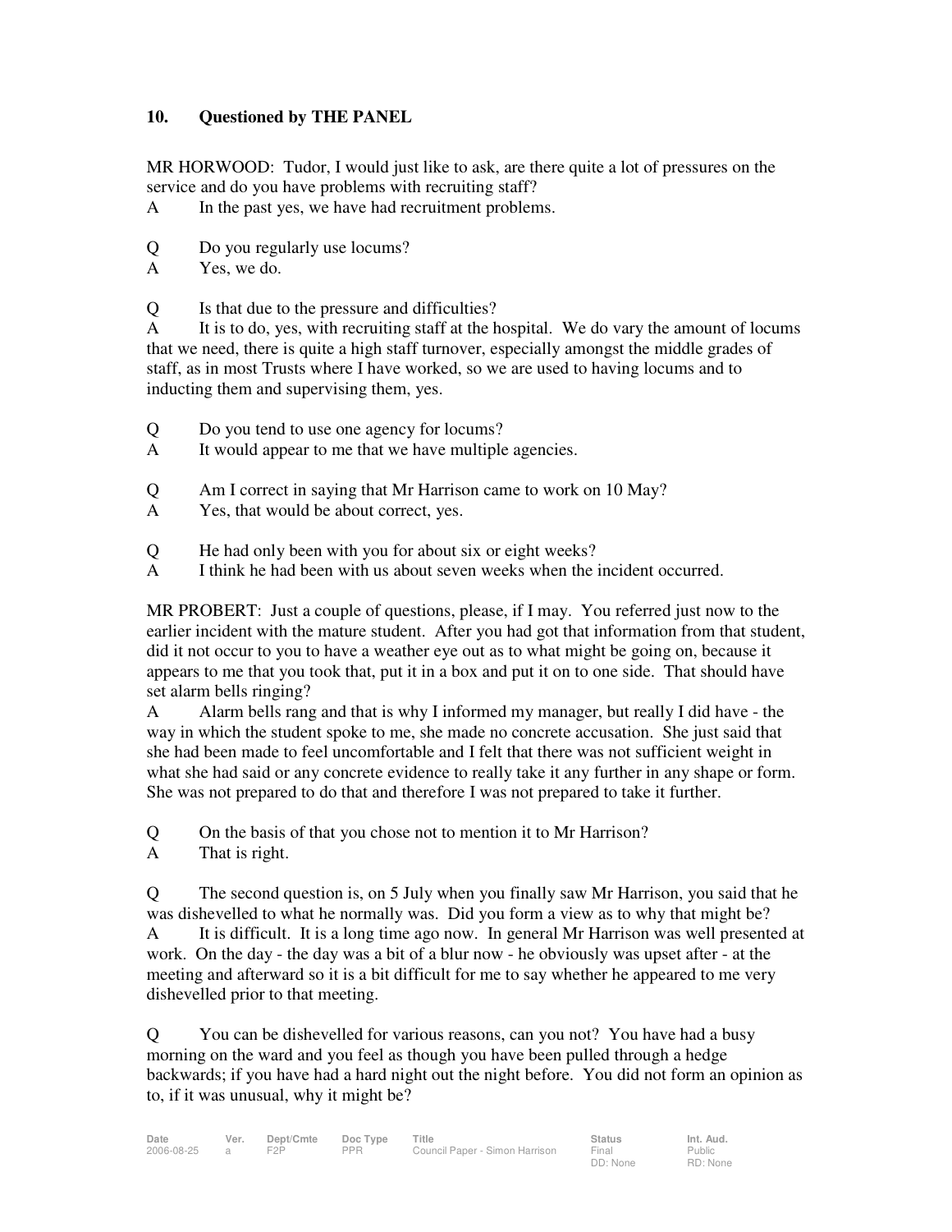## 10. Questioned by THE PANEL

MR HORWOOD: Tudor, I would just like to ask, are there quite a lot of pressures on the service and do you have problems with recruiting staff?

A In the past yes, we have had recruitment problems.

Q Do you regularly use locums?

A Yes, we do.

Q Is that due to the pressure and difficulties?

A It is to do, yes, with recruiting staff at the hospital. We do vary the amount of locums that we need, there is quite a high staff turnover, especially amongst the middle grades of staff, as in most Trusts where I have worked, so we are used to having locums and to inducting them and supervising them, yes.

Q Do you tend to use one agency for locums?

A It would appear to me that we have multiple agencies.

Q Am I correct in saying that Mr Harrison came to work on 10 May?

A Yes, that would be about correct, yes.

Q He had only been with you for about six or eight weeks?

A I think he had been with us about seven weeks when the incident occurred.

MR PROBERT: Just a couple of questions, please, if I may. You referred just now to the earlier incident with the mature student. After you had got that information from that student, did it not occur to you to have a weather eye out as to what might be going on, because it appears to me that you took that, put it in a box and put it on to one side. That should have set alarm bells ringing?

A Alarm bells rang and that is why I informed my manager, but really I did have - the way in which the student spoke to me, she made no concrete accusation. She just said that she had been made to feel uncomfortable and I felt that there was not sufficient weight in what she had said or any concrete evidence to really take it any further in any shape or form. She was not prepared to do that and therefore I was not prepared to take it further.

Q On the basis of that you chose not to mention it to Mr Harrison?

A That is right.

Q The second question is, on 5 July when you finally saw Mr Harrison, you said that he was dishevelled to what he normally was. Did you form a view as to why that might be?

A It is difficult. It is a long time ago now. In general Mr Harrison was well presented at work. On the day - the day was a bit of a blur now - he obviously was upset after - at the meeting and afterward so it is a bit difficult for me to say whether he appeared to me very dishevelled prior to that meeting.

Q You can be dishevelled for various reasons, can you not? You have had a busy morning on the ward and you feel as though you have been pulled through a hedge backwards; if you have had a hard night out the night before. You did not form an opinion as to, if it was unusual, why it might be?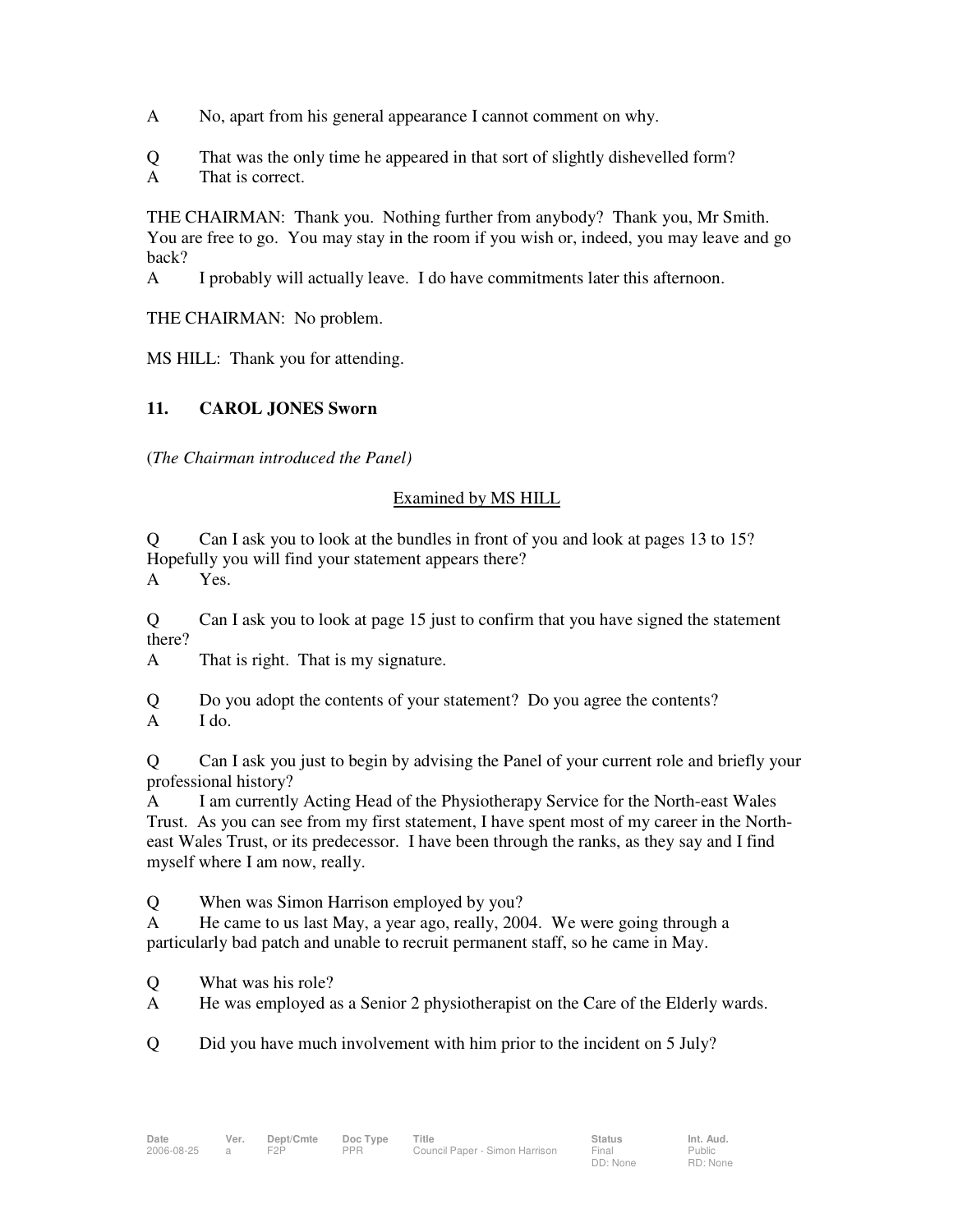A	No, apart from his general appearance I cannot comment on why.

Q	That was the only time he appeared in that sort of slightly dishevelled form?
A	That is correct.

THE CHAIRMAN: Thank you. Nothing further from anybody? Thank you, Mr Smith. You are free to go. You may stay in the room if you wish or, indeed, you may leave and go back?
A	I probably will actually leave. I do have commitments later this afternoon.

THE CHAIRMAN: No problem.

MS HILL: Thank you for attending.

**11. CAROL JONES Sworn**

(*The Chairman introduced the Panel)*

Examined by MS HILL

Q	Can I ask you to look at the bundles in front of you and look at pages 13 to 15? Hopefully you will find your statement appears there?
A	Yes.

Q	Can I ask you to look at page 15 just to confirm that you have signed the statement there?
A	That is right. That is my signature.

Q	Do you adopt the contents of your statement? Do you agree the contents?
A	I do.

Q	Can I ask you just to begin by advising the Panel of your current role and briefly your professional history?
A	I am currently Acting Head of the Physiotherapy Service for the North-east Wales Trust. As you can see from my first statement, I have spent most of my career in the North-east Wales Trust, or its predecessor. I have been through the ranks, as they say and I find myself where I am now, really.

Q	When was Simon Harrison employed by you?
A	He came to us last May, a year ago, really, 2004. We were going through a particularly bad patch and unable to recruit permanent staff, so he came in May.

Q	What was his role?
A	He was employed as a Senior 2 physiotherapist on the Care of the Elderly wards.

Q	Did you have much involvement with him prior to the incident on 5 July?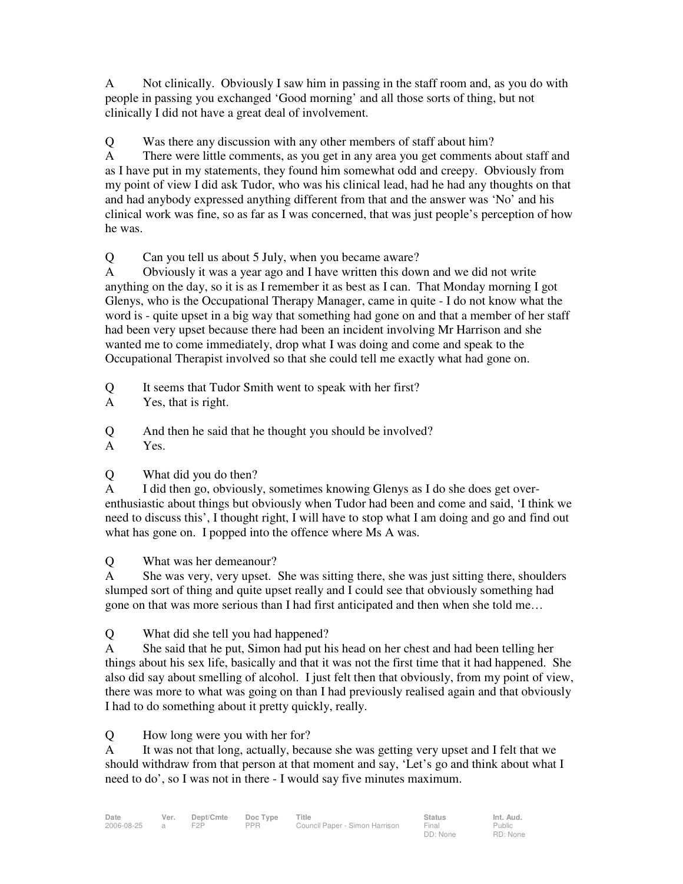A Not clinically. Obviously I saw him in passing in the staff room and, as you do with people in passing you exchanged 'Good morning' and all those sorts of thing, but not clinically I did not have a great deal of involvement.

Q Was there any discussion with any other members of staff about him?
A There were little comments, as you get in any area you get comments about staff and as I have put in my statements, they found him somewhat odd and creepy. Obviously from my point of view I did ask Tudor, who was his clinical lead, had he had any thoughts on that and had anybody expressed anything different from that and the answer was 'No' and his clinical work was fine, so as far as I was concerned, that was just people's perception of how he was.

Q Can you tell us about 5 July, when you became aware?
A Obviously it was a year ago and I have written this down and we did not write anything on the day, so it is as I remember it as best as I can. That Monday morning I got Glenys, who is the Occupational Therapy Manager, came in quite - I do not know what the word is - quite upset in a big way that something had gone on and that a member of her staff had been very upset because there had been an incident involving Mr Harrison and she wanted me to come immediately, drop what I was doing and come and speak to the Occupational Therapist involved so that she could tell me exactly what had gone on.

Q It seems that Tudor Smith went to speak with her first?
A Yes, that is right.

Q And then he said that he thought you should be involved?
A Yes.

Q What did you do then?
A I did then go, obviously, sometimes knowing Glenys as I do she does get over-enthusiastic about things but obviously when Tudor had been and come and said, 'I think we need to discuss this', I thought right, I will have to stop what I am doing and go and find out what has gone on. I popped into the offence where Ms A was.

Q What was her demeanour?
A She was very, very upset. She was sitting there, she was just sitting there, shoulders slumped sort of thing and quite upset really and I could see that obviously something had gone on that was more serious than I had first anticipated and then when she told me…

Q What did she tell you had happened?
A She said that he put, Simon had put his head on her chest and had been telling her things about his sex life, basically and that it was not the first time that it had happened. She also did say about smelling of alcohol. I just felt then that obviously, from my point of view, there was more to what was going on than I had previously realised again and that obviously I had to do something about it pretty quickly, really.

Q How long were you with her for?
A It was not that long, actually, because she was getting very upset and I felt that we should withdraw from that person at that moment and say, 'Let's go and think about what I need to do', so I was not in there - I would say five minutes maximum.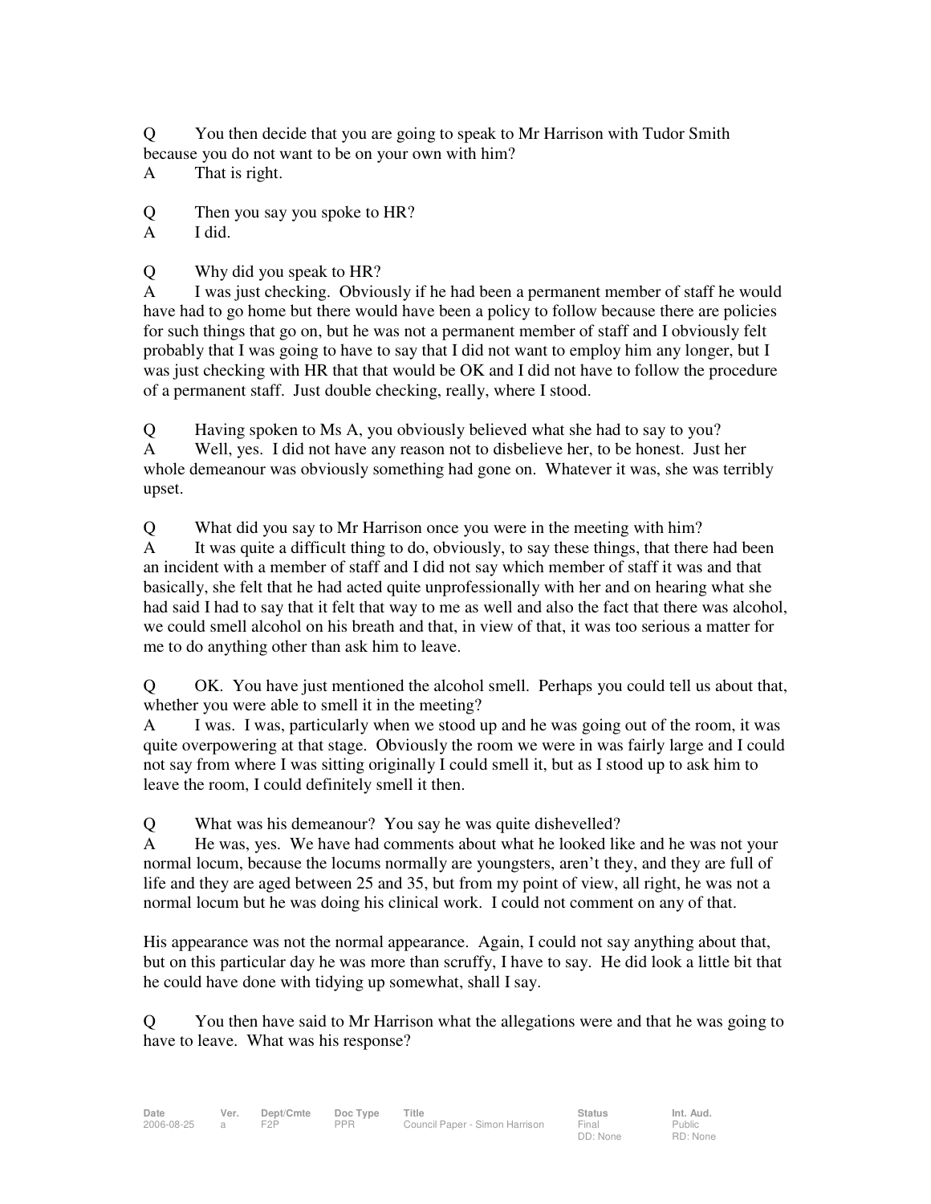Q You then decide that you are going to speak to Mr Harrison with Tudor Smith because you do not want to be on your own with him?

A That is right.

Q Then you say you spoke to HR?

A I did.

Q Why did you speak to HR?

A I was just checking. Obviously if he had been a permanent member of staff he would have had to go home but there would have been a policy to follow because there are policies for such things that go on, but he was not a permanent member of staff and I obviously felt probably that I was going to have to say that I did not want to employ him any longer, but I was just checking with HR that that would be OK and I did not have to follow the procedure of a permanent staff. Just double checking, really, where I stood.

Q Having spoken to Ms A, you obviously believed what she had to say to you?

A Well, yes. I did not have any reason not to disbelieve her, to be honest. Just her whole demeanour was obviously something had gone on. Whatever it was, she was terribly upset.

Q What did you say to Mr Harrison once you were in the meeting with him?

A It was quite a difficult thing to do, obviously, to say these things, that there had been an incident with a member of staff and I did not say which member of staff it was and that basically, she felt that he had acted quite unprofessionally with her and on hearing what she had said I had to say that it felt that way to me as well and also the fact that there was alcohol, we could smell alcohol on his breath and that, in view of that, it was too serious a matter for me to do anything other than ask him to leave.

Q OK. You have just mentioned the alcohol smell. Perhaps you could tell us about that, whether you were able to smell it in the meeting?

A I was. I was, particularly when we stood up and he was going out of the room, it was quite overpowering at that stage. Obviously the room we were in was fairly large and I could not say from where I was sitting originally I could smell it, but as I stood up to ask him to leave the room, I could definitely smell it then.

Q What was his demeanour? You say he was quite dishevelled?

A He was, yes. We have had comments about what he looked like and he was not your normal locum, because the locums normally are youngsters, aren't they, and they are full of life and they are aged between 25 and 35, but from my point of view, all right, he was not a normal locum but he was doing his clinical work. I could not comment on any of that.

His appearance was not the normal appearance. Again, I could not say anything about that, but on this particular day he was more than scruffy, I have to say. He did look a little bit that he could have done with tidying up somewhat, shall I say.

Q You then have said to Mr Harrison what the allegations were and that he was going to have to leave. What was his response?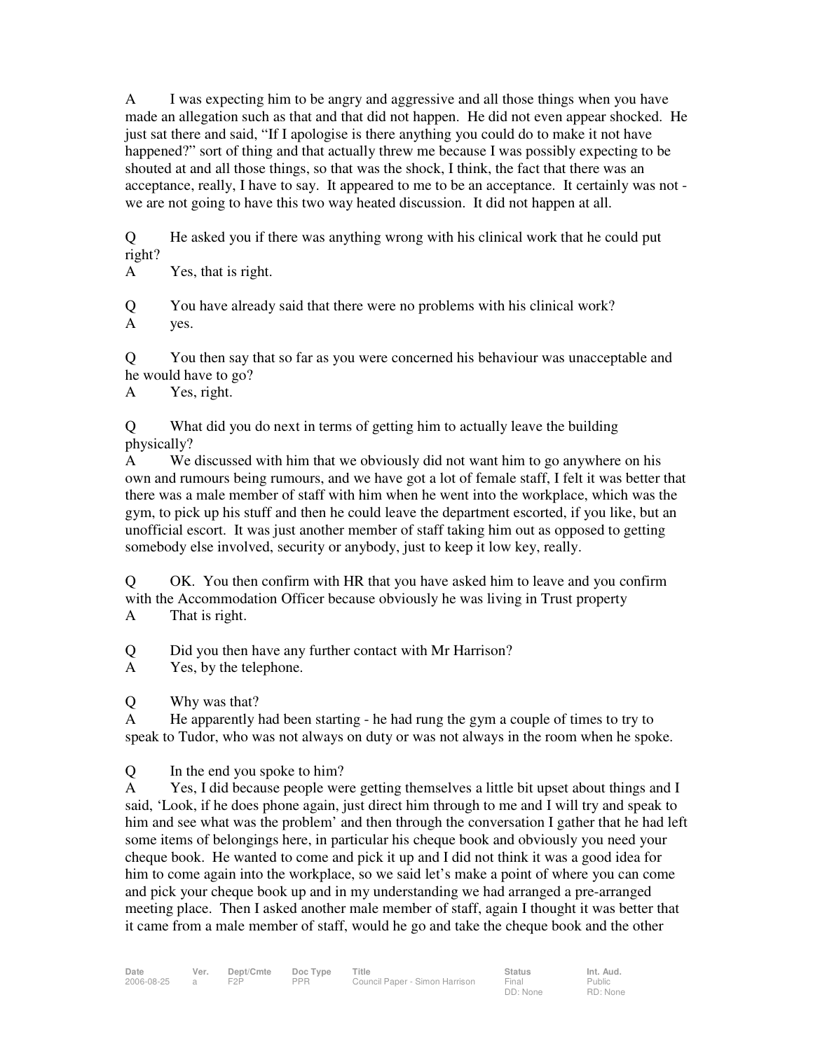A I was expecting him to be angry and aggressive and all those things when you have made an allegation such as that and that did not happen. He did not even appear shocked. He just sat there and said, "If I apologise is there anything you could do to make it not have happened?" sort of thing and that actually threw me because I was possibly expecting to be shouted at and all those things, so that was the shock, I think, the fact that there was an acceptance, really, I have to say. It appeared to me to be an acceptance. It certainly was not - we are not going to have this two way heated discussion. It did not happen at all.

Q He asked you if there was anything wrong with his clinical work that he could put right?
A Yes, that is right.

Q You have already said that there were no problems with his clinical work?
A yes.

Q You then say that so far as you were concerned his behaviour was unacceptable and he would have to go?
A Yes, right.

Q What did you do next in terms of getting him to actually leave the building physically?
A We discussed with him that we obviously did not want him to go anywhere on his own and rumours being rumours, and we have got a lot of female staff, I felt it was better that there was a male member of staff with him when he went into the workplace, which was the gym, to pick up his stuff and then he could leave the department escorted, if you like, but an unofficial escort. It was just another member of staff taking him out as opposed to getting somebody else involved, security or anybody, just to keep it low key, really.

Q OK. You then confirm with HR that you have asked him to leave and you confirm with the Accommodation Officer because obviously he was living in Trust property
A That is right.

Q Did you then have any further contact with Mr Harrison?
A Yes, by the telephone.

Q Why was that?
A He apparently had been starting - he had rung the gym a couple of times to try to speak to Tudor, who was not always on duty or was not always in the room when he spoke.

Q In the end you spoke to him?
A Yes, I did because people were getting themselves a little bit upset about things and I said, 'Look, if he does phone again, just direct him through to me and I will try and speak to him and see what was the problem' and then through the conversation I gather that he had left some items of belongings here, in particular his cheque book and obviously you need your cheque book. He wanted to come and pick it up and I did not think it was a good idea for him to come again into the workplace, so we said let's make a point of where you can come and pick your cheque book up and in my understanding we had arranged a pre-arranged meeting place. Then I asked another male member of staff, again I thought it was better that it came from a male member of staff, would he go and take the cheque book and the other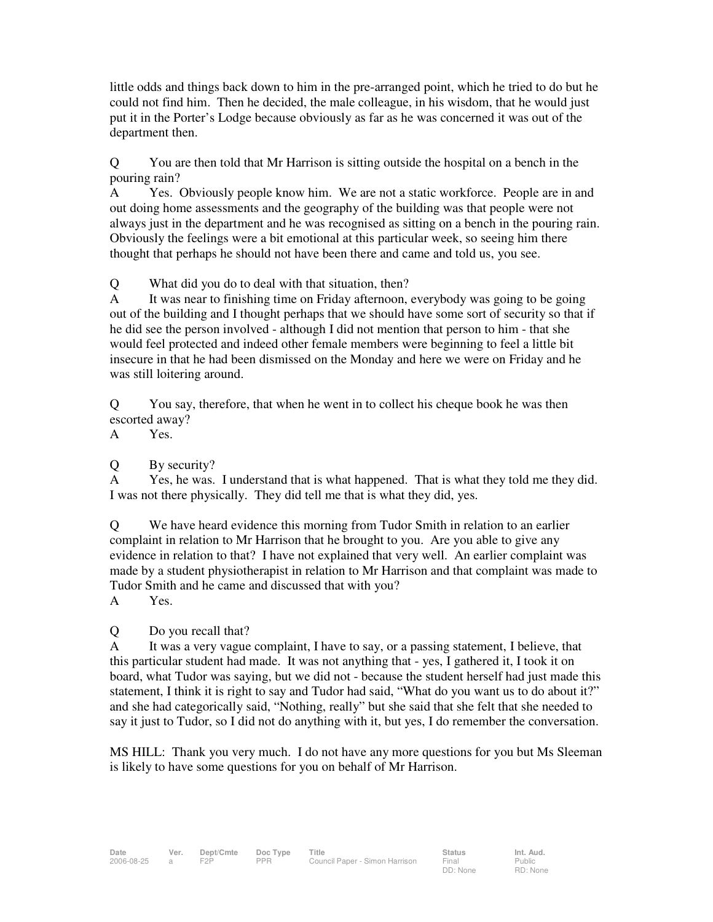little odds and things back down to him in the pre-arranged point, which he tried to do but he could not find him. Then he decided, the male colleague, in his wisdom, that he would just put it in the Porter's Lodge because obviously as far as he was concerned it was out of the department then.

Q  You are then told that Mr Harrison is sitting outside the hospital on a bench in the pouring rain?
A  Yes. Obviously people know him. We are not a static workforce. People are in and out doing home assessments and the geography of the building was that people were not always just in the department and he was recognised as sitting on a bench in the pouring rain. Obviously the feelings were a bit emotional at this particular week, so seeing him there thought that perhaps he should not have been there and came and told us, you see.

Q  What did you do to deal with that situation, then?
A  It was near to finishing time on Friday afternoon, everybody was going to be going out of the building and I thought perhaps that we should have some sort of security so that if he did see the person involved - although I did not mention that person to him - that she would feel protected and indeed other female members were beginning to feel a little bit insecure in that he had been dismissed on the Monday and here we were on Friday and he was still loitering around.

Q  You say, therefore, that when he went in to collect his cheque book he was then escorted away?
A  Yes.

Q  By security?
A  Yes, he was. I understand that is what happened. That is what they told me they did. I was not there physically. They did tell me that is what they did, yes.

Q  We have heard evidence this morning from Tudor Smith in relation to an earlier complaint in relation to Mr Harrison that he brought to you. Are you able to give any evidence in relation to that? I have not explained that very well. An earlier complaint was made by a student physiotherapist in relation to Mr Harrison and that complaint was made to Tudor Smith and he came and discussed that with you?
A  Yes.

Q  Do you recall that?
A  It was a very vague complaint, I have to say, or a passing statement, I believe, that this particular student had made. It was not anything that - yes, I gathered it, I took it on board, what Tudor was saying, but we did not - because the student herself had just made this statement, I think it is right to say and Tudor had said, "What do you want us to do about it?" and she had categorically said, "Nothing, really" but she said that she felt that she needed to say it just to Tudor, so I did not do anything with it, but yes, I do remember the conversation.

MS HILL: Thank you very much. I do not have any more questions for you but Ms Sleeman is likely to have some questions for you on behalf of Mr Harrison.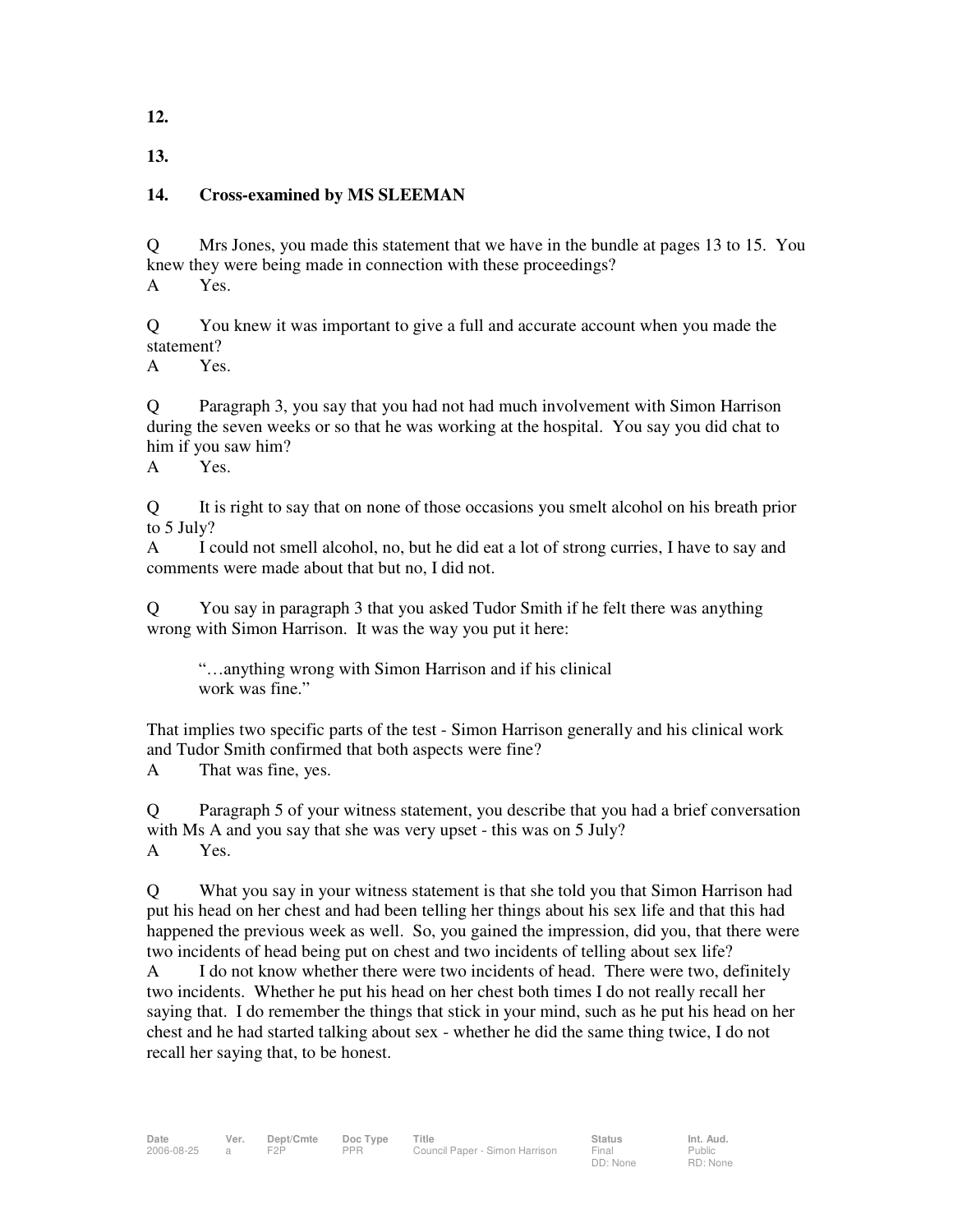**12.**

**13.**

**14. Cross-examined by MS SLEEMAN**

Q Mrs Jones, you made this statement that we have in the bundle at pages 13 to 15. You knew they were being made in connection with these proceedings?
A Yes.

Q You knew it was important to give a full and accurate account when you made the statement?
A Yes.

Q Paragraph 3, you say that you had not had much involvement with Simon Harrison during the seven weeks or so that he was working at the hospital. You say you did chat to him if you saw him?
A Yes.

Q It is right to say that on none of those occasions you smelt alcohol on his breath prior to 5 July?
A I could not smell alcohol, no, but he did eat a lot of strong curries, I have to say and comments were made about that but no, I did not.

Q You say in paragraph 3 that you asked Tudor Smith if he felt there was anything wrong with Simon Harrison. It was the way you put it here:

> "…anything wrong with Simon Harrison and if his clinical work was fine."

That implies two specific parts of the test - Simon Harrison generally and his clinical work and Tudor Smith confirmed that both aspects were fine?
A That was fine, yes.

Q Paragraph 5 of your witness statement, you describe that you had a brief conversation with Ms A and you say that she was very upset - this was on 5 July?
A Yes.

Q What you say in your witness statement is that she told you that Simon Harrison had put his head on her chest and had been telling her things about his sex life and that this had happened the previous week as well. So, you gained the impression, did you, that there were two incidents of head being put on chest and two incidents of telling about sex life?
A I do not know whether there were two incidents of head. There were two, definitely two incidents. Whether he put his head on her chest both times I do not really recall her saying that. I do remember the things that stick in your mind, such as he put his head on her chest and he had started talking about sex - whether he did the same thing twice, I do not recall her saying that, to be honest.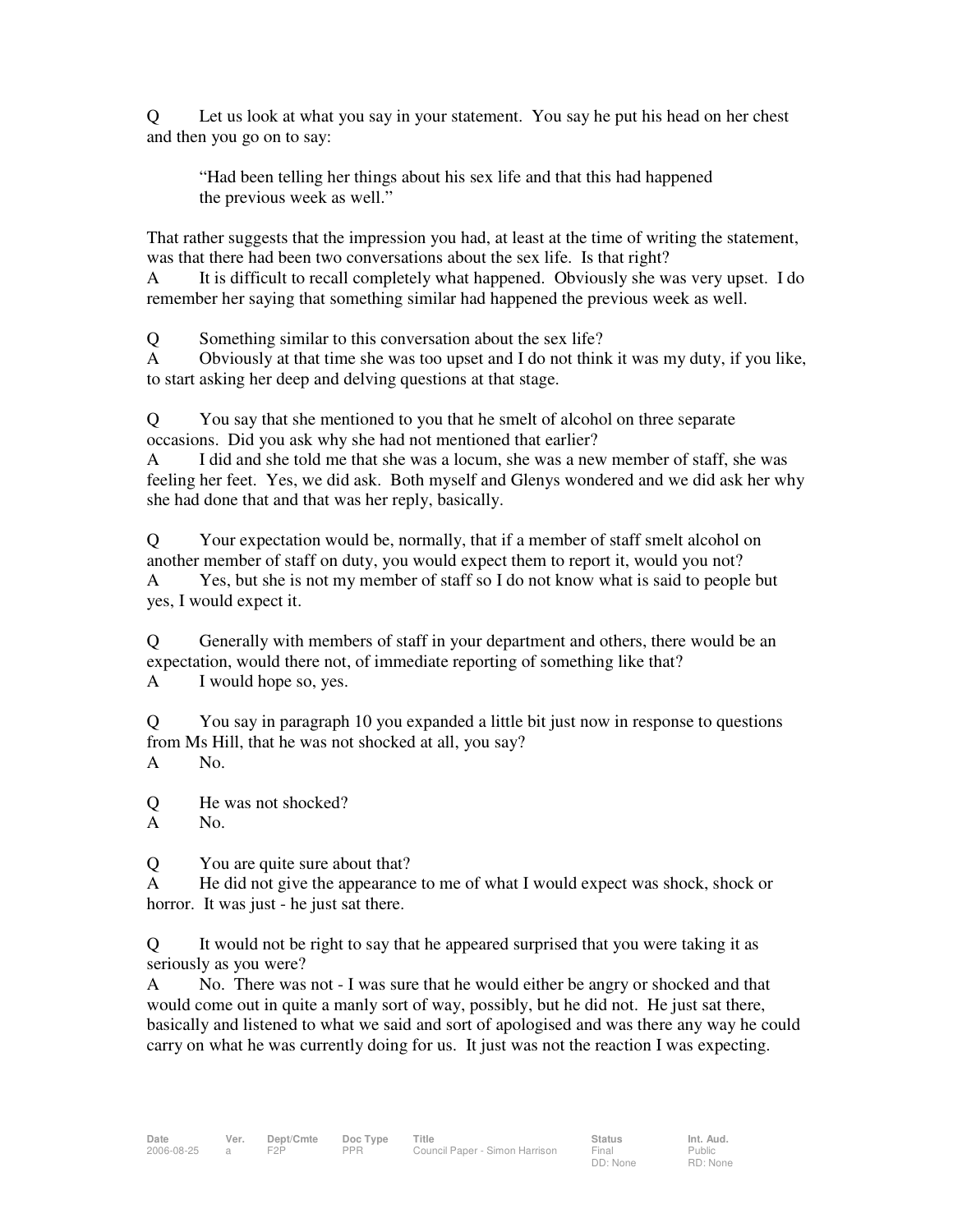Q Let us look at what you say in your statement. You say he put his head on her chest and then you go on to say:

> "Had been telling her things about his sex life and that this had happened the previous week as well."

That rather suggests that the impression you had, at least at the time of writing the statement, was that there had been two conversations about the sex life. Is that right?
A It is difficult to recall completely what happened. Obviously she was very upset. I do remember her saying that something similar had happened the previous week as well.

Q Something similar to this conversation about the sex life?
A Obviously at that time she was too upset and I do not think it was my duty, if you like, to start asking her deep and delving questions at that stage.

Q You say that she mentioned to you that he smelt of alcohol on three separate occasions. Did you ask why she had not mentioned that earlier?
A I did and she told me that she was a locum, she was a new member of staff, she was feeling her feet. Yes, we did ask. Both myself and Glenys wondered and we did ask her why she had done that and that was her reply, basically.

Q Your expectation would be, normally, that if a member of staff smelt alcohol on another member of staff on duty, you would expect them to report it, would you not?
A Yes, but she is not my member of staff so I do not know what is said to people but yes, I would expect it.

Q Generally with members of staff in your department and others, there would be an expectation, would there not, of immediate reporting of something like that?
A I would hope so, yes.

Q You say in paragraph 10 you expanded a little bit just now in response to questions from Ms Hill, that he was not shocked at all, you say?
A No.

Q He was not shocked?
A No.

Q You are quite sure about that?
A He did not give the appearance to me of what I would expect was shock, shock or horror. It was just - he just sat there.

Q It would not be right to say that he appeared surprised that you were taking it as seriously as you were?
A No. There was not - I was sure that he would either be angry or shocked and that would come out in quite a manly sort of way, possibly, but he did not. He just sat there, basically and listened to what we said and sort of apologised and was there any way he could carry on what he was currently doing for us. It just was not the reaction I was expecting.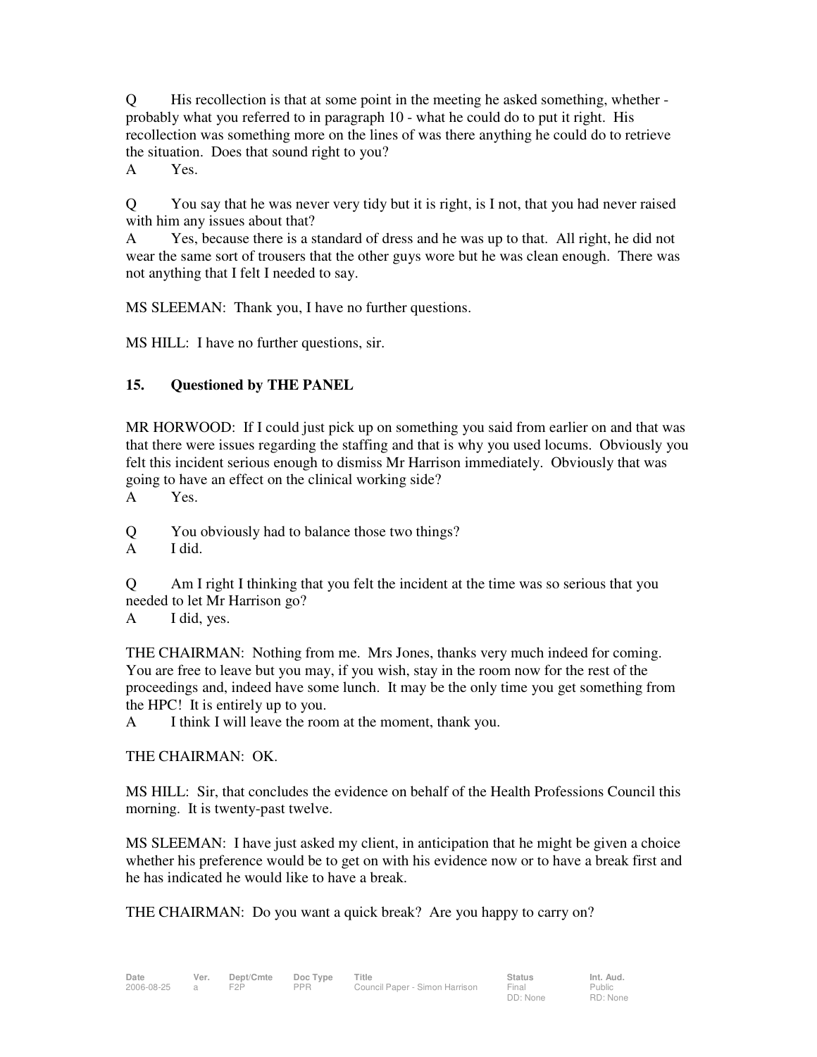Q His recollection is that at some point in the meeting he asked something, whether - probably what you referred to in paragraph 10 - what he could do to put it right. His recollection was something more on the lines of was there anything he could do to retrieve the situation. Does that sound right to you?

A Yes.

Q You say that he was never very tidy but it is right, is I not, that you had never raised with him any issues about that?

A Yes, because there is a standard of dress and he was up to that. All right, he did not wear the same sort of trousers that the other guys wore but he was clean enough. There was not anything that I felt I needed to say.

MS SLEEMAN: Thank you, I have no further questions.

MS HILL: I have no further questions, sir.

## 15. Questioned by THE PANEL

MR HORWOOD: If I could just pick up on something you said from earlier on and that was that there were issues regarding the staffing and that is why you used locums. Obviously you felt this incident serious enough to dismiss Mr Harrison immediately. Obviously that was going to have an effect on the clinical working side?

A Yes.

Q You obviously had to balance those two things?

A I did.

Q Am I right I thinking that you felt the incident at the time was so serious that you needed to let Mr Harrison go?

A I did, yes.

THE CHAIRMAN: Nothing from me. Mrs Jones, thanks very much indeed for coming. You are free to leave but you may, if you wish, stay in the room now for the rest of the proceedings and, indeed have some lunch. It may be the only time you get something from the HPC! It is entirely up to you.

A I think I will leave the room at the moment, thank you.

THE CHAIRMAN: OK.

MS HILL: Sir, that concludes the evidence on behalf of the Health Professions Council this morning. It is twenty-past twelve.

MS SLEEMAN: I have just asked my client, in anticipation that he might be given a choice whether his preference would be to get on with his evidence now or to have a break first and he has indicated he would like to have a break.

THE CHAIRMAN: Do you want a quick break? Are you happy to carry on?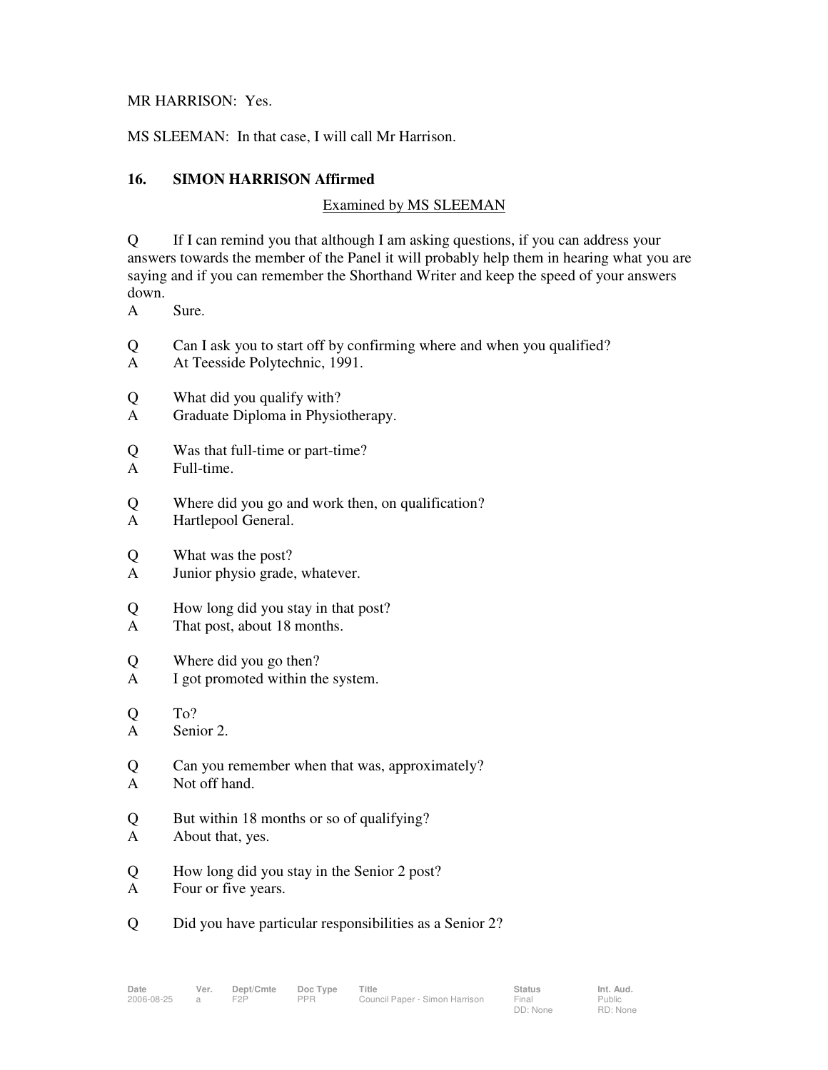MR HARRISON: Yes.

MS SLEEMAN: In that case, I will call Mr Harrison.

**16. SIMON HARRISON Affirmed**

Examined by MS SLEEMAN

Q If I can remind you that although I am asking questions, if you can address your answers towards the member of the Panel it will probably help them in hearing what you are saying and if you can remember the Shorthand Writer and keep the speed of your answers down.
A Sure.

Q Can I ask you to start off by confirming where and when you qualified?
A At Teesside Polytechnic, 1991.

Q What did you qualify with?
A Graduate Diploma in Physiotherapy.

Q Was that full-time or part-time?
A Full-time.

Q Where did you go and work then, on qualification?
A Hartlepool General.

Q What was the post?
A Junior physio grade, whatever.

Q How long did you stay in that post?
A That post, about 18 months.

Q Where did you go then?
A I got promoted within the system.

Q To?
A Senior 2.

Q Can you remember when that was, approximately?
A Not off hand.

Q But within 18 months or so of qualifying?
A About that, yes.

Q How long did you stay in the Senior 2 post?
A Four or five years.

Q Did you have particular responsibilities as a Senior 2?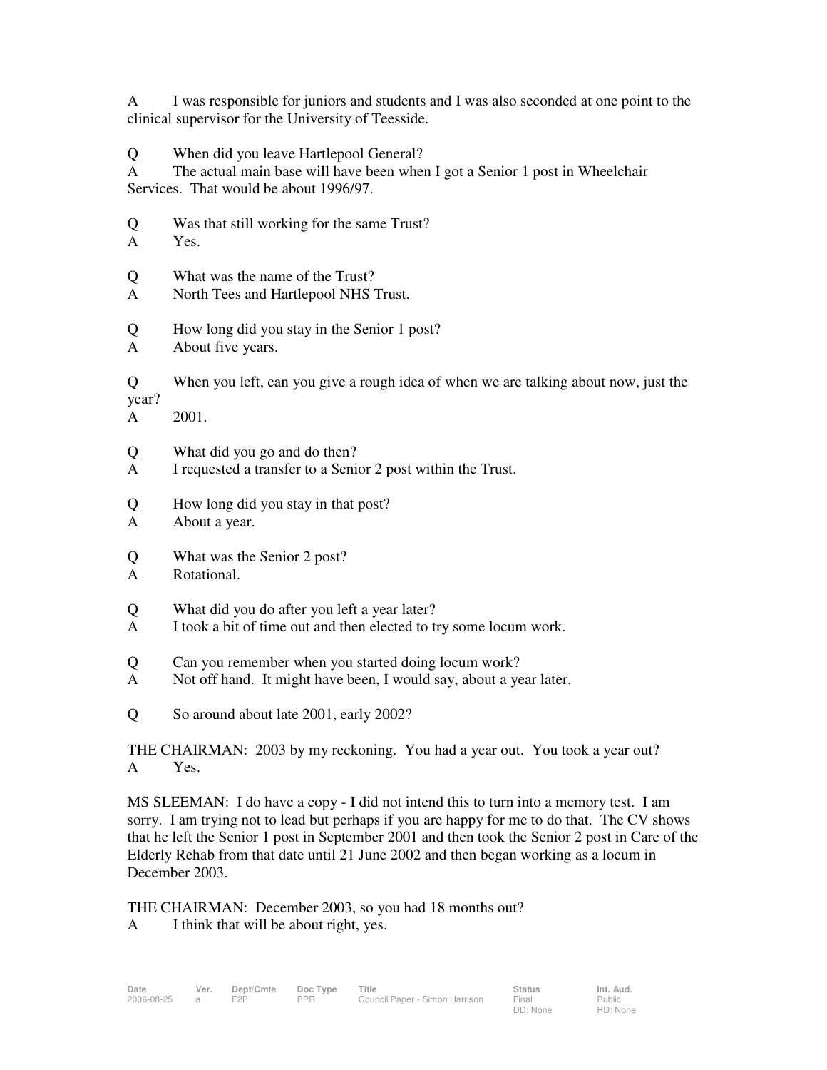A I was responsible for juniors and students and I was also seconded at one point to the clinical supervisor for the University of Teesside.

Q When did you leave Hartlepool General?
A The actual main base will have been when I got a Senior 1 post in Wheelchair Services. That would be about 1996/97.

Q Was that still working for the same Trust?
A Yes.

Q What was the name of the Trust?
A North Tees and Hartlepool NHS Trust.

Q How long did you stay in the Senior 1 post?
A About five years.

Q When you left, can you give a rough idea of when we are talking about now, just the year?
A 2001.

Q What did you go and do then?
A I requested a transfer to a Senior 2 post within the Trust.

Q How long did you stay in that post?
A About a year.

Q What was the Senior 2 post?
A Rotational.

Q What did you do after you left a year later?
A I took a bit of time out and then elected to try some locum work.

Q Can you remember when you started doing locum work?
A Not off hand. It might have been, I would say, about a year later.

Q So around about late 2001, early 2002?

THE CHAIRMAN: 2003 by my reckoning. You had a year out. You took a year out?
A Yes.

MS SLEEMAN: I do have a copy - I did not intend this to turn into a memory test. I am sorry. I am trying not to lead but perhaps if you are happy for me to do that. The CV shows that he left the Senior 1 post in September 2001 and then took the Senior 2 post in Care of the Elderly Rehab from that date until 21 June 2002 and then began working as a locum in December 2003.

THE CHAIRMAN: December 2003, so you had 18 months out?
A I think that will be about right, yes.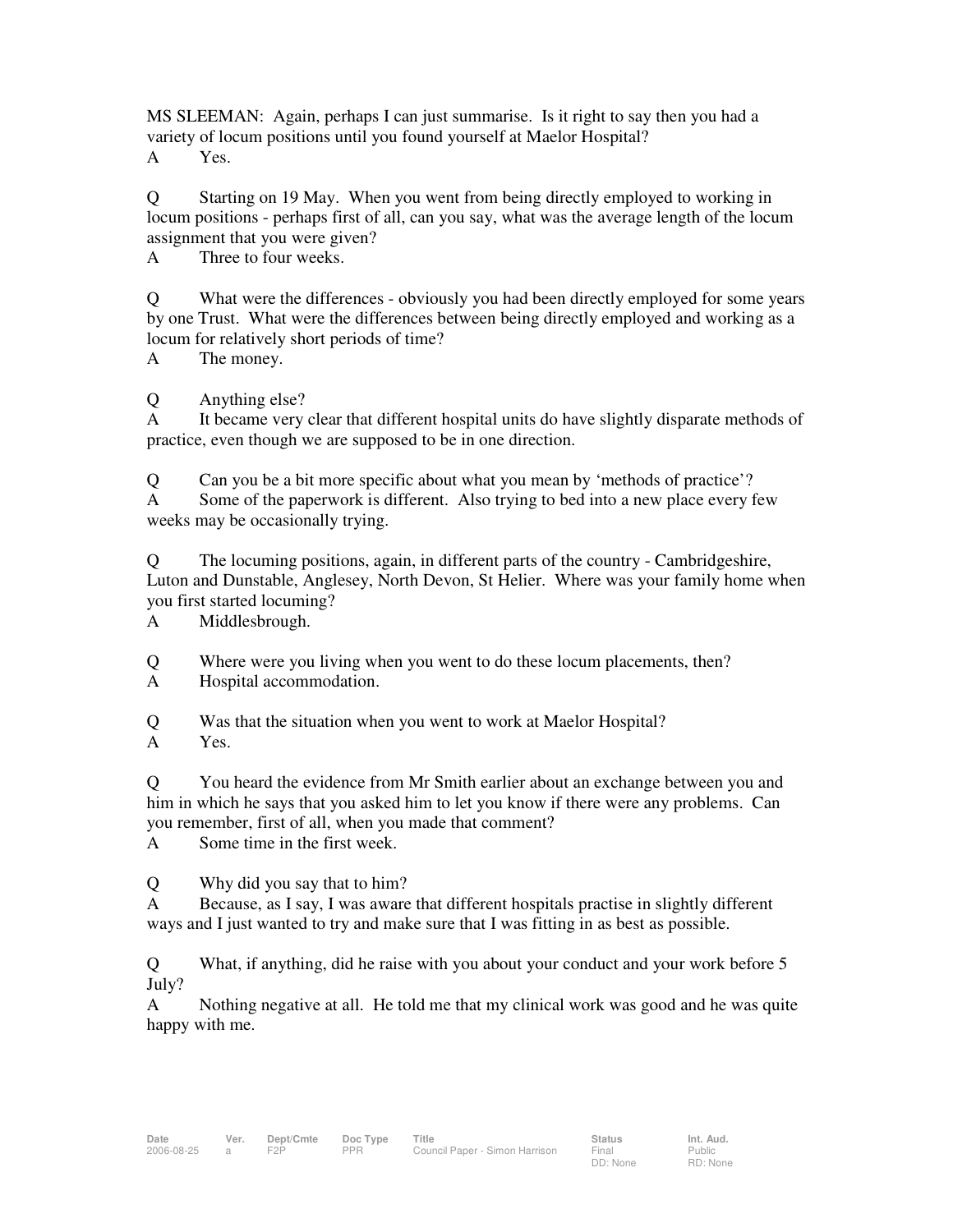MS SLEEMAN: Again, perhaps I can just summarise. Is it right to say then you had a variety of locum positions until you found yourself at Maelor Hospital?

A Yes.

Q Starting on 19 May. When you went from being directly employed to working in locum positions - perhaps first of all, can you say, what was the average length of the locum assignment that you were given?

A Three to four weeks.

Q What were the differences - obviously you had been directly employed for some years by one Trust. What were the differences between being directly employed and working as a locum for relatively short periods of time?

A The money.

Q Anything else?

A It became very clear that different hospital units do have slightly disparate methods of practice, even though we are supposed to be in one direction.

Q Can you be a bit more specific about what you mean by 'methods of practice'?

A Some of the paperwork is different. Also trying to bed into a new place every few weeks may be occasionally trying.

Q The locuming positions, again, in different parts of the country - Cambridgeshire, Luton and Dunstable, Anglesey, North Devon, St Helier. Where was your family home when you first started locuming?

A Middlesbrough.

Q Where were you living when you went to do these locum placements, then?

A Hospital accommodation.

Q Was that the situation when you went to work at Maelor Hospital?

A Yes.

Q You heard the evidence from Mr Smith earlier about an exchange between you and him in which he says that you asked him to let you know if there were any problems. Can you remember, first of all, when you made that comment?

A Some time in the first week.

Q Why did you say that to him?

A Because, as I say, I was aware that different hospitals practise in slightly different ways and I just wanted to try and make sure that I was fitting in as best as possible.

Q What, if anything, did he raise with you about your conduct and your work before 5 July?

A Nothing negative at all. He told me that my clinical work was good and he was quite happy with me.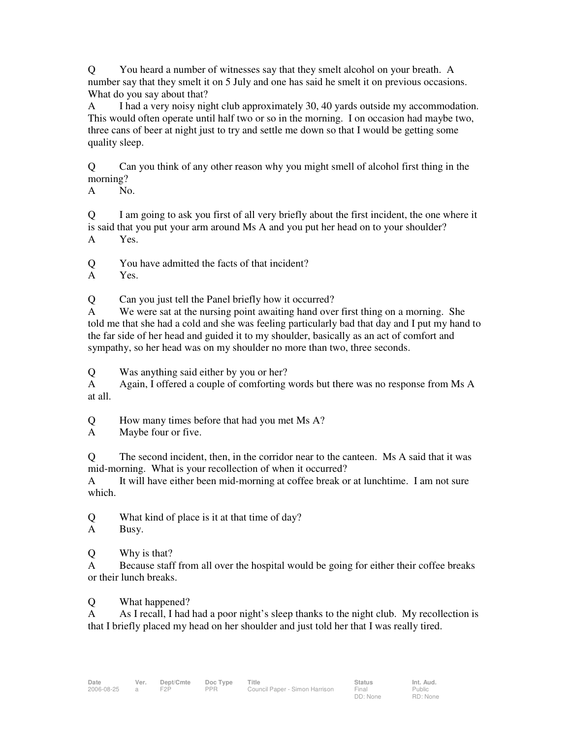Q You heard a number of witnesses say that they smelt alcohol on your breath. A number say that they smelt it on 5 July and one has said he smelt it on previous occasions. What do you say about that?

A I had a very noisy night club approximately 30, 40 yards outside my accommodation. This would often operate until half two or so in the morning. I on occasion had maybe two, three cans of beer at night just to try and settle me down so that I would be getting some quality sleep.

Q Can you think of any other reason why you might smell of alcohol first thing in the morning?

A No.

Q I am going to ask you first of all very briefly about the first incident, the one where it is said that you put your arm around Ms A and you put her head on to your shoulder?

A Yes.

Q You have admitted the facts of that incident?

A Yes.

Q Can you just tell the Panel briefly how it occurred?

A We were sat at the nursing point awaiting hand over first thing on a morning. She told me that she had a cold and she was feeling particularly bad that day and I put my hand to the far side of her head and guided it to my shoulder, basically as an act of comfort and sympathy, so her head was on my shoulder no more than two, three seconds.

Q Was anything said either by you or her?

A Again, I offered a couple of comforting words but there was no response from Ms A at all.

Q How many times before that had you met Ms A?

A Maybe four or five.

Q The second incident, then, in the corridor near to the canteen. Ms A said that it was mid-morning. What is your recollection of when it occurred?

A It will have either been mid-morning at coffee break or at lunchtime. I am not sure which.

Q What kind of place is it at that time of day?

A Busy.

Q Why is that?

A Because staff from all over the hospital would be going for either their coffee breaks or their lunch breaks.

Q What happened?

A As I recall, I had had a poor night's sleep thanks to the night club. My recollection is that I briefly placed my head on her shoulder and just told her that I was really tired.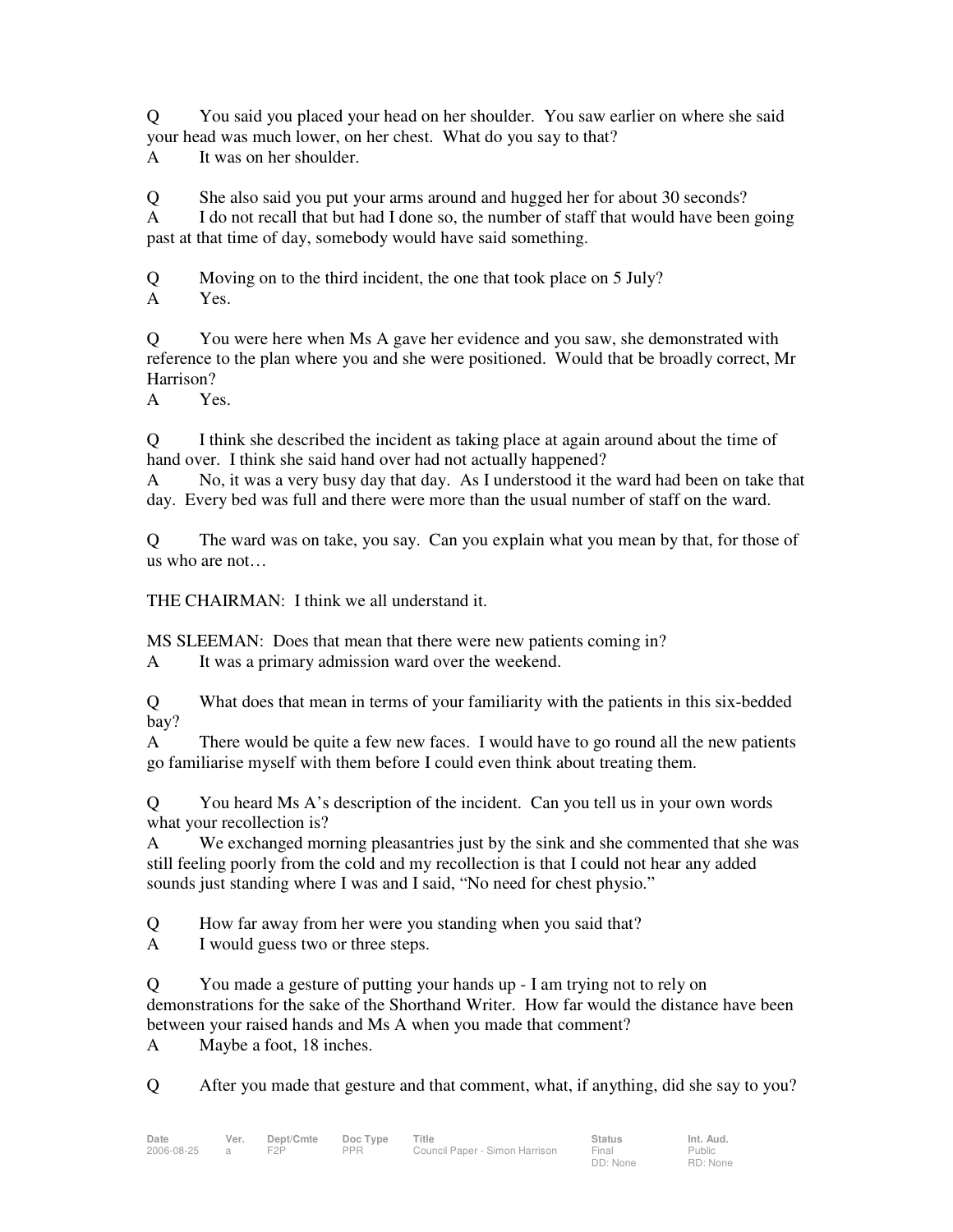Q You said you placed your head on her shoulder. You saw earlier on where she said your head was much lower, on her chest. What do you say to that?

A It was on her shoulder.

Q She also said you put your arms around and hugged her for about 30 seconds?

A I do not recall that but had I done so, the number of staff that would have been going past at that time of day, somebody would have said something.

Q Moving on to the third incident, the one that took place on 5 July?

A Yes.

Q You were here when Ms A gave her evidence and you saw, she demonstrated with reference to the plan where you and she were positioned. Would that be broadly correct, Mr Harrison?

A Yes.

Q I think she described the incident as taking place at again around about the time of hand over. I think she said hand over had not actually happened?

A No, it was a very busy day that day. As I understood it the ward had been on take that day. Every bed was full and there were more than the usual number of staff on the ward.

Q The ward was on take, you say. Can you explain what you mean by that, for those of us who are not…

THE CHAIRMAN: I think we all understand it.

MS SLEEMAN: Does that mean that there were new patients coming in?

A It was a primary admission ward over the weekend.

Q What does that mean in terms of your familiarity with the patients in this six-bedded bay?

A There would be quite a few new faces. I would have to go round all the new patients go familiarise myself with them before I could even think about treating them.

Q You heard Ms A's description of the incident. Can you tell us in your own words what your recollection is?

A We exchanged morning pleasantries just by the sink and she commented that she was still feeling poorly from the cold and my recollection is that I could not hear any added sounds just standing where I was and I said, "No need for chest physio."

Q How far away from her were you standing when you said that?

A I would guess two or three steps.

Q You made a gesture of putting your hands up - I am trying not to rely on demonstrations for the sake of the Shorthand Writer. How far would the distance have been between your raised hands and Ms A when you made that comment?

A Maybe a foot, 18 inches.

Q After you made that gesture and that comment, what, if anything, did she say to you?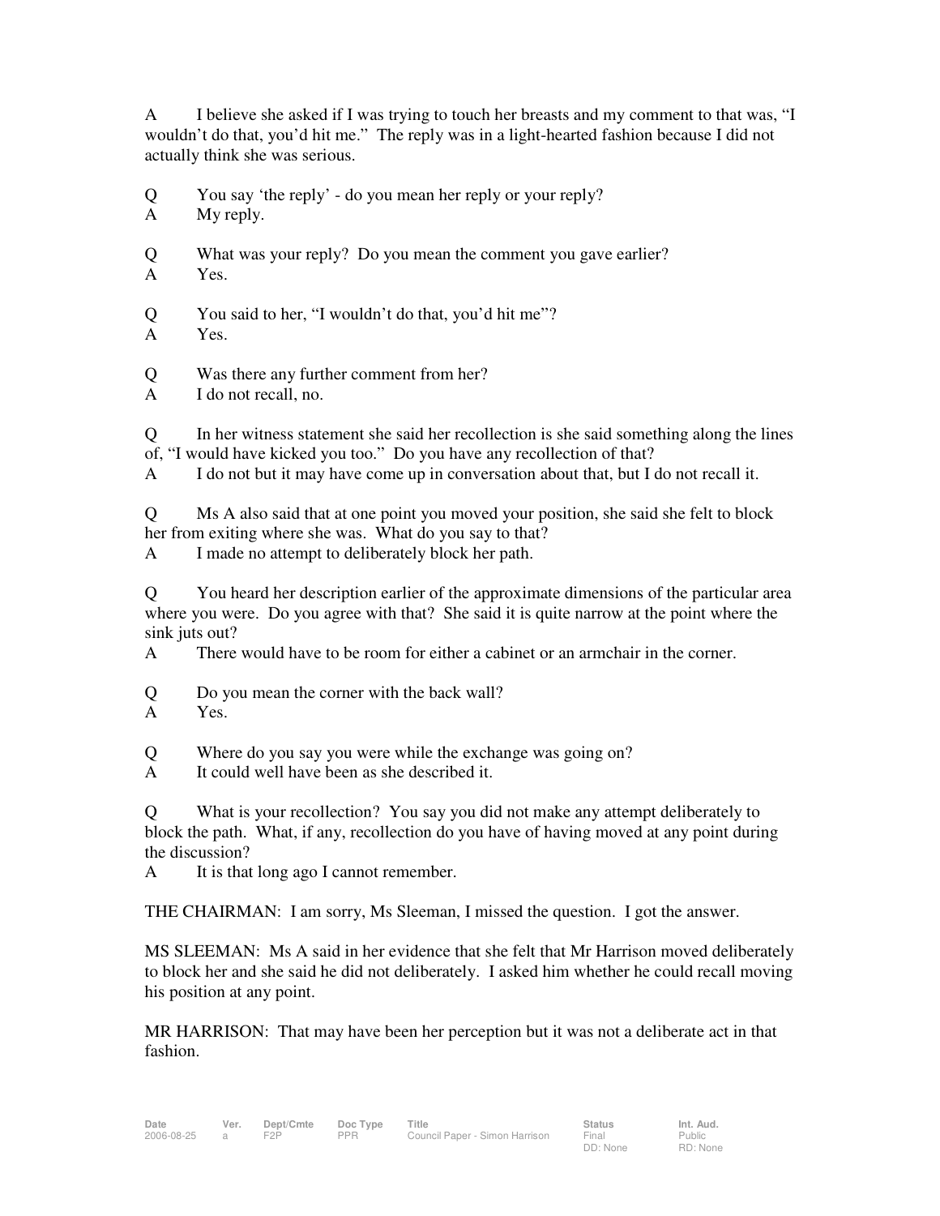A I believe she asked if I was trying to touch her breasts and my comment to that was, "I wouldn't do that, you'd hit me." The reply was in a light-hearted fashion because I did not actually think she was serious.

Q You say 'the reply' - do you mean her reply or your reply?
A My reply.

Q What was your reply? Do you mean the comment you gave earlier?
A Yes.

Q You said to her, "I wouldn't do that, you'd hit me"?
A Yes.

Q Was there any further comment from her?
A I do not recall, no.

Q In her witness statement she said her recollection is she said something along the lines of, "I would have kicked you too." Do you have any recollection of that?
A I do not but it may have come up in conversation about that, but I do not recall it.

Q Ms A also said that at one point you moved your position, she said she felt to block her from exiting where she was. What do you say to that?
A I made no attempt to deliberately block her path.

Q You heard her description earlier of the approximate dimensions of the particular area where you were. Do you agree with that? She said it is quite narrow at the point where the sink juts out?
A There would have to be room for either a cabinet or an armchair in the corner.

Q Do you mean the corner with the back wall?
A Yes.

Q Where do you say you were while the exchange was going on?
A It could well have been as she described it.

Q What is your recollection? You say you did not make any attempt deliberately to block the path. What, if any, recollection do you have of having moved at any point during the discussion?
A It is that long ago I cannot remember.

THE CHAIRMAN: I am sorry, Ms Sleeman, I missed the question. I got the answer.

MS SLEEMAN: Ms A said in her evidence that she felt that Mr Harrison moved deliberately to block her and she said he did not deliberately. I asked him whether he could recall moving his position at any point.

MR HARRISON: That may have been her perception but it was not a deliberate act in that fashion.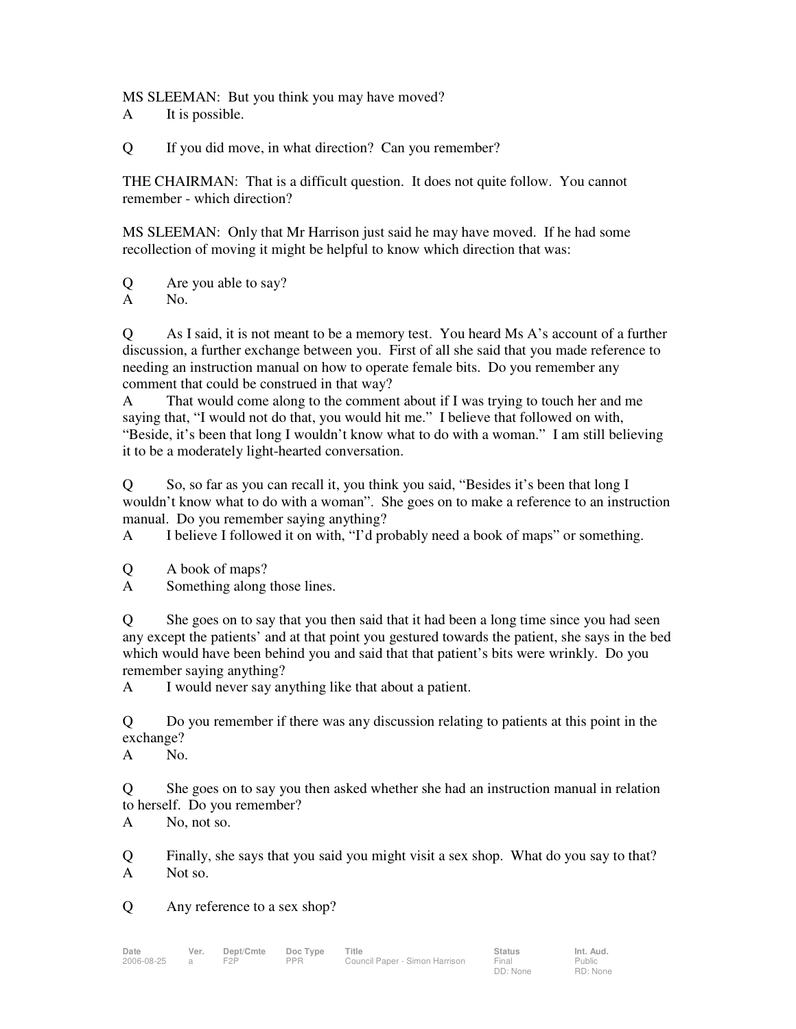MS SLEEMAN: But you think you may have moved?
A It is possible.

Q If you did move, in what direction? Can you remember?

THE CHAIRMAN: That is a difficult question. It does not quite follow. You cannot remember - which direction?

MS SLEEMAN: Only that Mr Harrison just said he may have moved. If he had some recollection of moving it might be helpful to know which direction that was:

Q Are you able to say?
A No.

Q As I said, it is not meant to be a memory test. You heard Ms A's account of a further discussion, a further exchange between you. First of all she said that you made reference to needing an instruction manual on how to operate female bits. Do you remember any comment that could be construed in that way?
A That would come along to the comment about if I was trying to touch her and me saying that, "I would not do that, you would hit me." I believe that followed on with, "Beside, it's been that long I wouldn't know what to do with a woman." I am still believing it to be a moderately light-hearted conversation.

Q So, so far as you can recall it, you think you said, "Besides it's been that long I wouldn't know what to do with a woman". She goes on to make a reference to an instruction manual. Do you remember saying anything?
A I believe I followed it on with, "I'd probably need a book of maps" or something.

Q A book of maps?
A Something along those lines.

Q She goes on to say that you then said that it had been a long time since you had seen any except the patients' and at that point you gestured towards the patient, she says in the bed which would have been behind you and said that that patient's bits were wrinkly. Do you remember saying anything?
A I would never say anything like that about a patient.

Q Do you remember if there was any discussion relating to patients at this point in the exchange?
A No.

Q She goes on to say you then asked whether she had an instruction manual in relation to herself. Do you remember?
A No, not so.

Q Finally, she says that you said you might visit a sex shop. What do you say to that?
A Not so.

Q Any reference to a sex shop?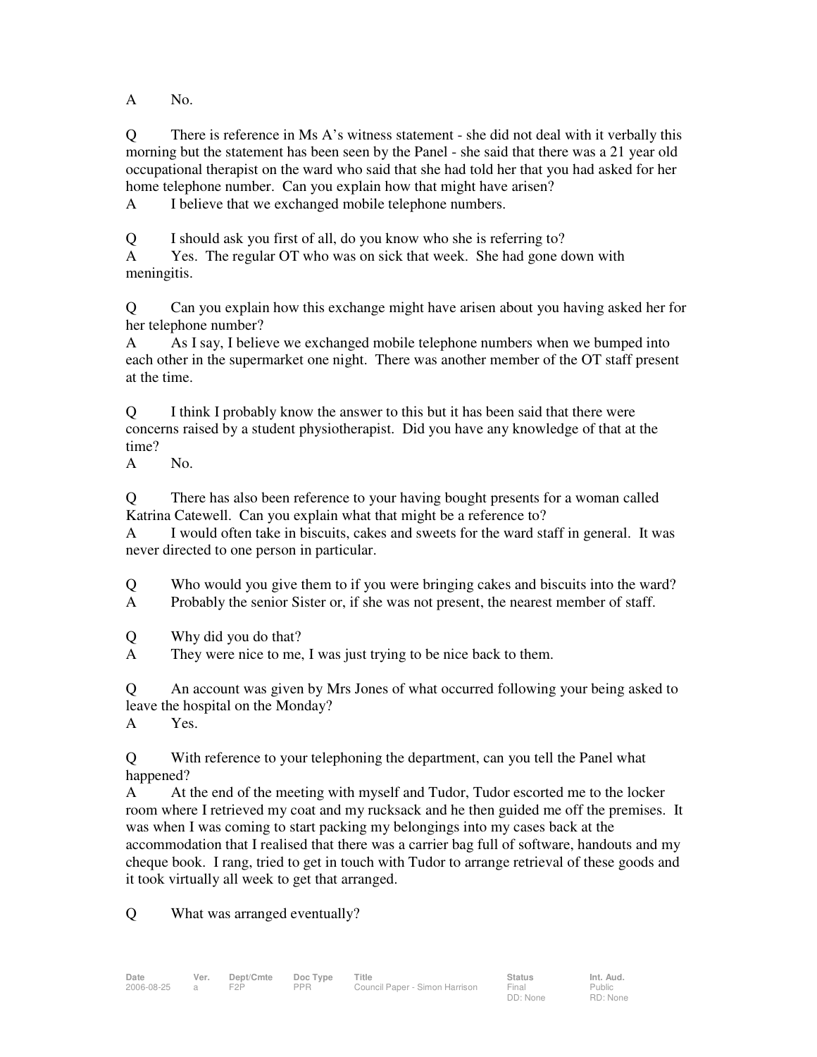A No.

Q There is reference in Ms A's witness statement - she did not deal with it verbally this morning but the statement has been seen by the Panel - she said that there was a 21 year old occupational therapist on the ward who said that she had told her that you had asked for her home telephone number. Can you explain how that might have arisen?
A I believe that we exchanged mobile telephone numbers.

Q I should ask you first of all, do you know who she is referring to?
A Yes. The regular OT who was on sick that week. She had gone down with meningitis.

Q Can you explain how this exchange might have arisen about you having asked her for her telephone number?
A As I say, I believe we exchanged mobile telephone numbers when we bumped into each other in the supermarket one night. There was another member of the OT staff present at the time.

Q I think I probably know the answer to this but it has been said that there were concerns raised by a student physiotherapist. Did you have any knowledge of that at the time?
A No.

Q There has also been reference to your having bought presents for a woman called Katrina Catewell. Can you explain what that might be a reference to?
A I would often take in biscuits, cakes and sweets for the ward staff in general. It was never directed to one person in particular.

Q Who would you give them to if you were bringing cakes and biscuits into the ward?
A Probably the senior Sister or, if she was not present, the nearest member of staff.

Q Why did you do that?
A They were nice to me, I was just trying to be nice back to them.

Q An account was given by Mrs Jones of what occurred following your being asked to leave the hospital on the Monday?
A Yes.

Q With reference to your telephoning the department, can you tell the Panel what happened?
A At the end of the meeting with myself and Tudor, Tudor escorted me to the locker room where I retrieved my coat and my rucksack and he then guided me off the premises. It was when I was coming to start packing my belongings into my cases back at the accommodation that I realised that there was a carrier bag full of software, handouts and my cheque book. I rang, tried to get in touch with Tudor to arrange retrieval of these goods and it took virtually all week to get that arranged.

Q What was arranged eventually?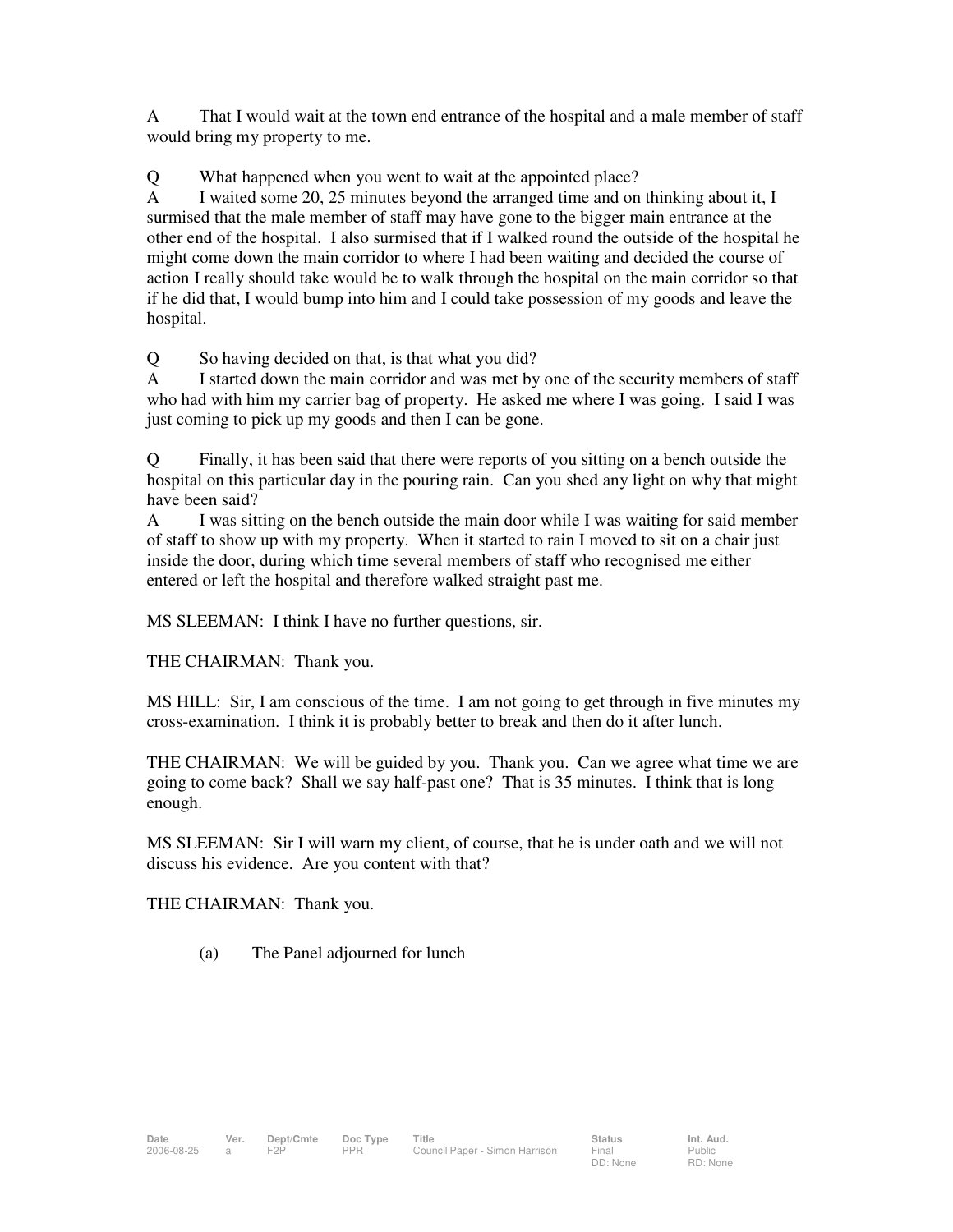A That I would wait at the town end entrance of the hospital and a male member of staff would bring my property to me.

Q What happened when you went to wait at the appointed place?
A I waited some 20, 25 minutes beyond the arranged time and on thinking about it, I surmised that the male member of staff may have gone to the bigger main entrance at the other end of the hospital. I also surmised that if I walked round the outside of the hospital he might come down the main corridor to where I had been waiting and decided the course of action I really should take would be to walk through the hospital on the main corridor so that if he did that, I would bump into him and I could take possession of my goods and leave the hospital.

Q So having decided on that, is that what you did?
A I started down the main corridor and was met by one of the security members of staff who had with him my carrier bag of property. He asked me where I was going. I said I was just coming to pick up my goods and then I can be gone.

Q Finally, it has been said that there were reports of you sitting on a bench outside the hospital on this particular day in the pouring rain. Can you shed any light on why that might have been said?
A I was sitting on the bench outside the main door while I was waiting for said member of staff to show up with my property. When it started to rain I moved to sit on a chair just inside the door, during which time several members of staff who recognised me either entered or left the hospital and therefore walked straight past me.

MS SLEEMAN: I think I have no further questions, sir.

THE CHAIRMAN: Thank you.

MS HILL: Sir, I am conscious of the time. I am not going to get through in five minutes my cross-examination. I think it is probably better to break and then do it after lunch.

THE CHAIRMAN: We will be guided by you. Thank you. Can we agree what time we are going to come back? Shall we say half-past one? That is 35 minutes. I think that is long enough.

MS SLEEMAN: Sir I will warn my client, of course, that he is under oath and we will not discuss his evidence. Are you content with that?

THE CHAIRMAN: Thank you.

(a) The Panel adjourned for lunch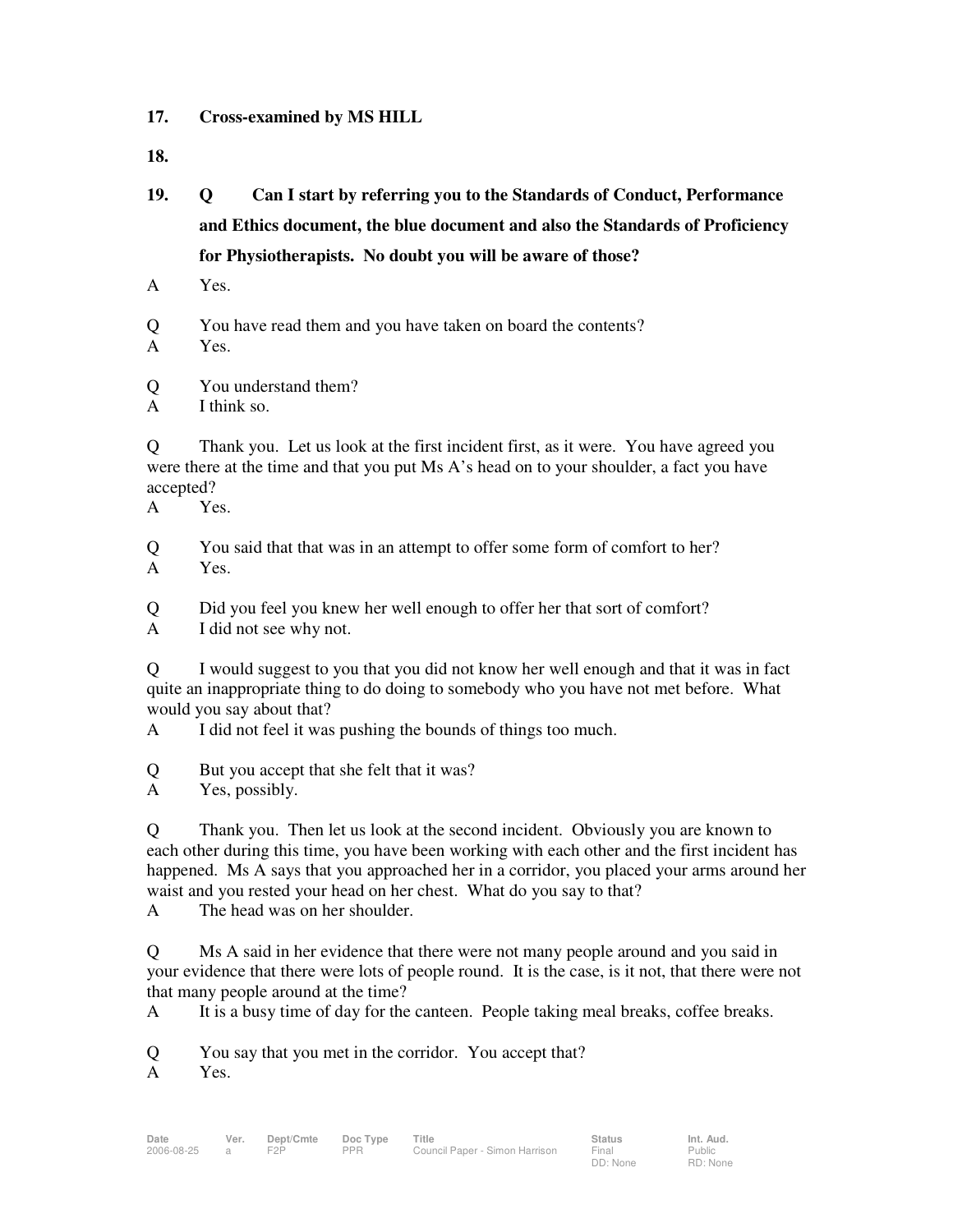**17. Cross-examined by MS HILL**

**18.**

**19. Q Can I start by referring you to the Standards of Conduct, Performance and Ethics document, the blue document and also the Standards of Proficiency for Physiotherapists. No doubt you will be aware of those?**

A Yes.

Q You have read them and you have taken on board the contents?
A Yes.

Q You understand them?
A I think so.

Q Thank you. Let us look at the first incident first, as it were. You have agreed you were there at the time and that you put Ms A's head on to your shoulder, a fact you have accepted?
A Yes.

Q You said that that was in an attempt to offer some form of comfort to her?
A Yes.

Q Did you feel you knew her well enough to offer her that sort of comfort?
A I did not see why not.

Q I would suggest to you that you did not know her well enough and that it was in fact quite an inappropriate thing to do doing to somebody who you have not met before. What would you say about that?
A I did not feel it was pushing the bounds of things too much.

Q But you accept that she felt that it was?
A Yes, possibly.

Q Thank you. Then let us look at the second incident. Obviously you are known to each other during this time, you have been working with each other and the first incident has happened. Ms A says that you approached her in a corridor, you placed your arms around her waist and you rested your head on her chest. What do you say to that?
A The head was on her shoulder.

Q Ms A said in her evidence that there were not many people around and you said in your evidence that there were lots of people round. It is the case, is it not, that there were not that many people around at the time?
A It is a busy time of day for the canteen. People taking meal breaks, coffee breaks.

Q You say that you met in the corridor. You accept that?
A Yes.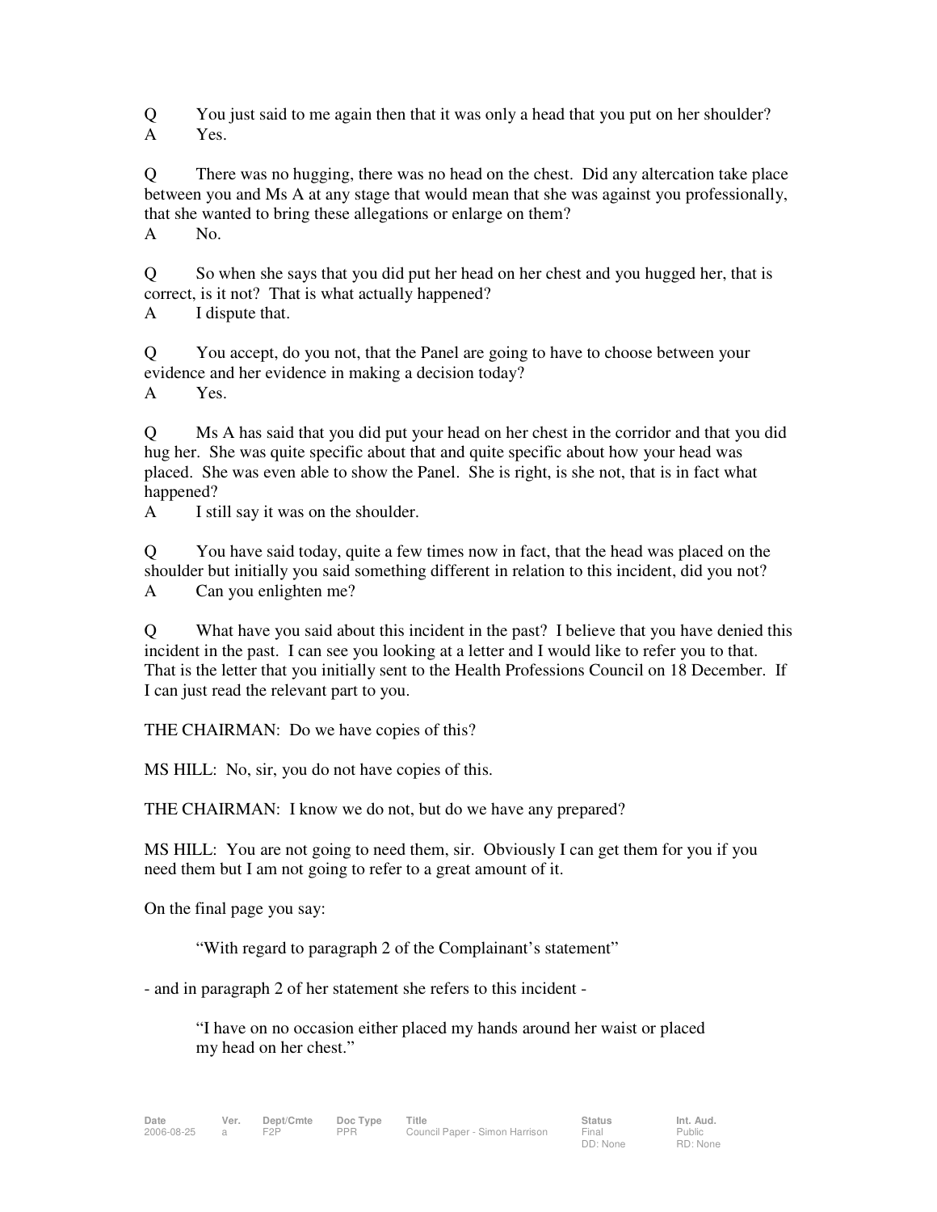Q You just said to me again then that it was only a head that you put on her shoulder?
A Yes.

Q There was no hugging, there was no head on the chest. Did any altercation take place between you and Ms A at any stage that would mean that she was against you professionally, that she wanted to bring these allegations or enlarge on them?
A No.

Q So when she says that you did put her head on her chest and you hugged her, that is correct, is it not? That is what actually happened?
A I dispute that.

Q You accept, do you not, that the Panel are going to have to choose between your evidence and her evidence in making a decision today?
A Yes.

Q Ms A has said that you did put your head on her chest in the corridor and that you did hug her. She was quite specific about that and quite specific about how your head was placed. She was even able to show the Panel. She is right, is she not, that is in fact what happened?
A I still say it was on the shoulder.

Q You have said today, quite a few times now in fact, that the head was placed on the shoulder but initially you said something different in relation to this incident, did you not?
A Can you enlighten me?

Q What have you said about this incident in the past? I believe that you have denied this incident in the past. I can see you looking at a letter and I would like to refer you to that. That is the letter that you initially sent to the Health Professions Council on 18 December. If I can just read the relevant part to you.

THE CHAIRMAN: Do we have copies of this?

MS HILL: No, sir, you do not have copies of this.

THE CHAIRMAN: I know we do not, but do we have any prepared?

MS HILL: You are not going to need them, sir. Obviously I can get them for you if you need them but I am not going to refer to a great amount of it.

On the final page you say:

> "With regard to paragraph 2 of the Complainant's statement"

- and in paragraph 2 of her statement she refers to this incident -

> "I have on no occasion either placed my hands around her waist or placed my head on her chest."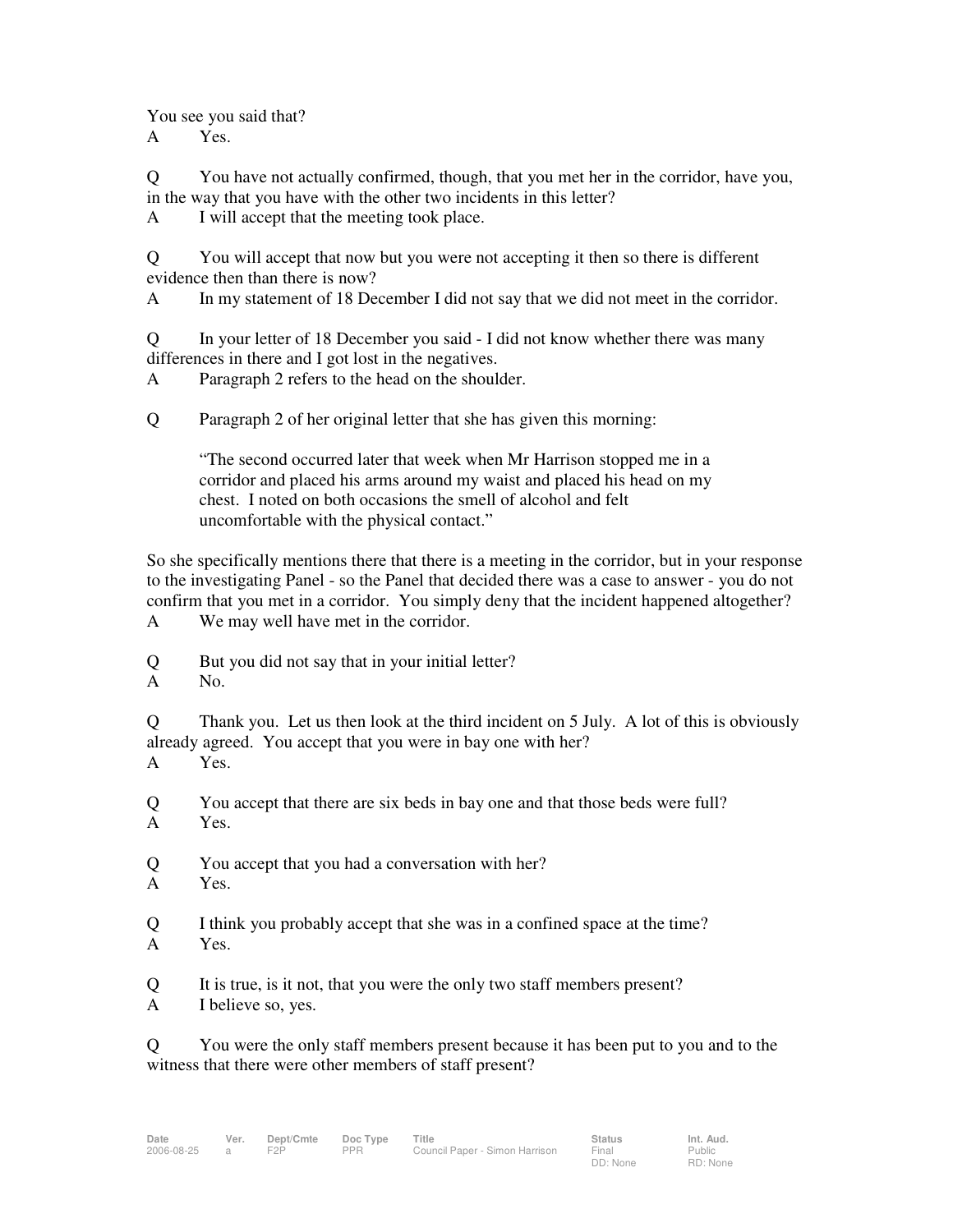You see you said that?

A	Yes.

Q	You have not actually confirmed, though, that you met her in the corridor, have you, in the way that you have with the other two incidents in this letter?

A	I will accept that the meeting took place.

Q	You will accept that now but you were not accepting it then so there is different evidence then than there is now?

A	In my statement of 18 December I did not say that we did not meet in the corridor.

Q	In your letter of 18 December you said - I did not know whether there was many differences in there and I got lost in the negatives.

A	Paragraph 2 refers to the head on the shoulder.

Q	Paragraph 2 of her original letter that she has given this morning:

> "The second occurred later that week when Mr Harrison stopped me in a corridor and placed his arms around my waist and placed his head on my chest. I noted on both occasions the smell of alcohol and felt uncomfortable with the physical contact."

So she specifically mentions there that there is a meeting in the corridor, but in your response to the investigating Panel - so the Panel that decided there was a case to answer - you do not confirm that you met in a corridor. You simply deny that the incident happened altogether?

A	We may well have met in the corridor.

Q	But you did not say that in your initial letter?

A	No.

Q	Thank you. Let us then look at the third incident on 5 July. A lot of this is obviously already agreed. You accept that you were in bay one with her?

A	Yes.

Q	You accept that there are six beds in bay one and that those beds were full?

A	Yes.

Q	You accept that you had a conversation with her?

A	Yes.

Q	I think you probably accept that she was in a confined space at the time?

A	Yes.

Q	It is true, is it not, that you were the only two staff members present?

A	I believe so, yes.

Q	You were the only staff members present because it has been put to you and to the witness that there were other members of staff present?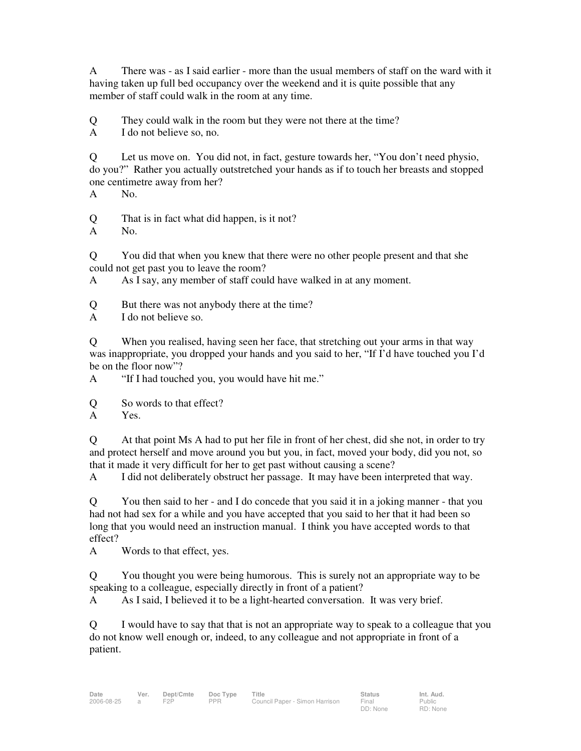A There was - as I said earlier - more than the usual members of staff on the ward with it having taken up full bed occupancy over the weekend and it is quite possible that any member of staff could walk in the room at any time.

Q They could walk in the room but they were not there at the time?
A I do not believe so, no.

Q Let us move on. You did not, in fact, gesture towards her, "You don't need physio, do you?" Rather you actually outstretched your hands as if to touch her breasts and stopped one centimetre away from her?
A No.

Q That is in fact what did happen, is it not?
A No.

Q You did that when you knew that there were no other people present and that she could not get past you to leave the room?
A As I say, any member of staff could have walked in at any moment.

Q But there was not anybody there at the time?
A I do not believe so.

Q When you realised, having seen her face, that stretching out your arms in that way was inappropriate, you dropped your hands and you said to her, "If I'd have touched you I'd be on the floor now"?
A "If I had touched you, you would have hit me."

Q So words to that effect?
A Yes.

Q At that point Ms A had to put her file in front of her chest, did she not, in order to try and protect herself and move around you but you, in fact, moved your body, did you not, so that it made it very difficult for her to get past without causing a scene?
A I did not deliberately obstruct her passage. It may have been interpreted that way.

Q You then said to her - and I do concede that you said it in a joking manner - that you had not had sex for a while and you have accepted that you said to her that it had been so long that you would need an instruction manual. I think you have accepted words to that effect?
A Words to that effect, yes.

Q You thought you were being humorous. This is surely not an appropriate way to be speaking to a colleague, especially directly in front of a patient?
A As I said, I believed it to be a light-hearted conversation. It was very brief.

Q I would have to say that that is not an appropriate way to speak to a colleague that you do not know well enough or, indeed, to any colleague and not appropriate in front of a patient.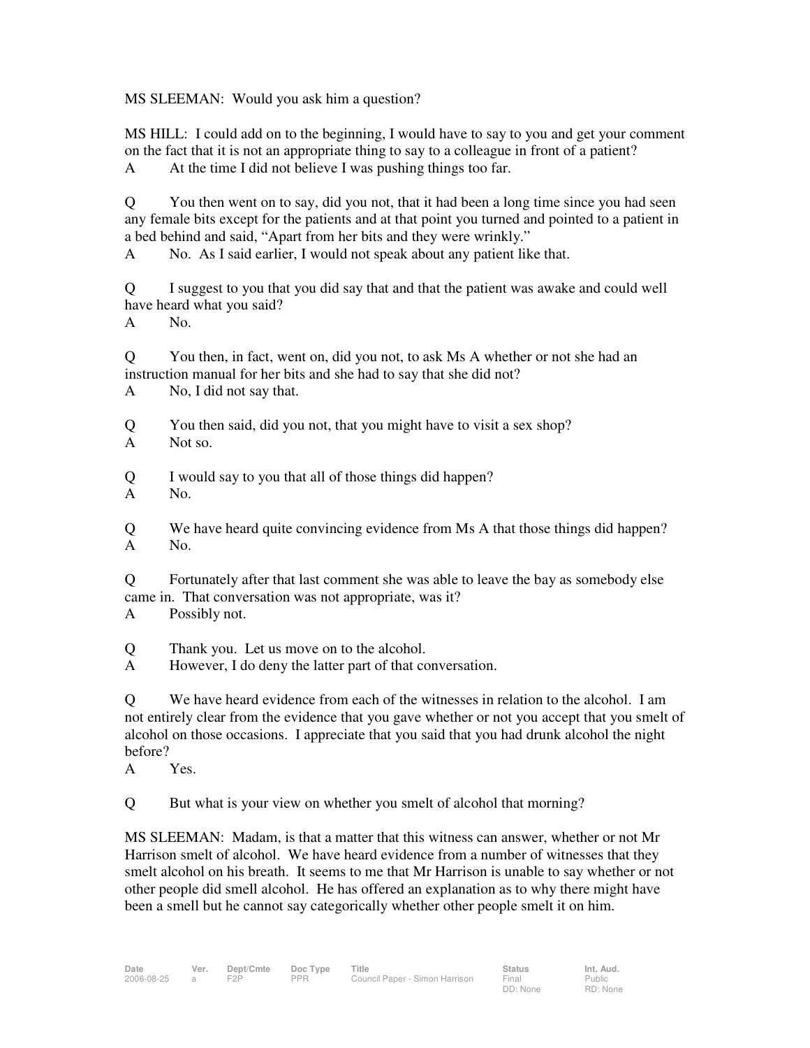MS SLEEMAN: Would you ask him a question?

MS HILL: I could add on to the beginning, I would have to say to you and get your comment on the fact that it is not an appropriate thing to say to a colleague in front of a patient?

A At the time I did not believe I was pushing things too far.

Q You then went on to say, did you not, that it had been a long time since you had seen any female bits except for the patients and at that point you turned and pointed to a patient in a bed behind and said, "Apart from her bits and they were wrinkly."

A No. As I said earlier, I would not speak about any patient like that.

Q I suggest to you that you did say that and that the patient was awake and could well have heard what you said?

A No.

Q You then, in fact, went on, did you not, to ask Ms A whether or not she had an instruction manual for her bits and she had to say that she did not?

A No, I did not say that.

Q You then said, did you not, that you might have to visit a sex shop?

A Not so.

Q I would say to you that all of those things did happen?

A No.

Q We have heard quite convincing evidence from Ms A that those things did happen?

A No.

Q Fortunately after that last comment she was able to leave the bay as somebody else came in. That conversation was not appropriate, was it?

A Possibly not.

Q Thank you. Let us move on to the alcohol.

A However, I do deny the latter part of that conversation.

Q We have heard evidence from each of the witnesses in relation to the alcohol. I am not entirely clear from the evidence that you gave whether or not you accept that you smelt of alcohol on those occasions. I appreciate that you said that you had drunk alcohol the night before?

A Yes.

Q But what is your view on whether you smelt of alcohol that morning?

MS SLEEMAN: Madam, is that a matter that this witness can answer, whether or not Mr Harrison smelt of alcohol. We have heard evidence from a number of witnesses that they smelt alcohol on his breath. It seems to me that Mr Harrison is unable to say whether or not other people did smell alcohol. He has offered an explanation as to why there might have been a smell but he cannot say categorically whether other people smelt it on him.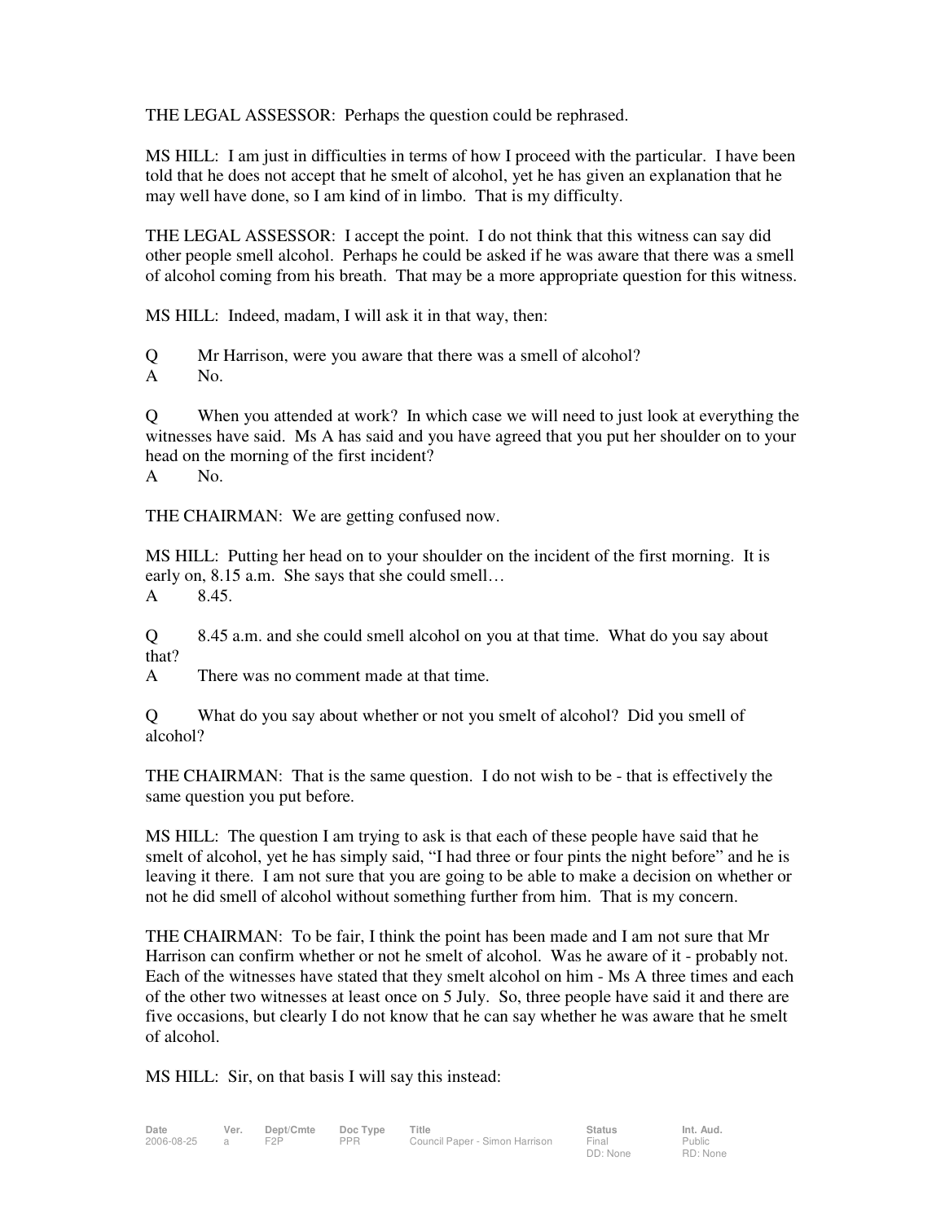THE LEGAL ASSESSOR: Perhaps the question could be rephrased.

MS HILL: I am just in difficulties in terms of how I proceed with the particular. I have been told that he does not accept that he smelt of alcohol, yet he has given an explanation that he may well have done, so I am kind of in limbo. That is my difficulty.

THE LEGAL ASSESSOR: I accept the point. I do not think that this witness can say did other people smell alcohol. Perhaps he could be asked if he was aware that there was a smell of alcohol coming from his breath. That may be a more appropriate question for this witness.

MS HILL: Indeed, madam, I will ask it in that way, then:

Q Mr Harrison, were you aware that there was a smell of alcohol?
A No.

Q When you attended at work? In which case we will need to just look at everything the witnesses have said. Ms A has said and you have agreed that you put her shoulder on to your head on the morning of the first incident?
A No.

THE CHAIRMAN: We are getting confused now.

MS HILL: Putting her head on to your shoulder on the incident of the first morning. It is early on, 8.15 a.m. She says that she could smell…
A 8.45.

Q 8.45 a.m. and she could smell alcohol on you at that time. What do you say about that?
A There was no comment made at that time.

Q What do you say about whether or not you smelt of alcohol? Did you smell of alcohol?

THE CHAIRMAN: That is the same question. I do not wish to be - that is effectively the same question you put before.

MS HILL: The question I am trying to ask is that each of these people have said that he smelt of alcohol, yet he has simply said, "I had three or four pints the night before" and he is leaving it there. I am not sure that you are going to be able to make a decision on whether or not he did smell of alcohol without something further from him. That is my concern.

THE CHAIRMAN: To be fair, I think the point has been made and I am not sure that Mr Harrison can confirm whether or not he smelt of alcohol. Was he aware of it - probably not. Each of the witnesses have stated that they smelt alcohol on him - Ms A three times and each of the other two witnesses at least once on 5 July. So, three people have said it and there are five occasions, but clearly I do not know that he can say whether he was aware that he smelt of alcohol.

MS HILL: Sir, on that basis I will say this instead: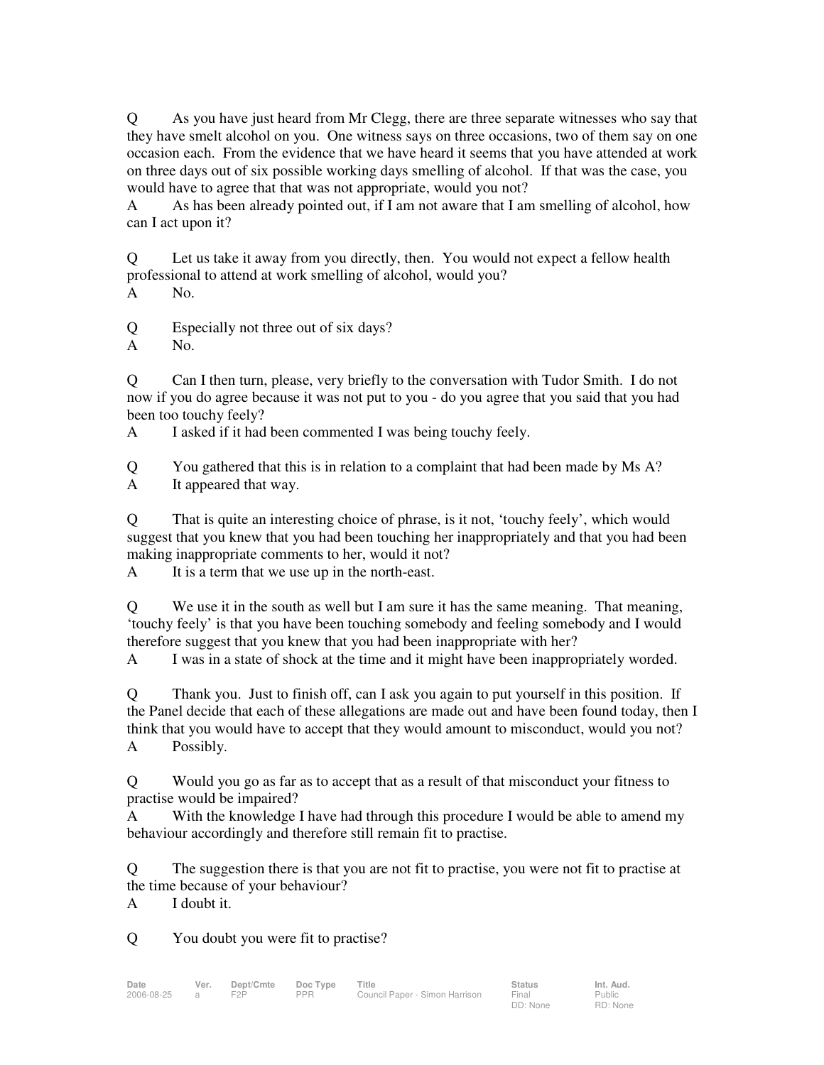Q As you have just heard from Mr Clegg, there are three separate witnesses who say that they have smelt alcohol on you. One witness says on three occasions, two of them say on one occasion each. From the evidence that we have heard it seems that you have attended at work on three days out of six possible working days smelling of alcohol. If that was the case, you would have to agree that that was not appropriate, would you not?

A As has been already pointed out, if I am not aware that I am smelling of alcohol, how can I act upon it?

Q Let us take it away from you directly, then. You would not expect a fellow health professional to attend at work smelling of alcohol, would you?

A No.

Q Especially not three out of six days?

A No.

Q Can I then turn, please, very briefly to the conversation with Tudor Smith. I do not now if you do agree because it was not put to you - do you agree that you said that you had been too touchy feely?

A I asked if it had been commented I was being touchy feely.

Q You gathered that this is in relation to a complaint that had been made by Ms A?

A It appeared that way.

Q That is quite an interesting choice of phrase, is it not, 'touchy feely', which would suggest that you knew that you had been touching her inappropriately and that you had been making inappropriate comments to her, would it not?

A It is a term that we use up in the north-east.

Q We use it in the south as well but I am sure it has the same meaning. That meaning, 'touchy feely' is that you have been touching somebody and feeling somebody and I would therefore suggest that you knew that you had been inappropriate with her?

A I was in a state of shock at the time and it might have been inappropriately worded.

Q Thank you. Just to finish off, can I ask you again to put yourself in this position. If the Panel decide that each of these allegations are made out and have been found today, then I think that you would have to accept that they would amount to misconduct, would you not?

A Possibly.

Q Would you go as far as to accept that as a result of that misconduct your fitness to practise would be impaired?

A With the knowledge I have had through this procedure I would be able to amend my behaviour accordingly and therefore still remain fit to practise.

Q The suggestion there is that you are not fit to practise, you were not fit to practise at the time because of your behaviour?

A I doubt it.

Q You doubt you were fit to practise?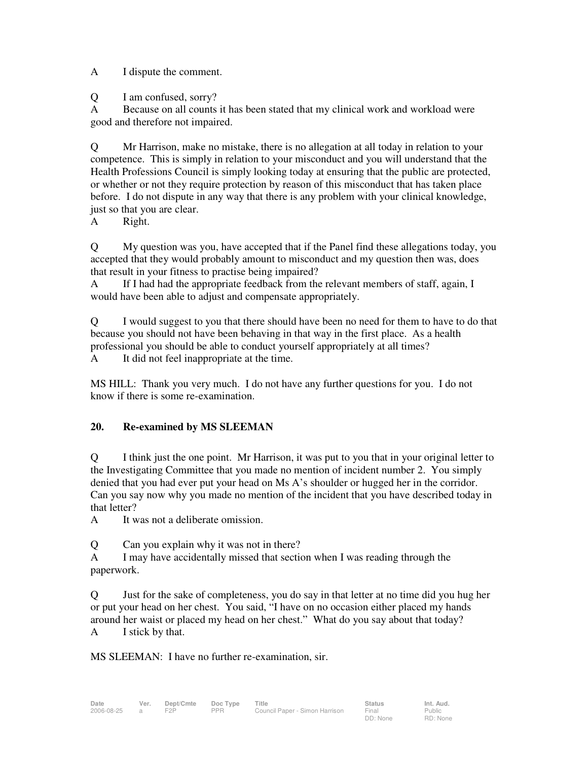A	I dispute the comment.

Q	I am confused, sorry?
A	Because on all counts it has been stated that my clinical work and workload were good and therefore not impaired.

Q	Mr Harrison, make no mistake, there is no allegation at all today in relation to your competence. This is simply in relation to your misconduct and you will understand that the Health Professions Council is simply looking today at ensuring that the public are protected, or whether or not they require protection by reason of this misconduct that has taken place before. I do not dispute in any way that there is any problem with your clinical knowledge, just so that you are clear.
A	Right.

Q	My question was you, have accepted that if the Panel find these allegations today, you accepted that they would probably amount to misconduct and my question then was, does that result in your fitness to practise being impaired?
A	If I had had the appropriate feedback from the relevant members of staff, again, I would have been able to adjust and compensate appropriately.

Q	I would suggest to you that there should have been no need for them to have to do that because you should not have been behaving in that way in the first place. As a health professional you should be able to conduct yourself appropriately at all times?
A	It did not feel inappropriate at the time.

MS HILL: Thank you very much. I do not have any further questions for you. I do not know if there is some re-examination.

**20.	Re-examined by MS SLEEMAN**

Q	I think just the one point. Mr Harrison, it was put to you that in your original letter to the Investigating Committee that you made no mention of incident number 2. You simply denied that you had ever put your head on Ms A's shoulder or hugged her in the corridor. Can you say now why you made no mention of the incident that you have described today in that letter?
A	It was not a deliberate omission.

Q	Can you explain why it was not in there?
A	I may have accidentally missed that section when I was reading through the paperwork.

Q	Just for the sake of completeness, you do say in that letter at no time did you hug her or put your head on her chest. You said, "I have on no occasion either placed my hands around her waist or placed my head on her chest." What do you say about that today?
A	I stick by that.

MS SLEEMAN: I have no further re-examination, sir.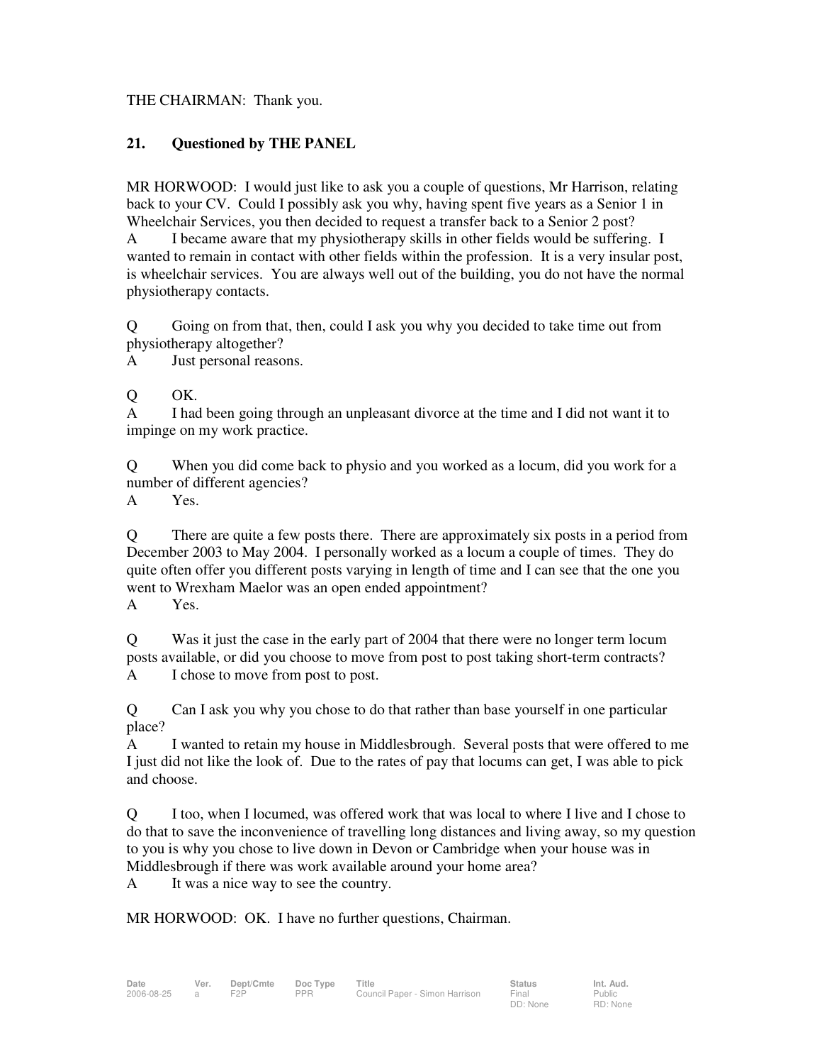THE CHAIRMAN: Thank you.

**21. Questioned by THE PANEL**

MR HORWOOD: I would just like to ask you a couple of questions, Mr Harrison, relating back to your CV. Could I possibly ask you why, having spent five years as a Senior 1 in Wheelchair Services, you then decided to request a transfer back to a Senior 2 post?

A I became aware that my physiotherapy skills in other fields would be suffering. I wanted to remain in contact with other fields within the profession. It is a very insular post, is wheelchair services. You are always well out of the building, you do not have the normal physiotherapy contacts.

Q Going on from that, then, could I ask you why you decided to take time out from physiotherapy altogether?

A Just personal reasons.

Q OK.

A I had been going through an unpleasant divorce at the time and I did not want it to impinge on my work practice.

Q When you did come back to physio and you worked as a locum, did you work for a number of different agencies?

A Yes.

Q There are quite a few posts there. There are approximately six posts in a period from December 2003 to May 2004. I personally worked as a locum a couple of times. They do quite often offer you different posts varying in length of time and I can see that the one you went to Wrexham Maelor was an open ended appointment?

A Yes.

Q Was it just the case in the early part of 2004 that there were no longer term locum posts available, or did you choose to move from post to post taking short-term contracts?

A I chose to move from post to post.

Q Can I ask you why you chose to do that rather than base yourself in one particular place?

A I wanted to retain my house in Middlesbrough. Several posts that were offered to me I just did not like the look of. Due to the rates of pay that locums can get, I was able to pick and choose.

Q I too, when I locumed, was offered work that was local to where I live and I chose to do that to save the inconvenience of travelling long distances and living away, so my question to you is why you chose to live down in Devon or Cambridge when your house was in Middlesbrough if there was work available around your home area?

A It was a nice way to see the country.

MR HORWOOD: OK. I have no further questions, Chairman.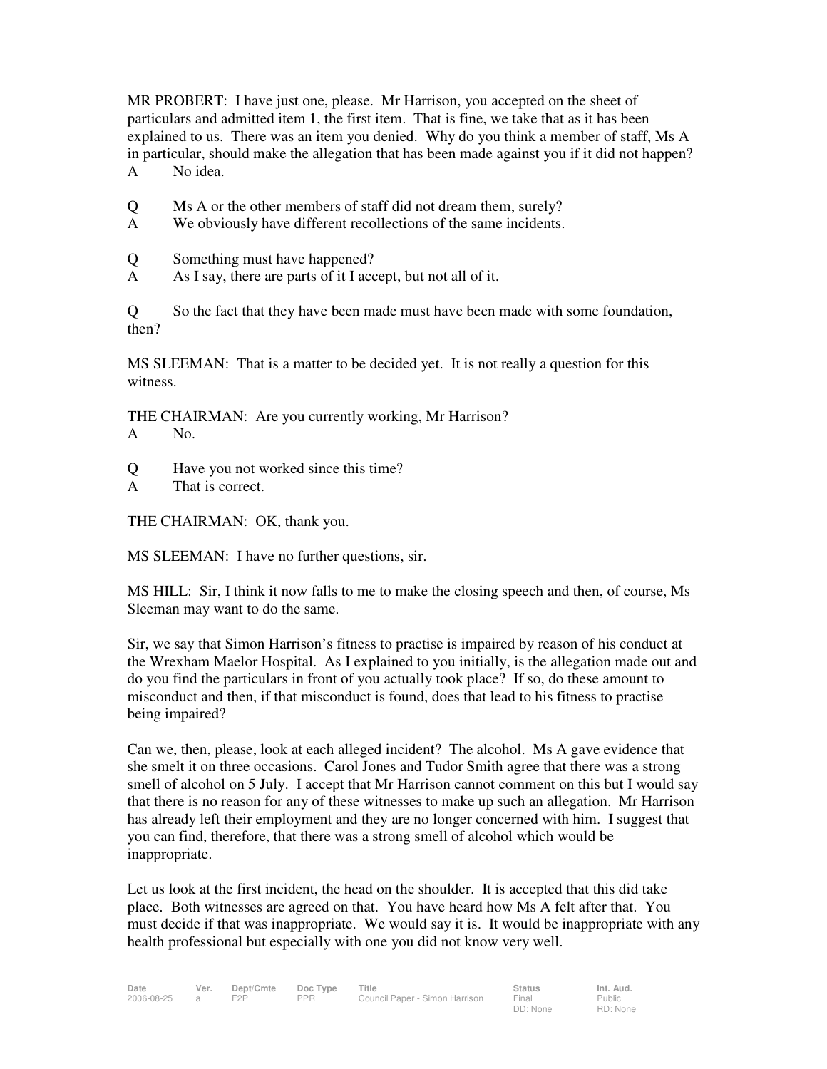MR PROBERT: I have just one, please. Mr Harrison, you accepted on the sheet of particulars and admitted item 1, the first item. That is fine, we take that as it has been explained to us. There was an item you denied. Why do you think a member of staff, Ms A in particular, should make the allegation that has been made against you if it did not happen?

A No idea.

Q Ms A or the other members of staff did not dream them, surely?

A We obviously have different recollections of the same incidents.

Q Something must have happened?

A As I say, there are parts of it I accept, but not all of it.

Q So the fact that they have been made must have been made with some foundation, then?

MS SLEEMAN: That is a matter to be decided yet. It is not really a question for this witness.

THE CHAIRMAN: Are you currently working, Mr Harrison?

A No.

Q Have you not worked since this time?

A That is correct.

THE CHAIRMAN: OK, thank you.

MS SLEEMAN: I have no further questions, sir.

MS HILL: Sir, I think it now falls to me to make the closing speech and then, of course, Ms Sleeman may want to do the same.

Sir, we say that Simon Harrison's fitness to practise is impaired by reason of his conduct at the Wrexham Maelor Hospital. As I explained to you initially, is the allegation made out and do you find the particulars in front of you actually took place? If so, do these amount to misconduct and then, if that misconduct is found, does that lead to his fitness to practise being impaired?

Can we, then, please, look at each alleged incident? The alcohol. Ms A gave evidence that she smelt it on three occasions. Carol Jones and Tudor Smith agree that there was a strong smell of alcohol on 5 July. I accept that Mr Harrison cannot comment on this but I would say that there is no reason for any of these witnesses to make up such an allegation. Mr Harrison has already left their employment and they are no longer concerned with him. I suggest that you can find, therefore, that there was a strong smell of alcohol which would be inappropriate.

Let us look at the first incident, the head on the shoulder. It is accepted that this did take place. Both witnesses are agreed on that. You have heard how Ms A felt after that. You must decide if that was inappropriate. We would say it is. It would be inappropriate with any health professional but especially with one you did not know very well.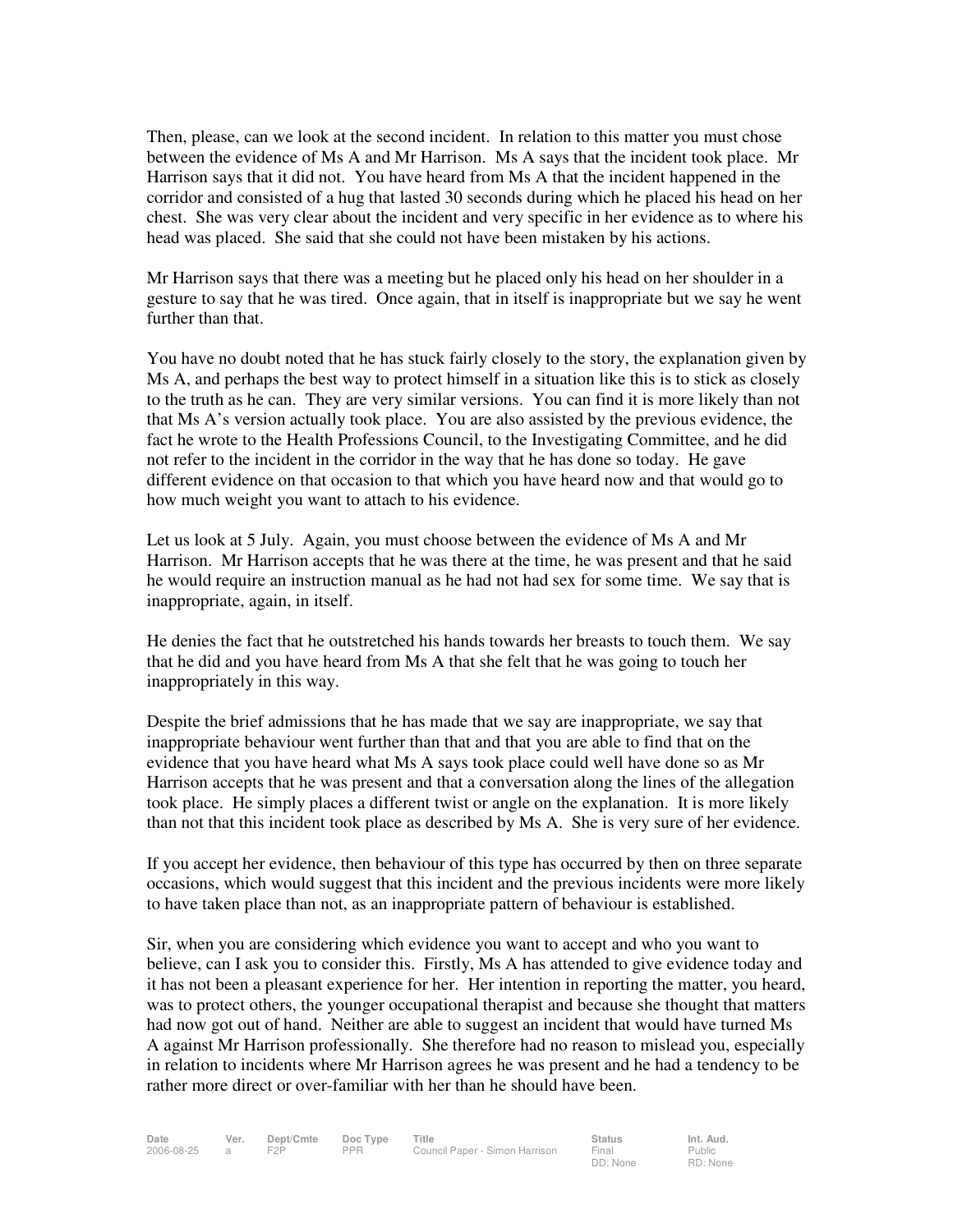Then, please, can we look at the second incident. In relation to this matter you must chose between the evidence of Ms A and Mr Harrison. Ms A says that the incident took place. Mr Harrison says that it did not. You have heard from Ms A that the incident happened in the corridor and consisted of a hug that lasted 30 seconds during which he placed his head on her chest. She was very clear about the incident and very specific in her evidence as to where his head was placed. She said that she could not have been mistaken by his actions.

Mr Harrison says that there was a meeting but he placed only his head on her shoulder in a gesture to say that he was tired. Once again, that in itself is inappropriate but we say he went further than that.

You have no doubt noted that he has stuck fairly closely to the story, the explanation given by Ms A, and perhaps the best way to protect himself in a situation like this is to stick as closely to the truth as he can. They are very similar versions. You can find it is more likely than not that Ms A's version actually took place. You are also assisted by the previous evidence, the fact he wrote to the Health Professions Council, to the Investigating Committee, and he did not refer to the incident in the corridor in the way that he has done so today. He gave different evidence on that occasion to that which you have heard now and that would go to how much weight you want to attach to his evidence.

Let us look at 5 July. Again, you must choose between the evidence of Ms A and Mr Harrison. Mr Harrison accepts that he was there at the time, he was present and that he said he would require an instruction manual as he had not had sex for some time. We say that is inappropriate, again, in itself.

He denies the fact that he outstretched his hands towards her breasts to touch them. We say that he did and you have heard from Ms A that she felt that he was going to touch her inappropriately in this way.

Despite the brief admissions that he has made that we say are inappropriate, we say that inappropriate behaviour went further than that and that you are able to find that on the evidence that you have heard what Ms A says took place could well have done so as Mr Harrison accepts that he was present and that a conversation along the lines of the allegation took place. He simply places a different twist or angle on the explanation. It is more likely than not that this incident took place as described by Ms A. She is very sure of her evidence.

If you accept her evidence, then behaviour of this type has occurred by then on three separate occasions, which would suggest that this incident and the previous incidents were more likely to have taken place than not, as an inappropriate pattern of behaviour is established.

Sir, when you are considering which evidence you want to accept and who you want to believe, can I ask you to consider this. Firstly, Ms A has attended to give evidence today and it has not been a pleasant experience for her. Her intention in reporting the matter, you heard, was to protect others, the younger occupational therapist and because she thought that matters had now got out of hand. Neither are able to suggest an incident that would have turned Ms A against Mr Harrison professionally. She therefore had no reason to mislead you, especially in relation to incidents where Mr Harrison agrees he was present and he had a tendency to be rather more direct or over-familiar with her than he should have been.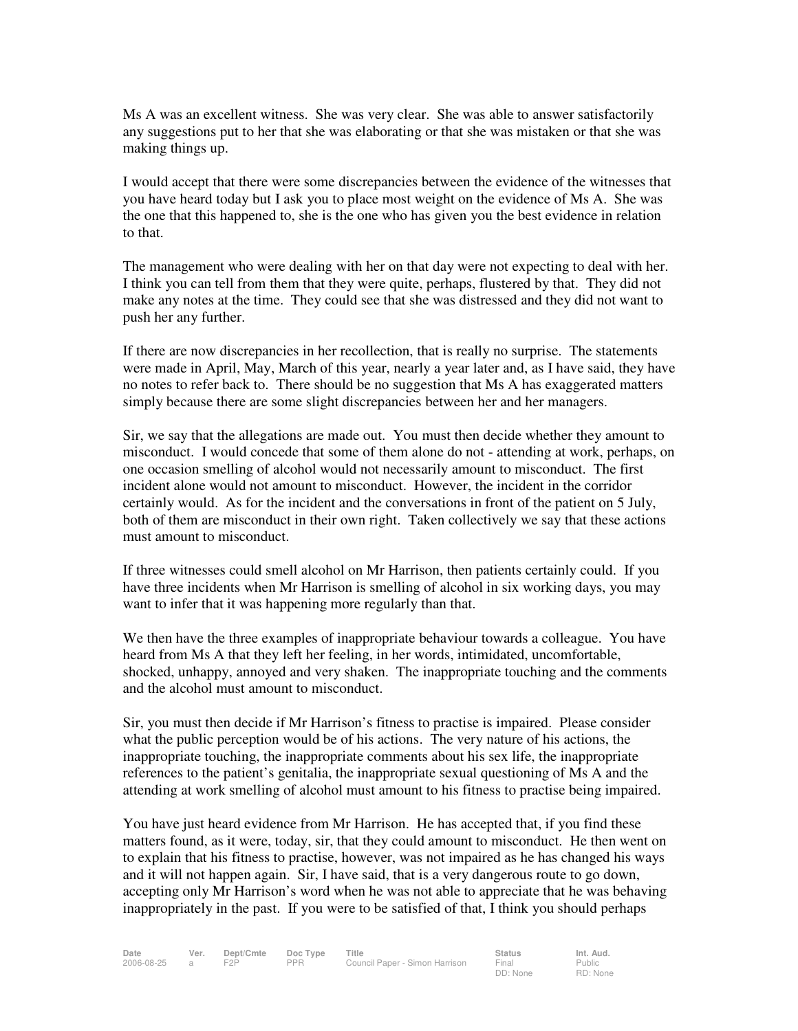Ms A was an excellent witness. She was very clear. She was able to answer satisfactorily any suggestions put to her that she was elaborating or that she was mistaken or that she was making things up.

I would accept that there were some discrepancies between the evidence of the witnesses that you have heard today but I ask you to place most weight on the evidence of Ms A. She was the one that this happened to, she is the one who has given you the best evidence in relation to that.

The management who were dealing with her on that day were not expecting to deal with her. I think you can tell from them that they were quite, perhaps, flustered by that. They did not make any notes at the time. They could see that she was distressed and they did not want to push her any further.

If there are now discrepancies in her recollection, that is really no surprise. The statements were made in April, May, March of this year, nearly a year later and, as I have said, they have no notes to refer back to. There should be no suggestion that Ms A has exaggerated matters simply because there are some slight discrepancies between her and her managers.

Sir, we say that the allegations are made out. You must then decide whether they amount to misconduct. I would concede that some of them alone do not - attending at work, perhaps, on one occasion smelling of alcohol would not necessarily amount to misconduct. The first incident alone would not amount to misconduct. However, the incident in the corridor certainly would. As for the incident and the conversations in front of the patient on 5 July, both of them are misconduct in their own right. Taken collectively we say that these actions must amount to misconduct.

If three witnesses could smell alcohol on Mr Harrison, then patients certainly could. If you have three incidents when Mr Harrison is smelling of alcohol in six working days, you may want to infer that it was happening more regularly than that.

We then have the three examples of inappropriate behaviour towards a colleague. You have heard from Ms A that they left her feeling, in her words, intimidated, uncomfortable, shocked, unhappy, annoyed and very shaken. The inappropriate touching and the comments and the alcohol must amount to misconduct.

Sir, you must then decide if Mr Harrison's fitness to practise is impaired. Please consider what the public perception would be of his actions. The very nature of his actions, the inappropriate touching, the inappropriate comments about his sex life, the inappropriate references to the patient's genitalia, the inappropriate sexual questioning of Ms A and the attending at work smelling of alcohol must amount to his fitness to practise being impaired.

You have just heard evidence from Mr Harrison. He has accepted that, if you find these matters found, as it were, today, sir, that they could amount to misconduct. He then went on to explain that his fitness to practise, however, was not impaired as he has changed his ways and it will not happen again. Sir, I have said, that is a very dangerous route to go down, accepting only Mr Harrison's word when he was not able to appreciate that he was behaving inappropriately in the past. If you were to be satisfied of that, I think you should perhaps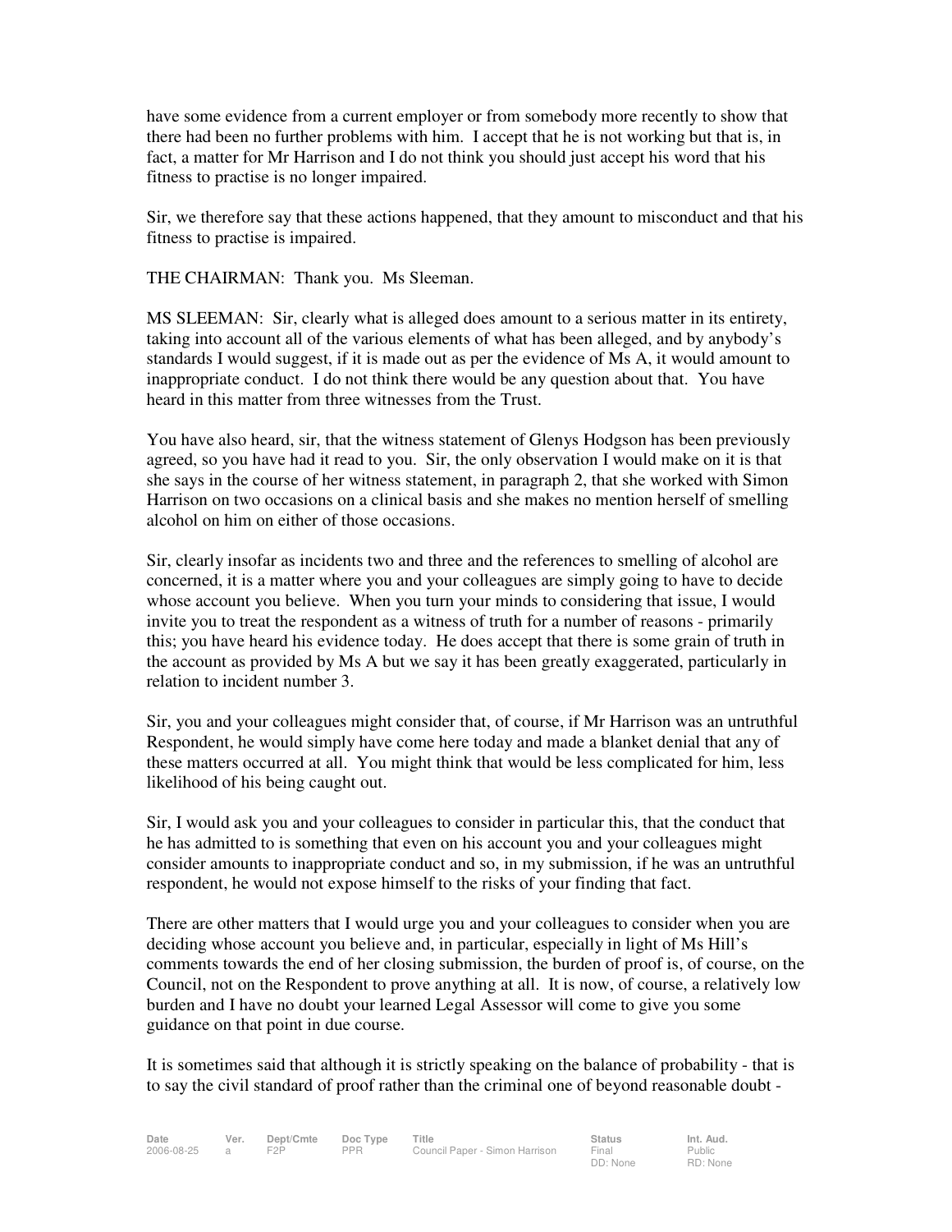have some evidence from a current employer or from somebody more recently to show that there had been no further problems with him. I accept that he is not working but that is, in fact, a matter for Mr Harrison and I do not think you should just accept his word that his fitness to practise is no longer impaired.

Sir, we therefore say that these actions happened, that they amount to misconduct and that his fitness to practise is impaired.

THE CHAIRMAN: Thank you. Ms Sleeman.

MS SLEEMAN: Sir, clearly what is alleged does amount to a serious matter in its entirety, taking into account all of the various elements of what has been alleged, and by anybody's standards I would suggest, if it is made out as per the evidence of Ms A, it would amount to inappropriate conduct. I do not think there would be any question about that. You have heard in this matter from three witnesses from the Trust.

You have also heard, sir, that the witness statement of Glenys Hodgson has been previously agreed, so you have had it read to you. Sir, the only observation I would make on it is that she says in the course of her witness statement, in paragraph 2, that she worked with Simon Harrison on two occasions on a clinical basis and she makes no mention herself of smelling alcohol on him on either of those occasions.

Sir, clearly insofar as incidents two and three and the references to smelling of alcohol are concerned, it is a matter where you and your colleagues are simply going to have to decide whose account you believe. When you turn your minds to considering that issue, I would invite you to treat the respondent as a witness of truth for a number of reasons - primarily this; you have heard his evidence today. He does accept that there is some grain of truth in the account as provided by Ms A but we say it has been greatly exaggerated, particularly in relation to incident number 3.

Sir, you and your colleagues might consider that, of course, if Mr Harrison was an untruthful Respondent, he would simply have come here today and made a blanket denial that any of these matters occurred at all. You might think that would be less complicated for him, less likelihood of his being caught out.

Sir, I would ask you and your colleagues to consider in particular this, that the conduct that he has admitted to is something that even on his account you and your colleagues might consider amounts to inappropriate conduct and so, in my submission, if he was an untruthful respondent, he would not expose himself to the risks of your finding that fact.

There are other matters that I would urge you and your colleagues to consider when you are deciding whose account you believe and, in particular, especially in light of Ms Hill's comments towards the end of her closing submission, the burden of proof is, of course, on the Council, not on the Respondent to prove anything at all. It is now, of course, a relatively low burden and I have no doubt your learned Legal Assessor will come to give you some guidance on that point in due course.

It is sometimes said that although it is strictly speaking on the balance of probability - that is to say the civil standard of proof rather than the criminal one of beyond reasonable doubt -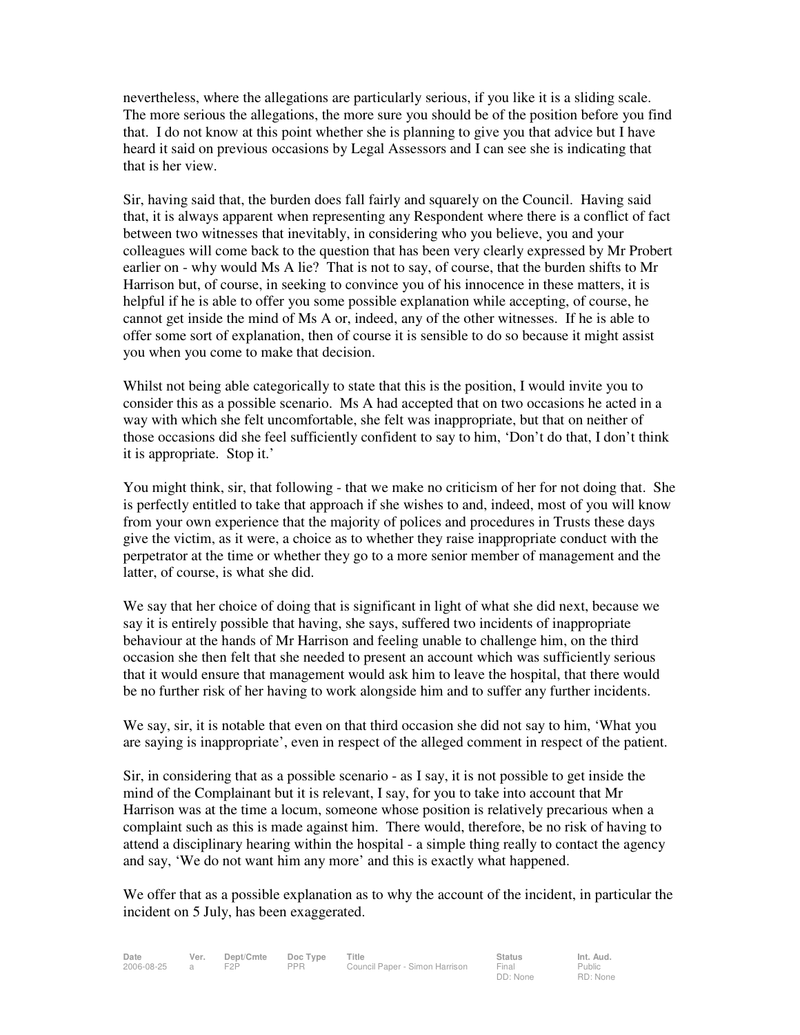nevertheless, where the allegations are particularly serious, if you like it is a sliding scale. The more serious the allegations, the more sure you should be of the position before you find that. I do not know at this point whether she is planning to give you that advice but I have heard it said on previous occasions by Legal Assessors and I can see she is indicating that that is her view.

Sir, having said that, the burden does fall fairly and squarely on the Council. Having said that, it is always apparent when representing any Respondent where there is a conflict of fact between two witnesses that inevitably, in considering who you believe, you and your colleagues will come back to the question that has been very clearly expressed by Mr Probert earlier on - why would Ms A lie? That is not to say, of course, that the burden shifts to Mr Harrison but, of course, in seeking to convince you of his innocence in these matters, it is helpful if he is able to offer you some possible explanation while accepting, of course, he cannot get inside the mind of Ms A or, indeed, any of the other witnesses. If he is able to offer some sort of explanation, then of course it is sensible to do so because it might assist you when you come to make that decision.

Whilst not being able categorically to state that this is the position, I would invite you to consider this as a possible scenario. Ms A had accepted that on two occasions he acted in a way with which she felt uncomfortable, she felt was inappropriate, but that on neither of those occasions did she feel sufficiently confident to say to him, 'Don't do that, I don't think it is appropriate. Stop it.'

You might think, sir, that following - that we make no criticism of her for not doing that. She is perfectly entitled to take that approach if she wishes to and, indeed, most of you will know from your own experience that the majority of polices and procedures in Trusts these days give the victim, as it were, a choice as to whether they raise inappropriate conduct with the perpetrator at the time or whether they go to a more senior member of management and the latter, of course, is what she did.

We say that her choice of doing that is significant in light of what she did next, because we say it is entirely possible that having, she says, suffered two incidents of inappropriate behaviour at the hands of Mr Harrison and feeling unable to challenge him, on the third occasion she then felt that she needed to present an account which was sufficiently serious that it would ensure that management would ask him to leave the hospital, that there would be no further risk of her having to work alongside him and to suffer any further incidents.

We say, sir, it is notable that even on that third occasion she did not say to him, 'What you are saying is inappropriate', even in respect of the alleged comment in respect of the patient.

Sir, in considering that as a possible scenario - as I say, it is not possible to get inside the mind of the Complainant but it is relevant, I say, for you to take into account that Mr Harrison was at the time a locum, someone whose position is relatively precarious when a complaint such as this is made against him. There would, therefore, be no risk of having to attend a disciplinary hearing within the hospital - a simple thing really to contact the agency and say, 'We do not want him any more' and this is exactly what happened.

We offer that as a possible explanation as to why the account of the incident, in particular the incident on 5 July, has been exaggerated.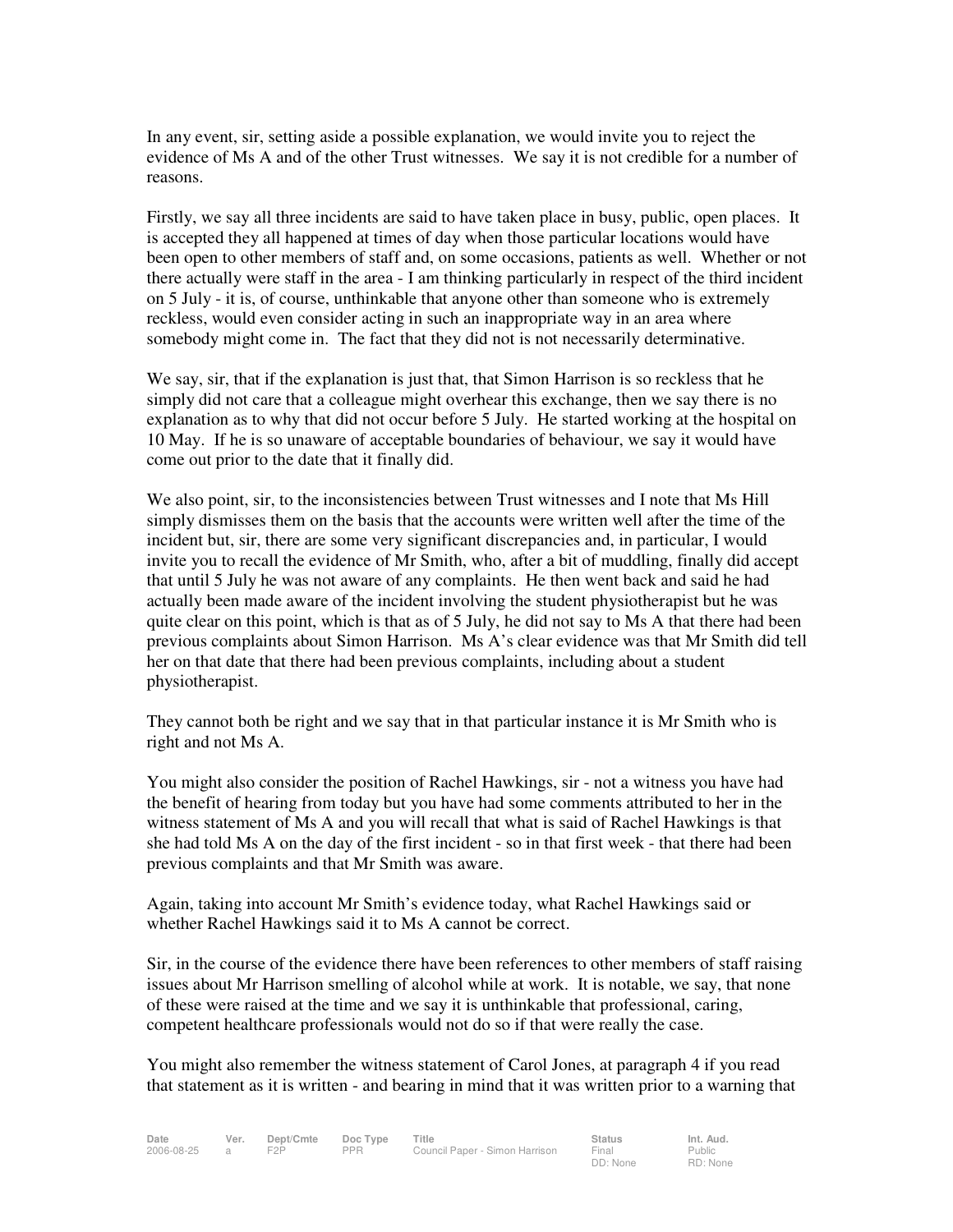In any event, sir, setting aside a possible explanation, we would invite you to reject the evidence of Ms A and of the other Trust witnesses. We say it is not credible for a number of reasons.

Firstly, we say all three incidents are said to have taken place in busy, public, open places. It is accepted they all happened at times of day when those particular locations would have been open to other members of staff and, on some occasions, patients as well. Whether or not there actually were staff in the area - I am thinking particularly in respect of the third incident on 5 July - it is, of course, unthinkable that anyone other than someone who is extremely reckless, would even consider acting in such an inappropriate way in an area where somebody might come in. The fact that they did not is not necessarily determinative.

We say, sir, that if the explanation is just that, that Simon Harrison is so reckless that he simply did not care that a colleague might overhear this exchange, then we say there is no explanation as to why that did not occur before 5 July. He started working at the hospital on 10 May. If he is so unaware of acceptable boundaries of behaviour, we say it would have come out prior to the date that it finally did.

We also point, sir, to the inconsistencies between Trust witnesses and I note that Ms Hill simply dismisses them on the basis that the accounts were written well after the time of the incident but, sir, there are some very significant discrepancies and, in particular, I would invite you to recall the evidence of Mr Smith, who, after a bit of muddling, finally did accept that until 5 July he was not aware of any complaints. He then went back and said he had actually been made aware of the incident involving the student physiotherapist but he was quite clear on this point, which is that as of 5 July, he did not say to Ms A that there had been previous complaints about Simon Harrison. Ms A's clear evidence was that Mr Smith did tell her on that date that there had been previous complaints, including about a student physiotherapist.

They cannot both be right and we say that in that particular instance it is Mr Smith who is right and not Ms A.

You might also consider the position of Rachel Hawkings, sir - not a witness you have had the benefit of hearing from today but you have had some comments attributed to her in the witness statement of Ms A and you will recall that what is said of Rachel Hawkings is that she had told Ms A on the day of the first incident - so in that first week - that there had been previous complaints and that Mr Smith was aware.

Again, taking into account Mr Smith's evidence today, what Rachel Hawkings said or whether Rachel Hawkings said it to Ms A cannot be correct.

Sir, in the course of the evidence there have been references to other members of staff raising issues about Mr Harrison smelling of alcohol while at work. It is notable, we say, that none of these were raised at the time and we say it is unthinkable that professional, caring, competent healthcare professionals would not do so if that were really the case.

You might also remember the witness statement of Carol Jones, at paragraph 4 if you read that statement as it is written - and bearing in mind that it was written prior to a warning that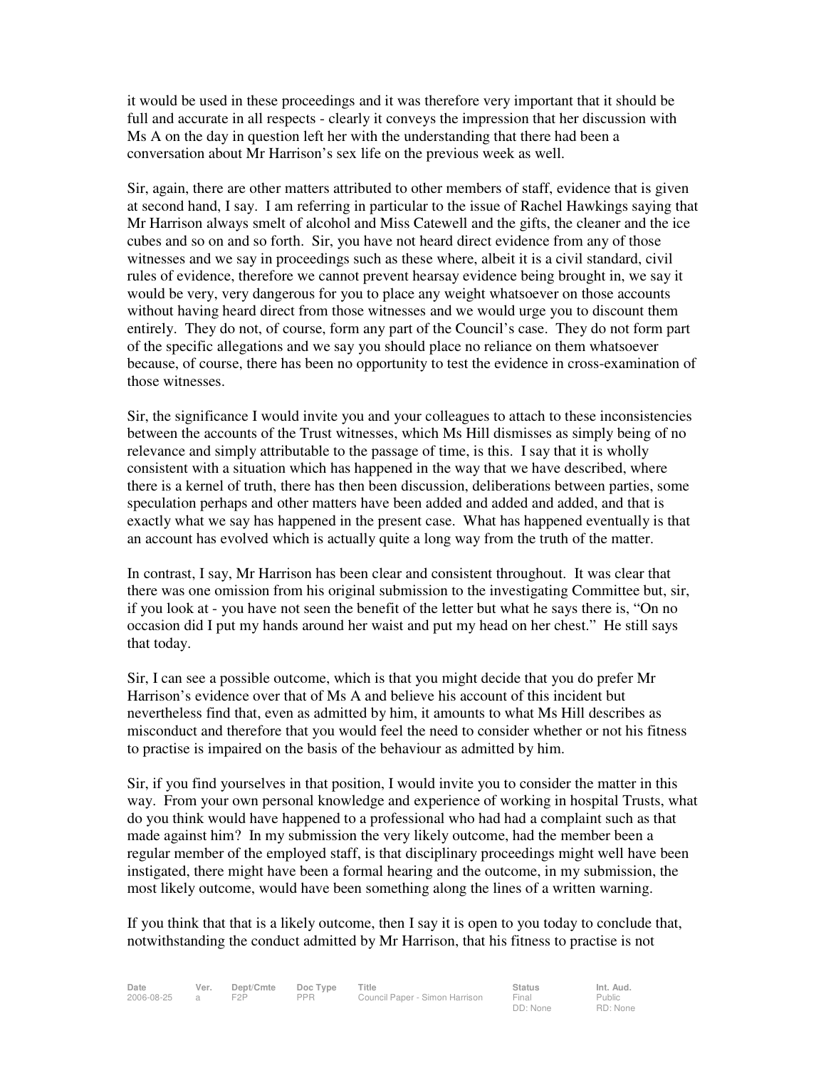it would be used in these proceedings and it was therefore very important that it should be full and accurate in all respects - clearly it conveys the impression that her discussion with Ms A on the day in question left her with the understanding that there had been a conversation about Mr Harrison's sex life on the previous week as well.

Sir, again, there are other matters attributed to other members of staff, evidence that is given at second hand, I say. I am referring in particular to the issue of Rachel Hawkings saying that Mr Harrison always smelt of alcohol and Miss Catewell and the gifts, the cleaner and the ice cubes and so on and so forth. Sir, you have not heard direct evidence from any of those witnesses and we say in proceedings such as these where, albeit it is a civil standard, civil rules of evidence, therefore we cannot prevent hearsay evidence being brought in, we say it would be very, very dangerous for you to place any weight whatsoever on those accounts without having heard direct from those witnesses and we would urge you to discount them entirely. They do not, of course, form any part of the Council's case. They do not form part of the specific allegations and we say you should place no reliance on them whatsoever because, of course, there has been no opportunity to test the evidence in cross-examination of those witnesses.

Sir, the significance I would invite you and your colleagues to attach to these inconsistencies between the accounts of the Trust witnesses, which Ms Hill dismisses as simply being of no relevance and simply attributable to the passage of time, is this. I say that it is wholly consistent with a situation which has happened in the way that we have described, where there is a kernel of truth, there has then been discussion, deliberations between parties, some speculation perhaps and other matters have been added and added and added, and that is exactly what we say has happened in the present case. What has happened eventually is that an account has evolved which is actually quite a long way from the truth of the matter.

In contrast, I say, Mr Harrison has been clear and consistent throughout. It was clear that there was one omission from his original submission to the investigating Committee but, sir, if you look at - you have not seen the benefit of the letter but what he says there is, "On no occasion did I put my hands around her waist and put my head on her chest." He still says that today.

Sir, I can see a possible outcome, which is that you might decide that you do prefer Mr Harrison's evidence over that of Ms A and believe his account of this incident but nevertheless find that, even as admitted by him, it amounts to what Ms Hill describes as misconduct and therefore that you would feel the need to consider whether or not his fitness to practise is impaired on the basis of the behaviour as admitted by him.

Sir, if you find yourselves in that position, I would invite you to consider the matter in this way. From your own personal knowledge and experience of working in hospital Trusts, what do you think would have happened to a professional who had had a complaint such as that made against him? In my submission the very likely outcome, had the member been a regular member of the employed staff, is that disciplinary proceedings might well have been instigated, there might have been a formal hearing and the outcome, in my submission, the most likely outcome, would have been something along the lines of a written warning.

If you think that that is a likely outcome, then I say it is open to you today to conclude that, notwithstanding the conduct admitted by Mr Harrison, that his fitness to practise is not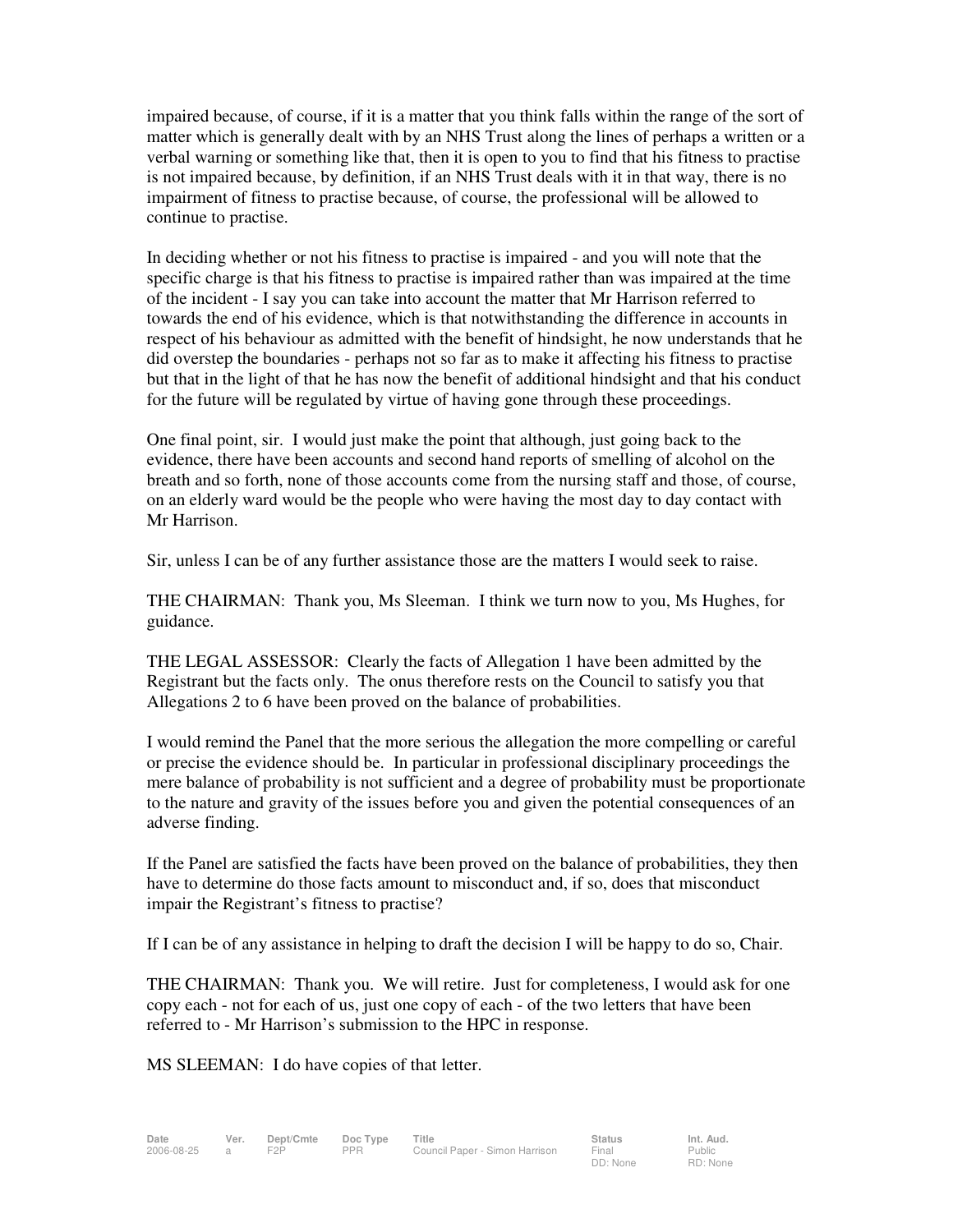impaired because, of course, if it is a matter that you think falls within the range of the sort of matter which is generally dealt with by an NHS Trust along the lines of perhaps a written or a verbal warning or something like that, then it is open to you to find that his fitness to practise is not impaired because, by definition, if an NHS Trust deals with it in that way, there is no impairment of fitness to practise because, of course, the professional will be allowed to continue to practise.

In deciding whether or not his fitness to practise is impaired - and you will note that the specific charge is that his fitness to practise is impaired rather than was impaired at the time of the incident - I say you can take into account the matter that Mr Harrison referred to towards the end of his evidence, which is that notwithstanding the difference in accounts in respect of his behaviour as admitted with the benefit of hindsight, he now understands that he did overstep the boundaries - perhaps not so far as to make it affecting his fitness to practise but that in the light of that he has now the benefit of additional hindsight and that his conduct for the future will be regulated by virtue of having gone through these proceedings.

One final point, sir. I would just make the point that although, just going back to the evidence, there have been accounts and second hand reports of smelling of alcohol on the breath and so forth, none of those accounts come from the nursing staff and those, of course, on an elderly ward would be the people who were having the most day to day contact with Mr Harrison.

Sir, unless I can be of any further assistance those are the matters I would seek to raise.

THE CHAIRMAN: Thank you, Ms Sleeman. I think we turn now to you, Ms Hughes, for guidance.

THE LEGAL ASSESSOR: Clearly the facts of Allegation 1 have been admitted by the Registrant but the facts only. The onus therefore rests on the Council to satisfy you that Allegations 2 to 6 have been proved on the balance of probabilities.

I would remind the Panel that the more serious the allegation the more compelling or careful or precise the evidence should be. In particular in professional disciplinary proceedings the mere balance of probability is not sufficient and a degree of probability must be proportionate to the nature and gravity of the issues before you and given the potential consequences of an adverse finding.

If the Panel are satisfied the facts have been proved on the balance of probabilities, they then have to determine do those facts amount to misconduct and, if so, does that misconduct impair the Registrant's fitness to practise?

If I can be of any assistance in helping to draft the decision I will be happy to do so, Chair.

THE CHAIRMAN: Thank you. We will retire. Just for completeness, I would ask for one copy each - not for each of us, just one copy of each - of the two letters that have been referred to - Mr Harrison's submission to the HPC in response.

MS SLEEMAN: I do have copies of that letter.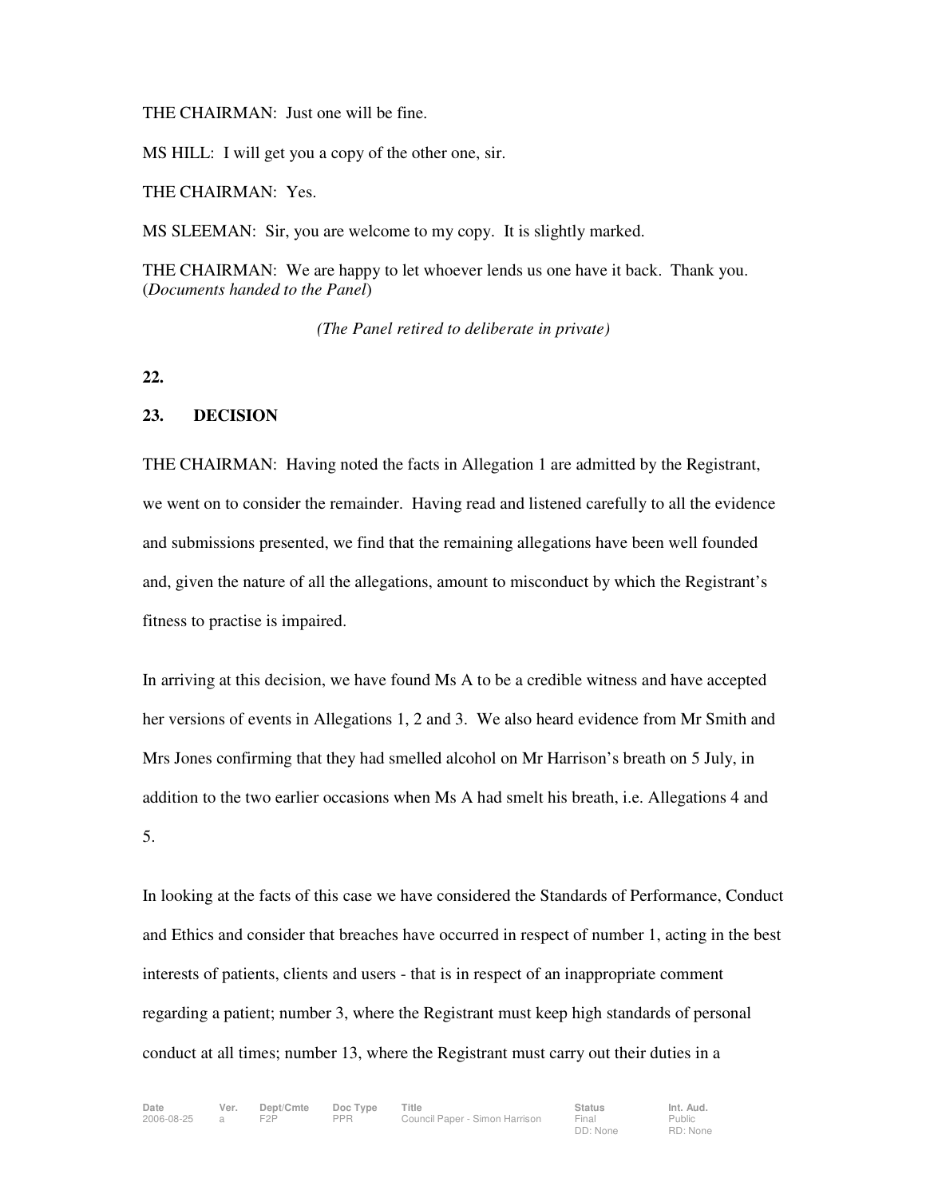THE CHAIRMAN: Just one will be fine.

MS HILL: I will get you a copy of the other one, sir.

THE CHAIRMAN: Yes.

MS SLEEMAN: Sir, you are welcome to my copy. It is slightly marked.

THE CHAIRMAN: We are happy to let whoever lends us one have it back. Thank you. (*Documents handed to the Panel*)

*(The Panel retired to deliberate in private)*

**22.**

**23. DECISION**

THE CHAIRMAN: Having noted the facts in Allegation 1 are admitted by the Registrant, we went on to consider the remainder. Having read and listened carefully to all the evidence and submissions presented, we find that the remaining allegations have been well founded and, given the nature of all the allegations, amount to misconduct by which the Registrant's fitness to practise is impaired.

In arriving at this decision, we have found Ms A to be a credible witness and have accepted her versions of events in Allegations 1, 2 and 3. We also heard evidence from Mr Smith and Mrs Jones confirming that they had smelled alcohol on Mr Harrison's breath on 5 July, in addition to the two earlier occasions when Ms A had smelt his breath, i.e. Allegations 4 and 5.

In looking at the facts of this case we have considered the Standards of Performance, Conduct and Ethics and consider that breaches have occurred in respect of number 1, acting in the best interests of patients, clients and users - that is in respect of an inappropriate comment regarding a patient; number 3, where the Registrant must keep high standards of personal conduct at all times; number 13, where the Registrant must carry out their duties in a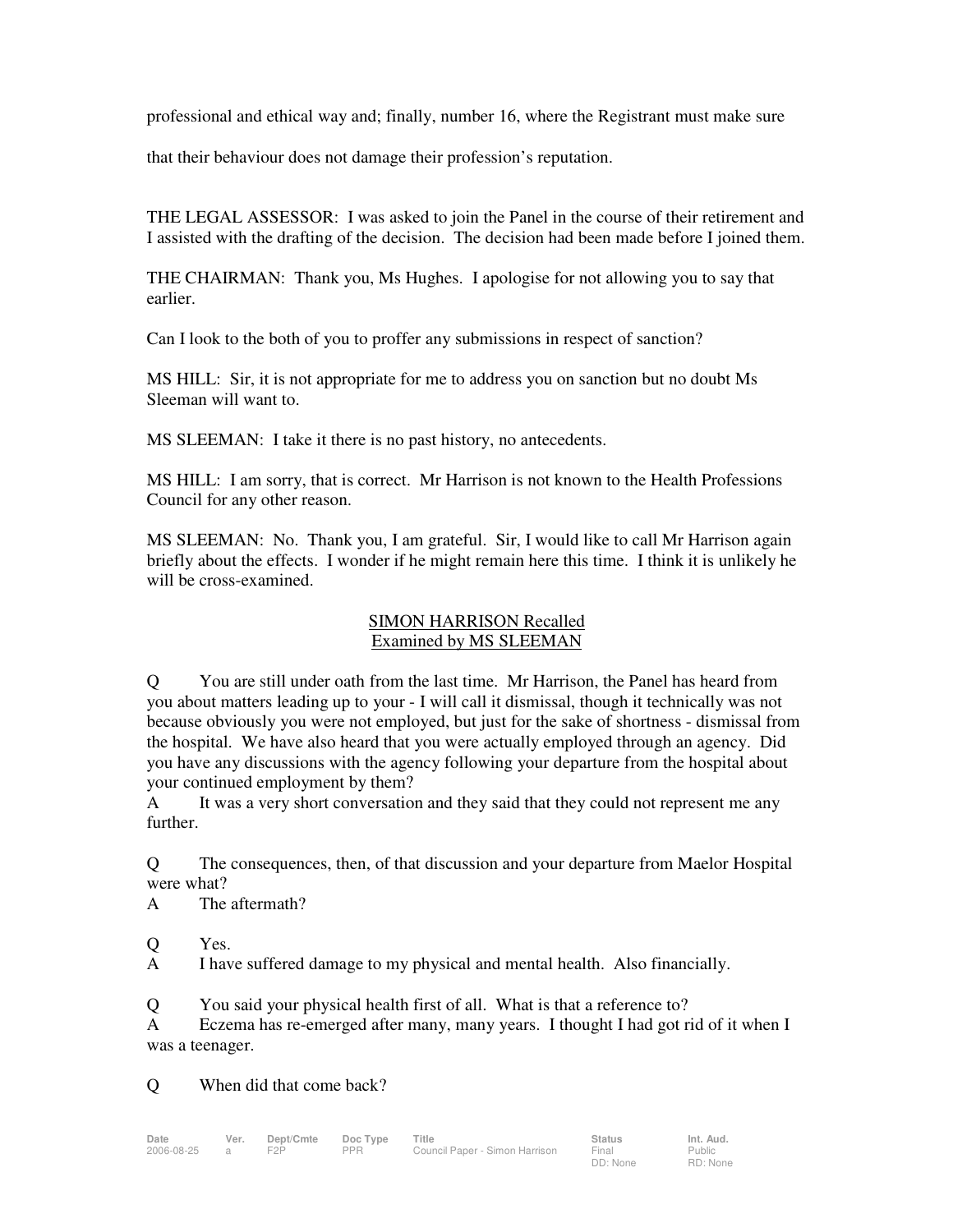professional and ethical way and; finally, number 16, where the Registrant must make sure that their behaviour does not damage their profession's reputation.

THE LEGAL ASSESSOR: I was asked to join the Panel in the course of their retirement and I assisted with the drafting of the decision. The decision had been made before I joined them.

THE CHAIRMAN: Thank you, Ms Hughes. I apologise for not allowing you to say that earlier.

Can I look to the both of you to proffer any submissions in respect of sanction?

MS HILL: Sir, it is not appropriate for me to address you on sanction but no doubt Ms Sleeman will want to.

MS SLEEMAN: I take it there is no past history, no antecedents.

MS HILL: I am sorry, that is correct. Mr Harrison is not known to the Health Professions Council for any other reason.

MS SLEEMAN: No. Thank you, I am grateful. Sir, I would like to call Mr Harrison again briefly about the effects. I wonder if he might remain here this time. I think it is unlikely he will be cross-examined.

<u>SIMON HARRISON Recalled</u>
<u>Examined by MS SLEEMAN</u>

Q You are still under oath from the last time. Mr Harrison, the Panel has heard from you about matters leading up to your - I will call it dismissal, though it technically was not because obviously you were not employed, but just for the sake of shortness - dismissal from the hospital. We have also heard that you were actually employed through an agency. Did you have any discussions with the agency following your departure from the hospital about your continued employment by them?
A It was a very short conversation and they said that they could not represent me any further.

Q The consequences, then, of that discussion and your departure from Maelor Hospital were what?
A The aftermath?

Q Yes.
A I have suffered damage to my physical and mental health. Also financially.

Q You said your physical health first of all. What is that a reference to?
A Eczema has re-emerged after many, many years. I thought I had got rid of it when I was a teenager.

Q When did that come back?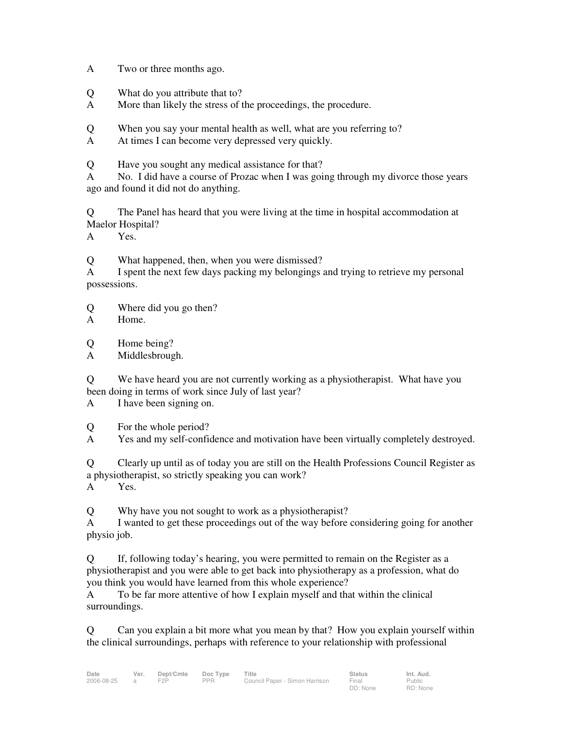A Two or three months ago.

Q What do you attribute that to?
A More than likely the stress of the proceedings, the procedure.

Q When you say your mental health as well, what are you referring to?
A At times I can become very depressed very quickly.

Q Have you sought any medical assistance for that?
A No. I did have a course of Prozac when I was going through my divorce those years ago and found it did not do anything.

Q The Panel has heard that you were living at the time in hospital accommodation at Maelor Hospital?
A Yes.

Q What happened, then, when you were dismissed?
A I spent the next few days packing my belongings and trying to retrieve my personal possessions.

Q Where did you go then?
A Home.

Q Home being?
A Middlesbrough.

Q We have heard you are not currently working as a physiotherapist. What have you been doing in terms of work since July of last year?
A I have been signing on.

Q For the whole period?
A Yes and my self-confidence and motivation have been virtually completely destroyed.

Q Clearly up until as of today you are still on the Health Professions Council Register as a physiotherapist, so strictly speaking you can work?
A Yes.

Q Why have you not sought to work as a physiotherapist?
A I wanted to get these proceedings out of the way before considering going for another physio job.

Q If, following today's hearing, you were permitted to remain on the Register as a physiotherapist and you were able to get back into physiotherapy as a profession, what do you think you would have learned from this whole experience?
A To be far more attentive of how I explain myself and that within the clinical surroundings.

Q Can you explain a bit more what you mean by that? How you explain yourself within the clinical surroundings, perhaps with reference to your relationship with professional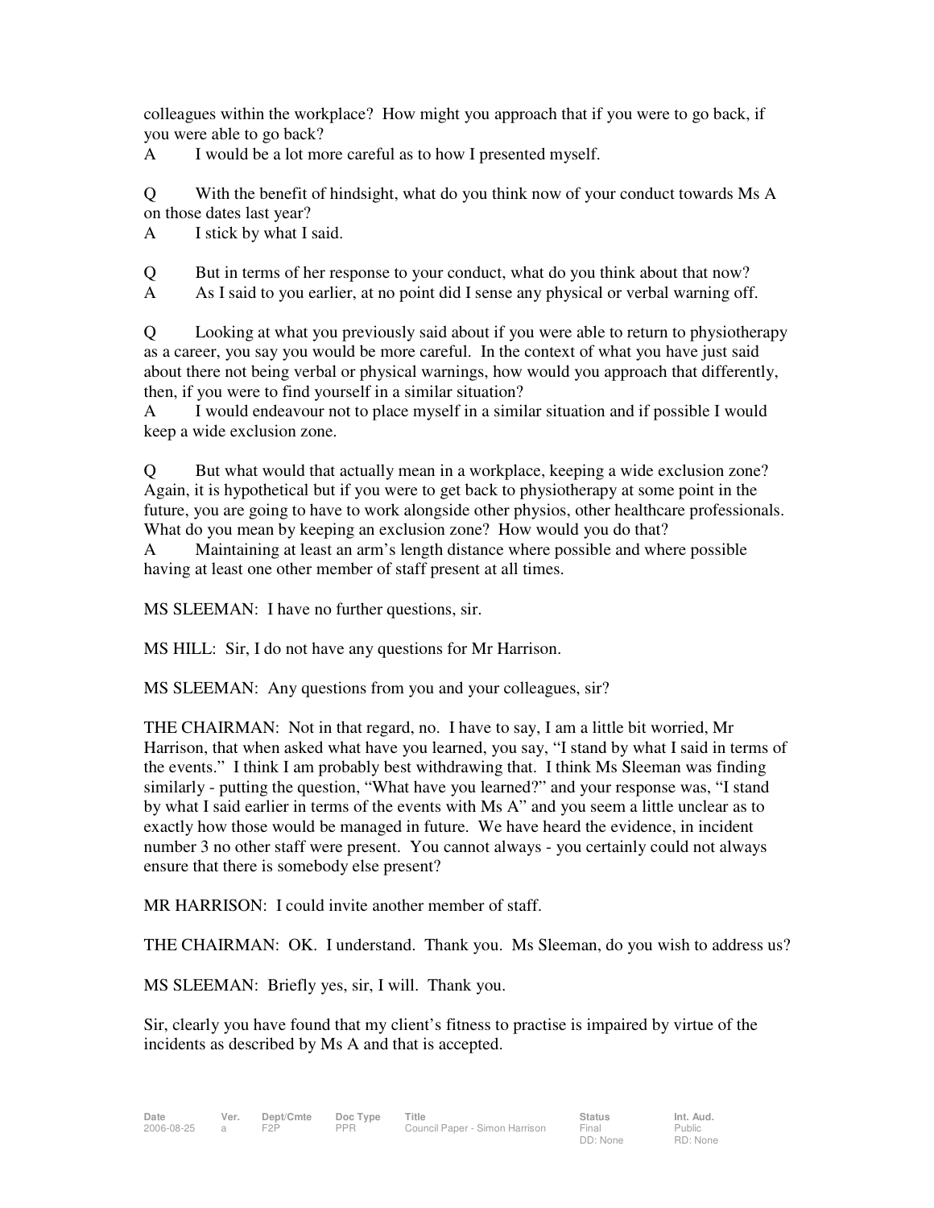colleagues within the workplace? How might you approach that if you were to go back, if you were able to go back?

A I would be a lot more careful as to how I presented myself.

Q With the benefit of hindsight, what do you think now of your conduct towards Ms A on those dates last year?

A I stick by what I said.

Q But in terms of her response to your conduct, what do you think about that now?

A As I said to you earlier, at no point did I sense any physical or verbal warning off.

Q Looking at what you previously said about if you were able to return to physiotherapy as a career, you say you would be more careful. In the context of what you have just said about there not being verbal or physical warnings, how would you approach that differently, then, if you were to find yourself in a similar situation?

A I would endeavour not to place myself in a similar situation and if possible I would keep a wide exclusion zone.

Q But what would that actually mean in a workplace, keeping a wide exclusion zone? Again, it is hypothetical but if you were to get back to physiotherapy at some point in the future, you are going to have to work alongside other physios, other healthcare professionals. What do you mean by keeping an exclusion zone? How would you do that?

A Maintaining at least an arm's length distance where possible and where possible having at least one other member of staff present at all times.

MS SLEEMAN: I have no further questions, sir.

MS HILL: Sir, I do not have any questions for Mr Harrison.

MS SLEEMAN: Any questions from you and your colleagues, sir?

THE CHAIRMAN: Not in that regard, no. I have to say, I am a little bit worried, Mr Harrison, that when asked what have you learned, you say, "I stand by what I said in terms of the events." I think I am probably best withdrawing that. I think Ms Sleeman was finding similarly - putting the question, "What have you learned?" and your response was, "I stand by what I said earlier in terms of the events with Ms A" and you seem a little unclear as to exactly how those would be managed in future. We have heard the evidence, in incident number 3 no other staff were present. You cannot always - you certainly could not always ensure that there is somebody else present?

MR HARRISON: I could invite another member of staff.

THE CHAIRMAN: OK. I understand. Thank you. Ms Sleeman, do you wish to address us?

MS SLEEMAN: Briefly yes, sir, I will. Thank you.

Sir, clearly you have found that my client's fitness to practise is impaired by virtue of the incidents as described by Ms A and that is accepted.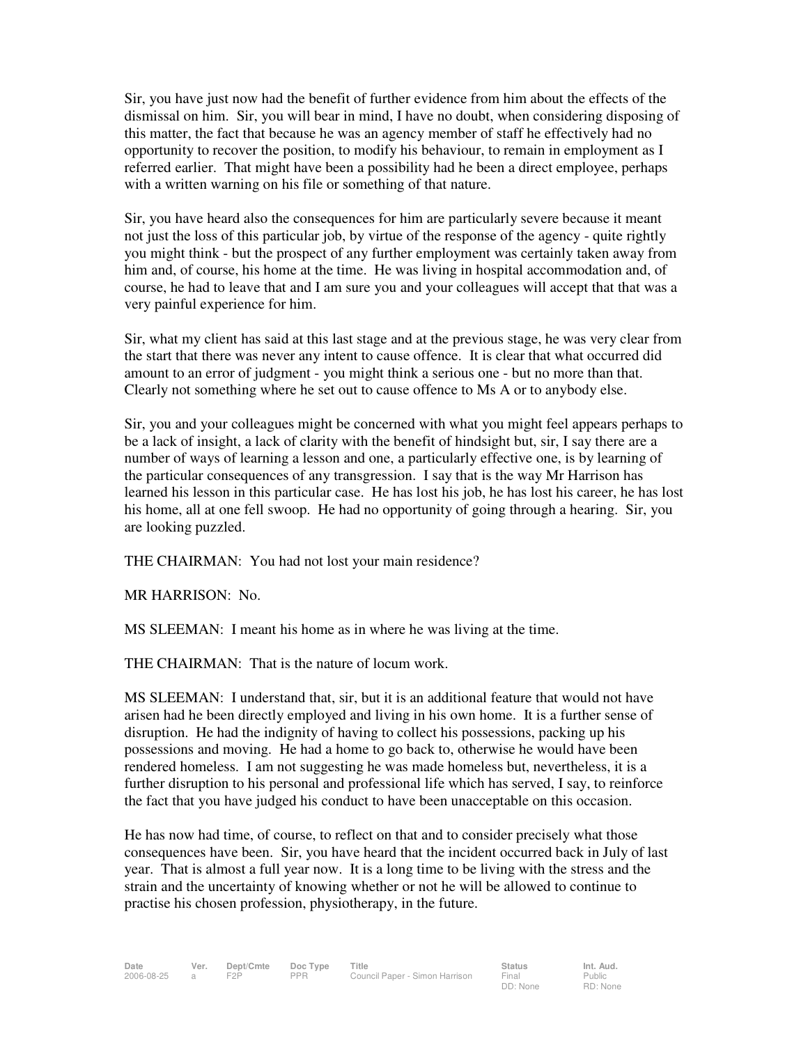Sir, you have just now had the benefit of further evidence from him about the effects of the dismissal on him. Sir, you will bear in mind, I have no doubt, when considering disposing of this matter, the fact that because he was an agency member of staff he effectively had no opportunity to recover the position, to modify his behaviour, to remain in employment as I referred earlier. That might have been a possibility had he been a direct employee, perhaps with a written warning on his file or something of that nature.

Sir, you have heard also the consequences for him are particularly severe because it meant not just the loss of this particular job, by virtue of the response of the agency - quite rightly you might think - but the prospect of any further employment was certainly taken away from him and, of course, his home at the time. He was living in hospital accommodation and, of course, he had to leave that and I am sure you and your colleagues will accept that that was a very painful experience for him.

Sir, what my client has said at this last stage and at the previous stage, he was very clear from the start that there was never any intent to cause offence. It is clear that what occurred did amount to an error of judgment - you might think a serious one - but no more than that. Clearly not something where he set out to cause offence to Ms A or to anybody else.

Sir, you and your colleagues might be concerned with what you might feel appears perhaps to be a lack of insight, a lack of clarity with the benefit of hindsight but, sir, I say there are a number of ways of learning a lesson and one, a particularly effective one, is by learning of the particular consequences of any transgression. I say that is the way Mr Harrison has learned his lesson in this particular case. He has lost his job, he has lost his career, he has lost his home, all at one fell swoop. He had no opportunity of going through a hearing. Sir, you are looking puzzled.

THE CHAIRMAN: You had not lost your main residence?

MR HARRISON: No.

MS SLEEMAN: I meant his home as in where he was living at the time.

THE CHAIRMAN: That is the nature of locum work.

MS SLEEMAN: I understand that, sir, but it is an additional feature that would not have arisen had he been directly employed and living in his own home. It is a further sense of disruption. He had the indignity of having to collect his possessions, packing up his possessions and moving. He had a home to go back to, otherwise he would have been rendered homeless. I am not suggesting he was made homeless but, nevertheless, it is a further disruption to his personal and professional life which has served, I say, to reinforce the fact that you have judged his conduct to have been unacceptable on this occasion.

He has now had time, of course, to reflect on that and to consider precisely what those consequences have been. Sir, you have heard that the incident occurred back in July of last year. That is almost a full year now. It is a long time to be living with the stress and the strain and the uncertainty of knowing whether or not he will be allowed to continue to practise his chosen profession, physiotherapy, in the future.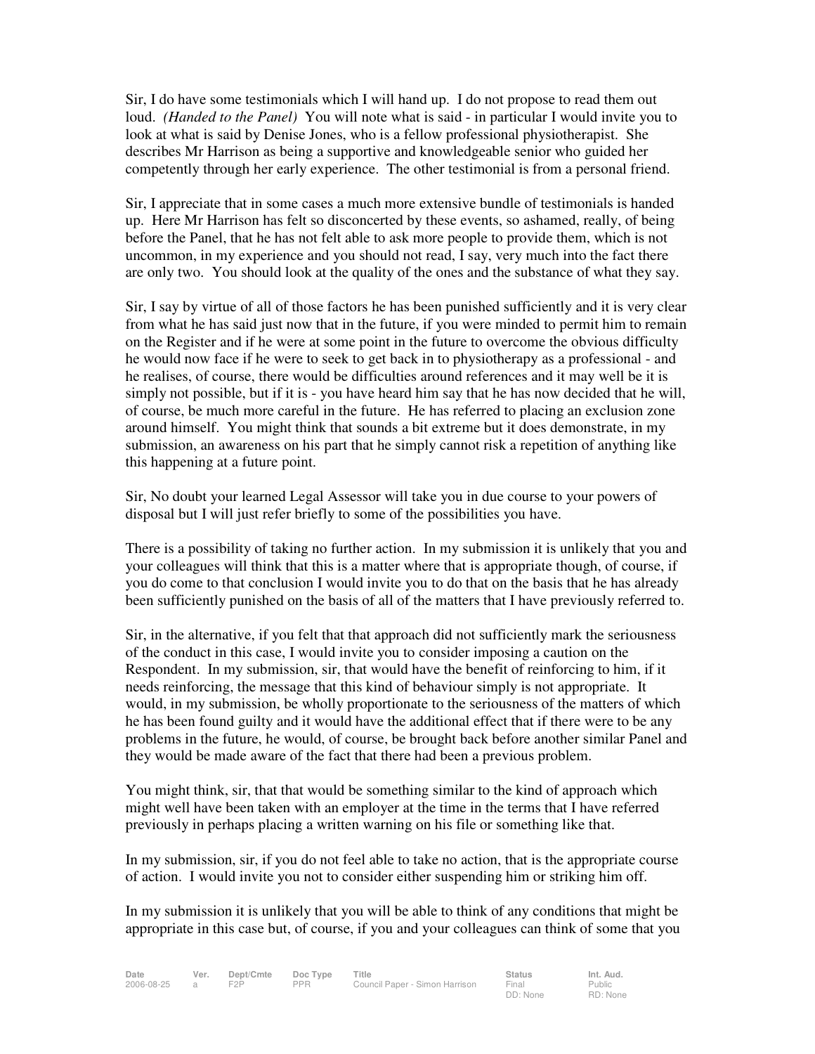Sir, I do have some testimonials which I will hand up. I do not propose to read them out loud. *(Handed to the Panel)* You will note what is said - in particular I would invite you to look at what is said by Denise Jones, who is a fellow professional physiotherapist. She describes Mr Harrison as being a supportive and knowledgeable senior who guided her competently through her early experience. The other testimonial is from a personal friend.

Sir, I appreciate that in some cases a much more extensive bundle of testimonials is handed up. Here Mr Harrison has felt so disconcerted by these events, so ashamed, really, of being before the Panel, that he has not felt able to ask more people to provide them, which is not uncommon, in my experience and you should not read, I say, very much into the fact there are only two. You should look at the quality of the ones and the substance of what they say.

Sir, I say by virtue of all of those factors he has been punished sufficiently and it is very clear from what he has said just now that in the future, if you were minded to permit him to remain on the Register and if he were at some point in the future to overcome the obvious difficulty he would now face if he were to seek to get back in to physiotherapy as a professional - and he realises, of course, there would be difficulties around references and it may well be it is simply not possible, but if it is - you have heard him say that he has now decided that he will, of course, be much more careful in the future. He has referred to placing an exclusion zone around himself. You might think that sounds a bit extreme but it does demonstrate, in my submission, an awareness on his part that he simply cannot risk a repetition of anything like this happening at a future point.

Sir, No doubt your learned Legal Assessor will take you in due course to your powers of disposal but I will just refer briefly to some of the possibilities you have.

There is a possibility of taking no further action. In my submission it is unlikely that you and your colleagues will think that this is a matter where that is appropriate though, of course, if you do come to that conclusion I would invite you to do that on the basis that he has already been sufficiently punished on the basis of all of the matters that I have previously referred to.

Sir, in the alternative, if you felt that that approach did not sufficiently mark the seriousness of the conduct in this case, I would invite you to consider imposing a caution on the Respondent. In my submission, sir, that would have the benefit of reinforcing to him, if it needs reinforcing, the message that this kind of behaviour simply is not appropriate. It would, in my submission, be wholly proportionate to the seriousness of the matters of which he has been found guilty and it would have the additional effect that if there were to be any problems in the future, he would, of course, be brought back before another similar Panel and they would be made aware of the fact that there had been a previous problem.

You might think, sir, that that would be something similar to the kind of approach which might well have been taken with an employer at the time in the terms that I have referred previously in perhaps placing a written warning on his file or something like that.

In my submission, sir, if you do not feel able to take no action, that is the appropriate course of action. I would invite you not to consider either suspending him or striking him off.

In my submission it is unlikely that you will be able to think of any conditions that might be appropriate in this case but, of course, if you and your colleagues can think of some that you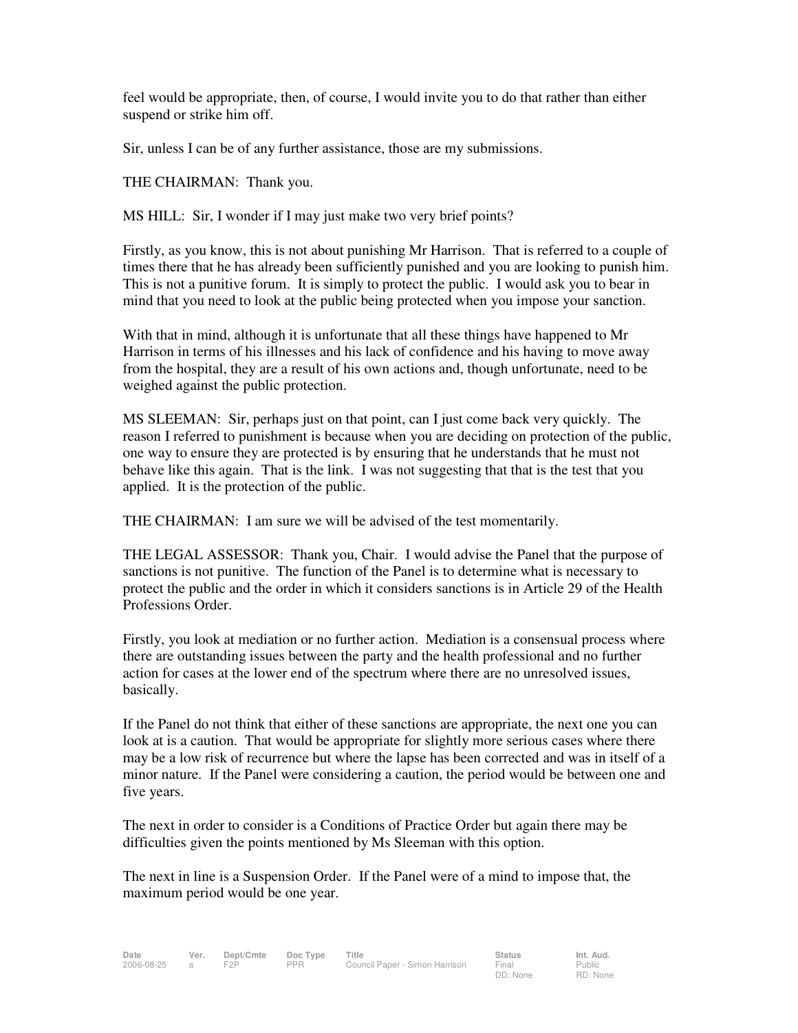feel would be appropriate, then, of course, I would invite you to do that rather than either suspend or strike him off.

Sir, unless I can be of any further assistance, those are my submissions.

THE CHAIRMAN: Thank you.

MS HILL: Sir, I wonder if I may just make two very brief points?

Firstly, as you know, this is not about punishing Mr Harrison. That is referred to a couple of times there that he has already been sufficiently punished and you are looking to punish him. This is not a punitive forum. It is simply to protect the public. I would ask you to bear in mind that you need to look at the public being protected when you impose your sanction.

With that in mind, although it is unfortunate that all these things have happened to Mr Harrison in terms of his illnesses and his lack of confidence and his having to move away from the hospital, they are a result of his own actions and, though unfortunate, need to be weighed against the public protection.

MS SLEEMAN: Sir, perhaps just on that point, can I just come back very quickly. The reason I referred to punishment is because when you are deciding on protection of the public, one way to ensure they are protected is by ensuring that he understands that he must not behave like this again. That is the link. I was not suggesting that that is the test that you applied. It is the protection of the public.

THE CHAIRMAN: I am sure we will be advised of the test momentarily.

THE LEGAL ASSESSOR: Thank you, Chair. I would advise the Panel that the purpose of sanctions is not punitive. The function of the Panel is to determine what is necessary to protect the public and the order in which it considers sanctions is in Article 29 of the Health Professions Order.

Firstly, you look at mediation or no further action. Mediation is a consensual process where there are outstanding issues between the party and the health professional and no further action for cases at the lower end of the spectrum where there are no unresolved issues, basically.

If the Panel do not think that either of these sanctions are appropriate, the next one you can look at is a caution. That would be appropriate for slightly more serious cases where there may be a low risk of recurrence but where the lapse has been corrected and was in itself of a minor nature. If the Panel were considering a caution, the period would be between one and five years.

The next in order to consider is a Conditions of Practice Order but again there may be difficulties given the points mentioned by Ms Sleeman with this option.

The next in line is a Suspension Order. If the Panel were of a mind to impose that, the maximum period would be one year.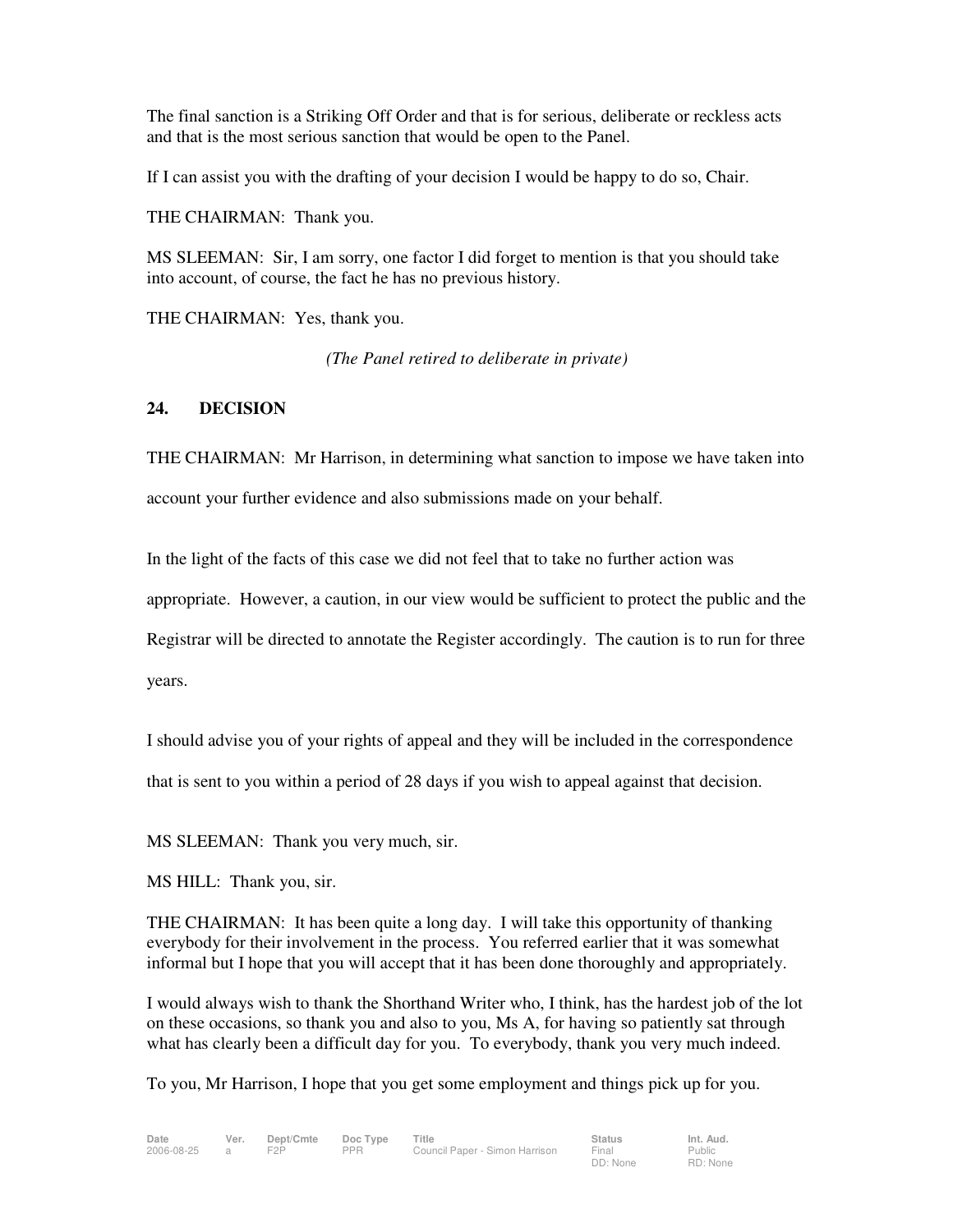The final sanction is a Striking Off Order and that is for serious, deliberate or reckless acts and that is the most serious sanction that would be open to the Panel.

If I can assist you with the drafting of your decision I would be happy to do so, Chair.

THE CHAIRMAN: Thank you.

MS SLEEMAN: Sir, I am sorry, one factor I did forget to mention is that you should take into account, of course, the fact he has no previous history.

THE CHAIRMAN: Yes, thank you.

*(The Panel retired to deliberate in private)*

## 24. DECISION

THE CHAIRMAN: Mr Harrison, in determining what sanction to impose we have taken into account your further evidence and also submissions made on your behalf.

In the light of the facts of this case we did not feel that to take no further action was appropriate. However, a caution, in our view would be sufficient to protect the public and the Registrar will be directed to annotate the Register accordingly. The caution is to run for three years.

I should advise you of your rights of appeal and they will be included in the correspondence that is sent to you within a period of 28 days if you wish to appeal against that decision.

MS SLEEMAN: Thank you very much, sir.

MS HILL: Thank you, sir.

THE CHAIRMAN: It has been quite a long day. I will take this opportunity of thanking everybody for their involvement in the process. You referred earlier that it was somewhat informal but I hope that you will accept that it has been done thoroughly and appropriately.

I would always wish to thank the Shorthand Writer who, I think, has the hardest job of the lot on these occasions, so thank you and also to you, Ms A, for having so patiently sat through what has clearly been a difficult day for you. To everybody, thank you very much indeed.

To you, Mr Harrison, I hope that you get some employment and things pick up for you.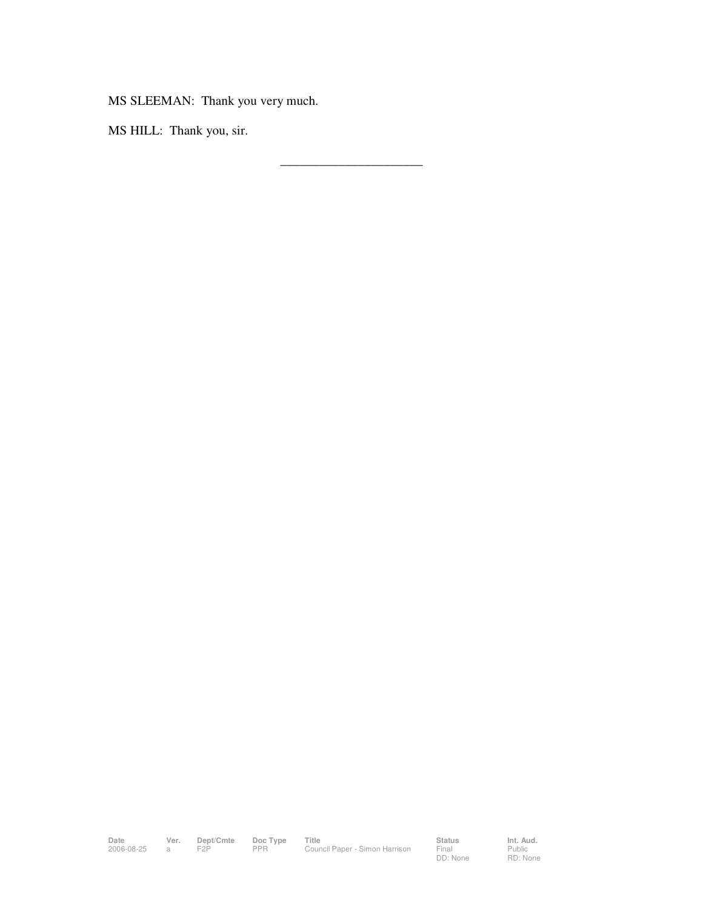MS SLEEMAN: Thank you very much.

MS HILL: Thank you, sir.

\_\_\_\_\_\_\_\_\_\_\_\_\_\_\_\_\_\_\_\_\_\_\_\_